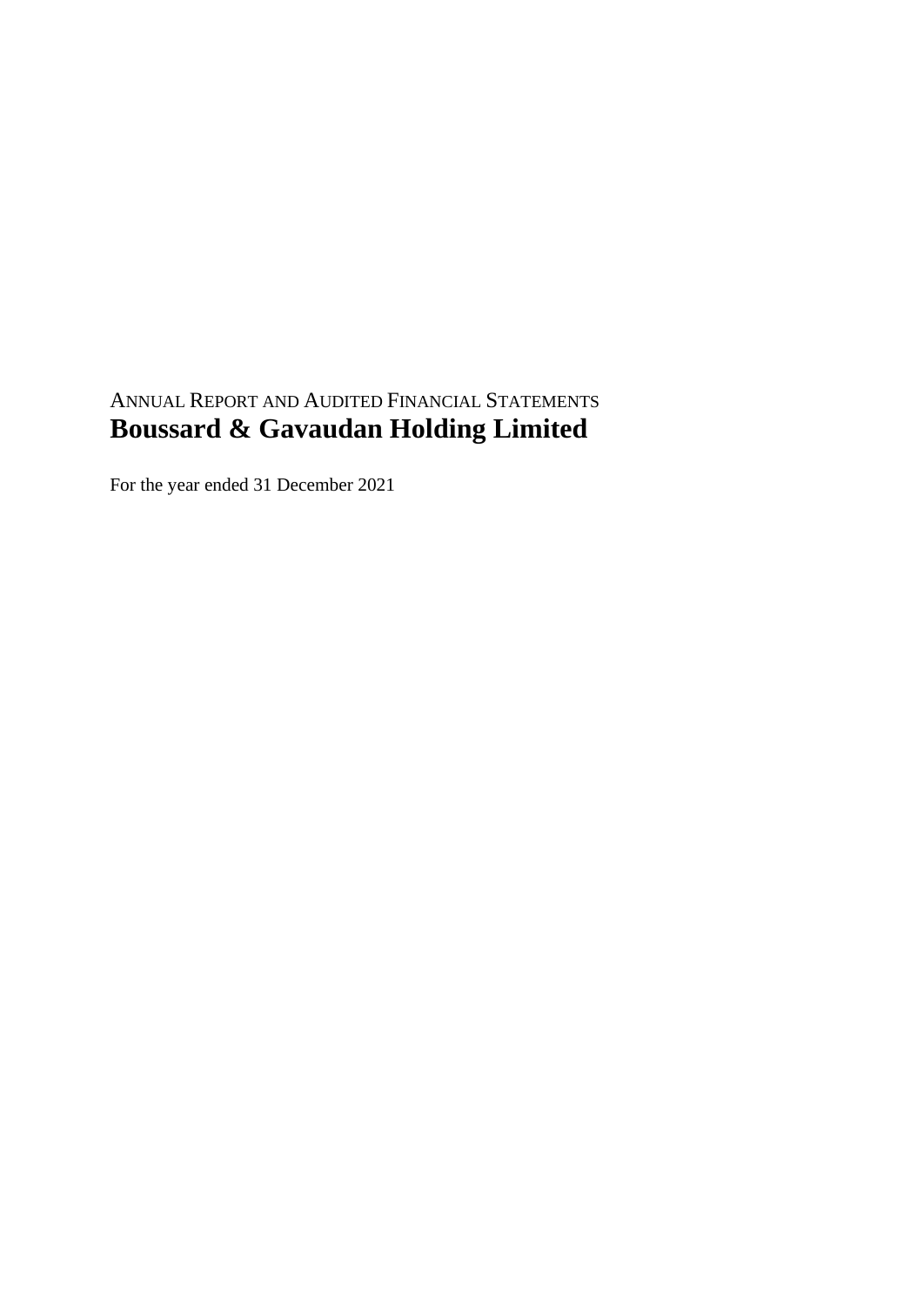ANNUAL REPORT AND AUDITED FINANCIAL STATEMENTS

# Boussard & Gavaudan Holding Limited

For the year ended 31 December 2021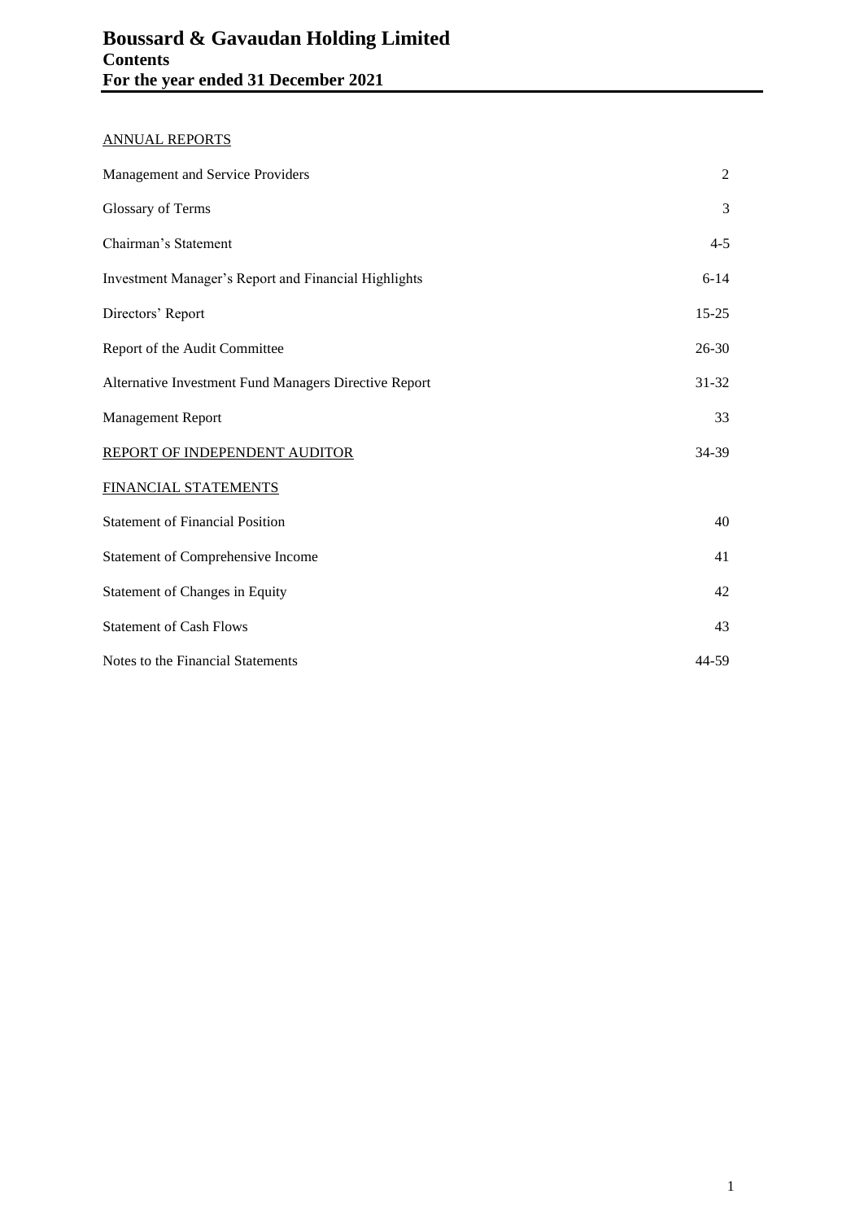# Boussard & Gavaudan Holding Limited
## Contents
## For the year ended 31 December 2021

ANNUAL REPORTS

| | |
|---|---|
| Management and Service Providers | 2 |
| Glossary of Terms | 3 |
| Chairman's Statement | 4-5 |
| Investment Manager's Report and Financial Highlights | 6-14 |
| Directors' Report | 15-25 |
| Report of the Audit Committee | 26-30 |
| Alternative Investment Fund Managers Directive Report | 31-32 |
| Management Report | 33 |
| REPORT OF INDEPENDENT AUDITOR | 34-39 |
| FINANCIAL STATEMENTS | |
| Statement of Financial Position | 40 |
| Statement of Comprehensive Income | 41 |
| Statement of Changes in Equity | 42 |
| Statement of Cash Flows | 43 |
| Notes to the Financial Statements | 44-59 |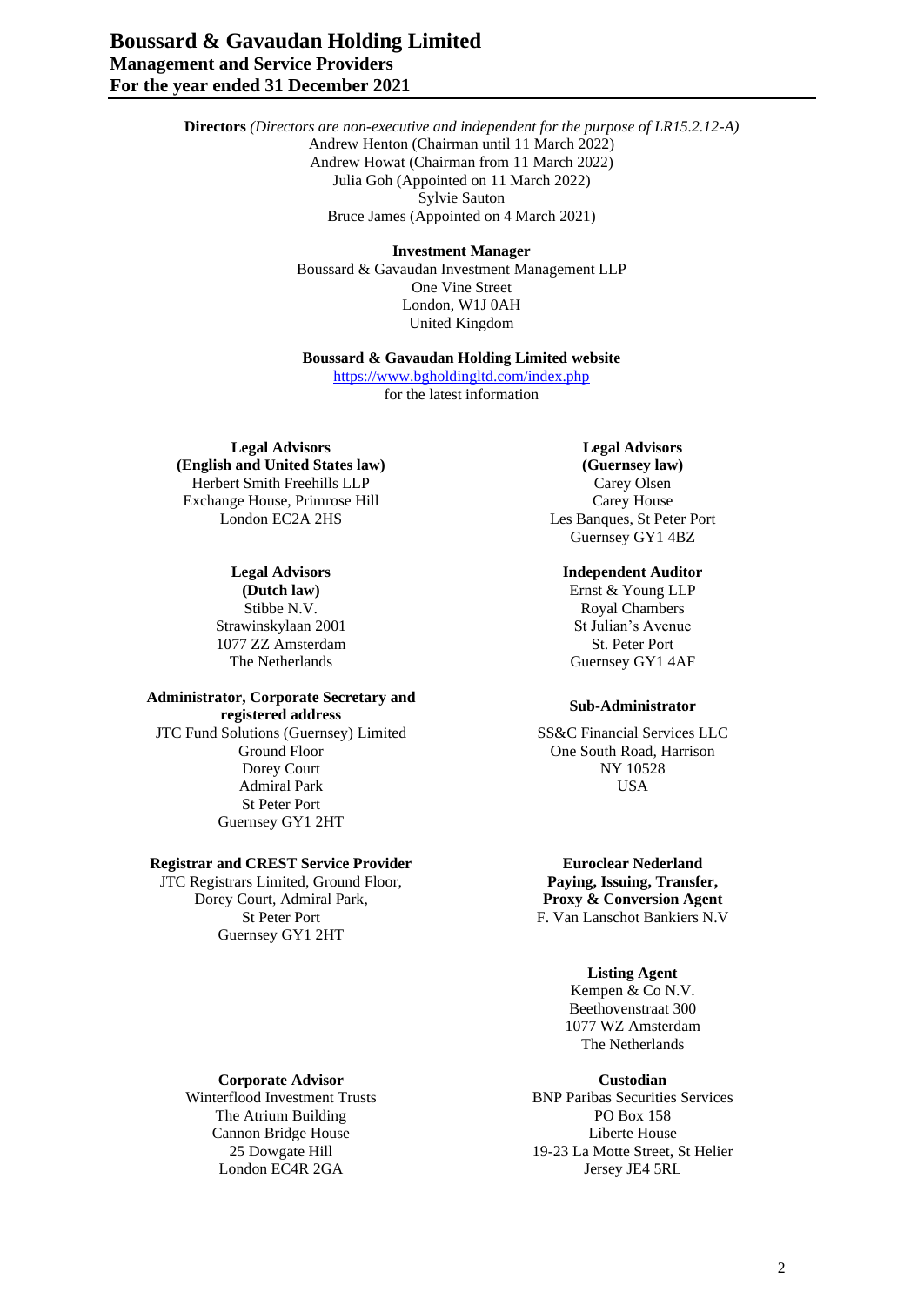# Boussard & Gavaudan Holding Limited
## Management and Service Providers
## For the year ended 31 December 2021

**Directors** *(Directors are non-executive and independent for the purpose of LR15.2.12-A)*
Andrew Henton (Chairman until 11 March 2022)
Andrew Howat (Chairman from 11 March 2022)
Julia Goh (Appointed on 11 March 2022)
Sylvie Sauton
Bruce James (Appointed on 4 March 2021)

**Investment Manager**
Boussard & Gavaudan Investment Management LLP
One Vine Street
London, W1J 0AH
United Kingdom

**Boussard & Gavaudan Holding Limited website**
https://www.bgholdingltd.com/index.php
for the latest information

**Legal Advisors**
**(English and United States law)**
Herbert Smith Freehills LLP
Exchange House, Primrose Hill
London EC2A 2HS

**Legal Advisors**
**(Guernsey law)**
Carey Olsen
Carey House
Les Banques, St Peter Port
Guernsey GY1 4BZ

**Legal Advisors**
**(Dutch law)**
Stibbe N.V.
Strawinskylaan 2001
1077 ZZ Amsterdam
The Netherlands

**Independent Auditor**
Ernst & Young LLP
Royal Chambers
St Julian's Avenue
St. Peter Port
Guernsey GY1 4AF

**Administrator, Corporate Secretary and registered address**
JTC Fund Solutions (Guernsey) Limited
Ground Floor
Dorey Court
Admiral Park
St Peter Port
Guernsey GY1 2HT

**Sub-Administrator**
SS&C Financial Services LLC
One South Road, Harrison
NY 10528
USA

**Registrar and CREST Service Provider**
JTC Registrars Limited, Ground Floor,
Dorey Court, Admiral Park,
St Peter Port
Guernsey GY1 2HT

**Euroclear Nederland**
**Paying, Issuing, Transfer,**
**Proxy & Conversion Agent**
F. Van Lanschot Bankiers N.V

**Listing Agent**
Kempen & Co N.V.
Beethovenstraat 300
1077 WZ Amsterdam
The Netherlands

**Corporate Advisor**
Winterflood Investment Trusts
The Atrium Building
Cannon Bridge House
25 Dowgate Hill
London EC4R 2GA

**Custodian**
BNP Paribas Securities Services
PO Box 158
Liberte House
19-23 La Motte Street, St Helier
Jersey JE4 5RL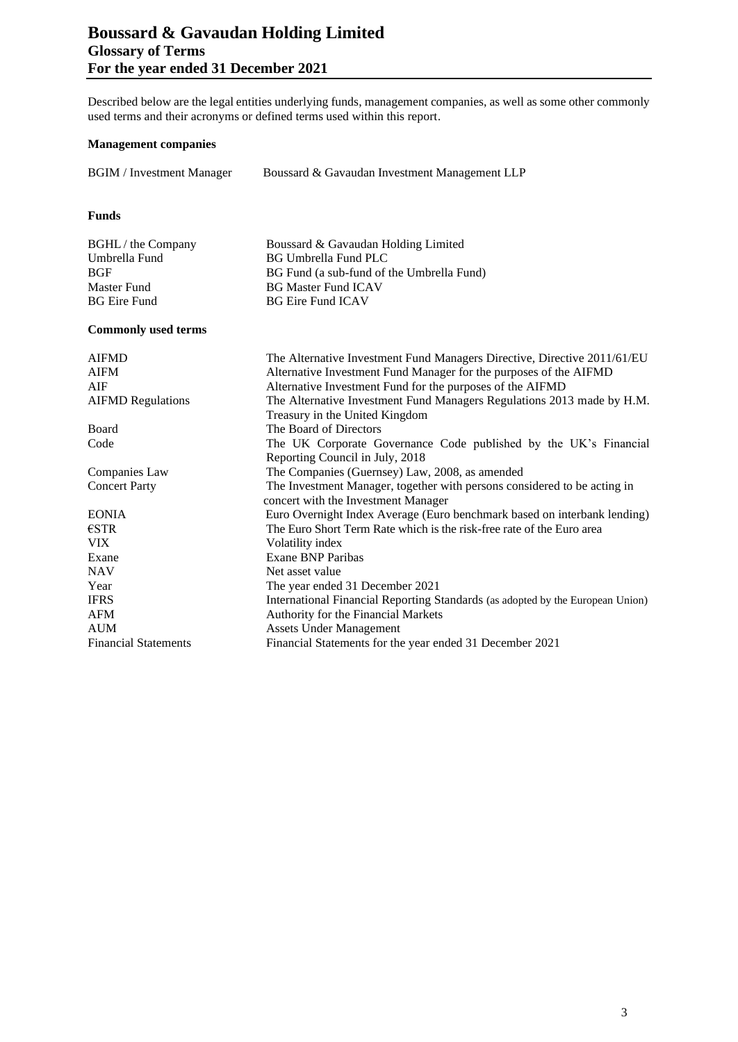# Boussard & Gavaudan Holding Limited
## Glossary of Terms
## For the year ended 31 December 2021

Described below are the legal entities underlying funds, management companies, as well as some other commonly used terms and their acronyms or defined terms used within this report.

**Management companies**

| | |
|---|---|
| BGIM / Investment Manager | Boussard & Gavaudan Investment Management LLP |

**Funds**

| | |
|---|---|
| BGHL / the Company | Boussard & Gavaudan Holding Limited |
| Umbrella Fund | BG Umbrella Fund PLC |
| BGF | BG Fund (a sub-fund of the Umbrella Fund) |
| Master Fund | BG Master Fund ICAV |
| BG Eire Fund | BG Eire Fund ICAV |

**Commonly used terms**

| | |
|---|---|
| AIFMD | The Alternative Investment Fund Managers Directive, Directive 2011/61/EU |
| AIFM | Alternative Investment Fund Manager for the purposes of the AIFMD |
| AIF | Alternative Investment Fund for the purposes of the AIFMD |
| AIFMD Regulations | The Alternative Investment Fund Managers Regulations 2013 made by H.M. Treasury in the United Kingdom |
| Board | The Board of Directors |
| Code | The UK Corporate Governance Code published by the UK's Financial Reporting Council in July, 2018 |
| Companies Law | The Companies (Guernsey) Law, 2008, as amended |
| Concert Party | The Investment Manager, together with persons considered to be acting in concert with the Investment Manager |
| EONIA | Euro Overnight Index Average (Euro benchmark based on interbank lending) |
| €STR | The Euro Short Term Rate which is the risk-free rate of the Euro area |
| VIX | Volatility index |
| Exane | Exane BNP Paribas |
| NAV | Net asset value |
| Year | The year ended 31 December 2021 |
| IFRS | International Financial Reporting Standards (as adopted by the European Union) |
| AFM | Authority for the Financial Markets |
| AUM | Assets Under Management |
| Financial Statements | Financial Statements for the year ended 31 December 2021 |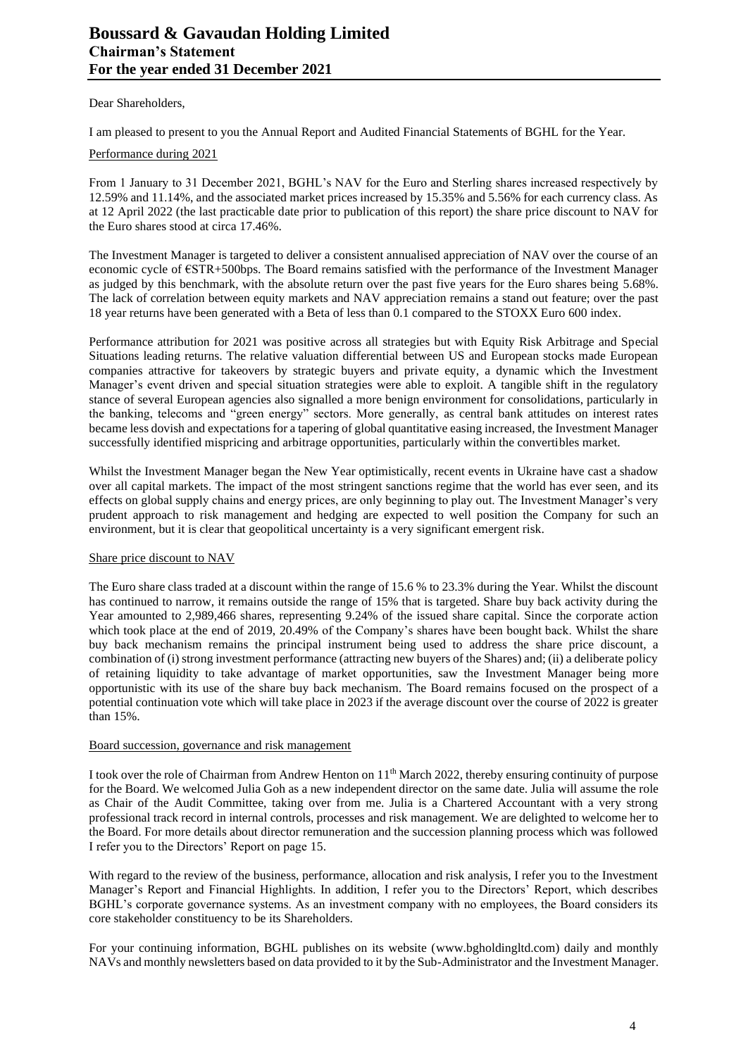# Boussard & Gavaudan Holding Limited
## Chairman's Statement
## For the year ended 31 December 2021

Dear Shareholders,

I am pleased to present to you the Annual Report and Audited Financial Statements of BGHL for the Year.

### Performance during 2021

From 1 January to 31 December 2021, BGHL's NAV for the Euro and Sterling shares increased respectively by 12.59% and 11.14%, and the associated market prices increased by 15.35% and 5.56% for each currency class. As at 12 April 2022 (the last practicable date prior to publication of this report) the share price discount to NAV for the Euro shares stood at circa 17.46%.

The Investment Manager is targeted to deliver a consistent annualised appreciation of NAV over the course of an economic cycle of €STR+500bps. The Board remains satisfied with the performance of the Investment Manager as judged by this benchmark, with the absolute return over the past five years for the Euro shares being 5.68%. The lack of correlation between equity markets and NAV appreciation remains a stand out feature; over the past 18 year returns have been generated with a Beta of less than 0.1 compared to the STOXX Euro 600 index.

Performance attribution for 2021 was positive across all strategies but with Equity Risk Arbitrage and Special Situations leading returns. The relative valuation differential between US and European stocks made European companies attractive for takeovers by strategic buyers and private equity, a dynamic which the Investment Manager's event driven and special situation strategies were able to exploit. A tangible shift in the regulatory stance of several European agencies also signalled a more benign environment for consolidations, particularly in the banking, telecoms and "green energy" sectors. More generally, as central bank attitudes on interest rates became less dovish and expectations for a tapering of global quantitative easing increased, the Investment Manager successfully identified mispricing and arbitrage opportunities, particularly within the convertibles market.

Whilst the Investment Manager began the New Year optimistically, recent events in Ukraine have cast a shadow over all capital markets. The impact of the most stringent sanctions regime that the world has ever seen, and its effects on global supply chains and energy prices, are only beginning to play out. The Investment Manager's very prudent approach to risk management and hedging are expected to well position the Company for such an environment, but it is clear that geopolitical uncertainty is a very significant emergent risk.

### Share price discount to NAV

The Euro share class traded at a discount within the range of 15.6 % to 23.3% during the Year. Whilst the discount has continued to narrow, it remains outside the range of 15% that is targeted. Share buy back activity during the Year amounted to 2,989,466 shares, representing 9.24% of the issued share capital. Since the corporate action which took place at the end of 2019, 20.49% of the Company's shares have been bought back. Whilst the share buy back mechanism remains the principal instrument being used to address the share price discount, a combination of (i) strong investment performance (attracting new buyers of the Shares) and; (ii) a deliberate policy of retaining liquidity to take advantage of market opportunities, saw the Investment Manager being more opportunistic with its use of the share buy back mechanism. The Board remains focused on the prospect of a potential continuation vote which will take place in 2023 if the average discount over the course of 2022 is greater than 15%.

### Board succession, governance and risk management

I took over the role of Chairman from Andrew Henton on 11th March 2022, thereby ensuring continuity of purpose for the Board. We welcomed Julia Goh as a new independent director on the same date. Julia will assume the role as Chair of the Audit Committee, taking over from me. Julia is a Chartered Accountant with a very strong professional track record in internal controls, processes and risk management. We are delighted to welcome her to the Board. For more details about director remuneration and the succession planning process which was followed I refer you to the Directors' Report on page 15.

With regard to the review of the business, performance, allocation and risk analysis, I refer you to the Investment Manager's Report and Financial Highlights. In addition, I refer you to the Directors' Report, which describes BGHL's corporate governance systems. As an investment company with no employees, the Board considers its core stakeholder constituency to be its Shareholders.

For your continuing information, BGHL publishes on its website (www.bgholdingltd.com) daily and monthly NAVs and monthly newsletters based on data provided to it by the Sub-Administrator and the Investment Manager.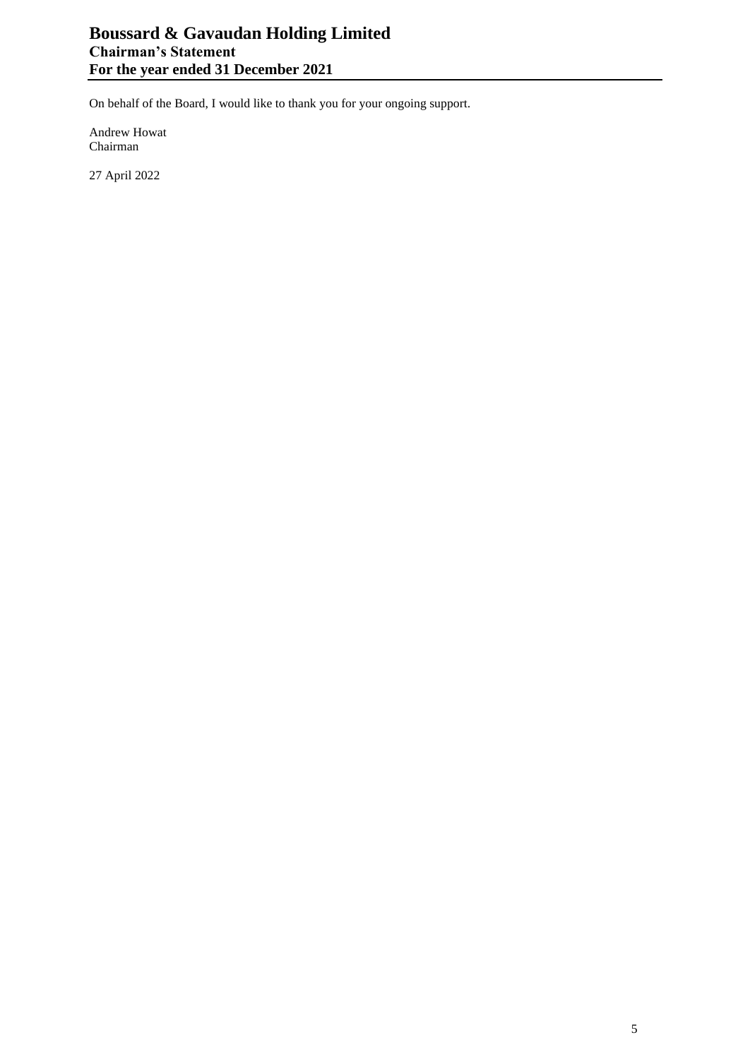On behalf of the Board, I would like to thank you for your ongoing support.

Andrew Howat
Chairman

27 April 2022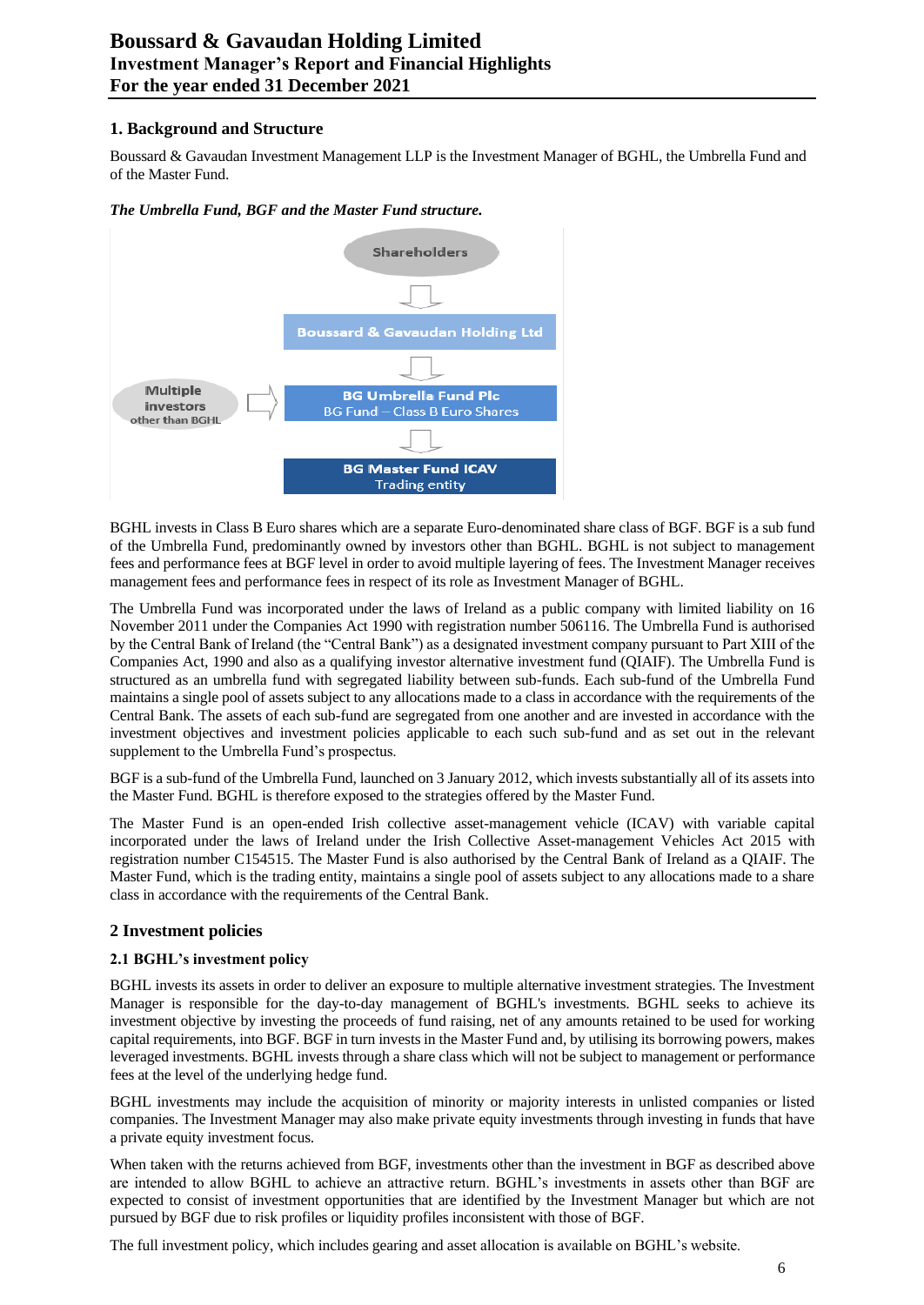## 1. Background and Structure

Boussard & Gavaudan Investment Management LLP is the Investment Manager of BGHL, the Umbrella Fund and of the Master Fund.

***The Umbrella Fund, BGF and the Master Fund structure.***

Shareholders

Boussard & Gavaudan Holding Ltd

Multiple investors other than BGHL

BG Umbrella Fund Plc
BG Fund – Class B Euro Shares

BG Master Fund ICAV
Trading entity

BGHL invests in Class B Euro shares which are a separate Euro-denominated share class of BGF. BGF is a sub fund of the Umbrella Fund, predominantly owned by investors other than BGHL. BGHL is not subject to management fees and performance fees at BGF level in order to avoid multiple layering of fees. The Investment Manager receives management fees and performance fees in respect of its role as Investment Manager of BGHL.

The Umbrella Fund was incorporated under the laws of Ireland as a public company with limited liability on 16 November 2011 under the Companies Act 1990 with registration number 506116. The Umbrella Fund is authorised by the Central Bank of Ireland (the "Central Bank") as a designated investment company pursuant to Part XIII of the Companies Act, 1990 and also as a qualifying investor alternative investment fund (QIAIF). The Umbrella Fund is structured as an umbrella fund with segregated liability between sub-funds. Each sub-fund of the Umbrella Fund maintains a single pool of assets subject to any allocations made to a class in accordance with the requirements of the Central Bank. The assets of each sub-fund are segregated from one another and are invested in accordance with the investment objectives and investment policies applicable to each such sub-fund and as set out in the relevant supplement to the Umbrella Fund's prospectus.

BGF is a sub-fund of the Umbrella Fund, launched on 3 January 2012, which invests substantially all of its assets into the Master Fund. BGHL is therefore exposed to the strategies offered by the Master Fund.

The Master Fund is an open-ended Irish collective asset-management vehicle (ICAV) with variable capital incorporated under the laws of Ireland under the Irish Collective Asset-management Vehicles Act 2015 with registration number C154515. The Master Fund is also authorised by the Central Bank of Ireland as a QIAIF. The Master Fund, which is the trading entity, maintains a single pool of assets subject to any allocations made to a share class in accordance with the requirements of the Central Bank.

## 2 Investment policies

### 2.1 BGHL's investment policy

BGHL invests its assets in order to deliver an exposure to multiple alternative investment strategies. The Investment Manager is responsible for the day-to-day management of BGHL's investments. BGHL seeks to achieve its investment objective by investing the proceeds of fund raising, net of any amounts retained to be used for working capital requirements, into BGF. BGF in turn invests in the Master Fund and, by utilising its borrowing powers, makes leveraged investments. BGHL invests through a share class which will not be subject to management or performance fees at the level of the underlying hedge fund.

BGHL investments may include the acquisition of minority or majority interests in unlisted companies or listed companies. The Investment Manager may also make private equity investments through investing in funds that have a private equity investment focus.

When taken with the returns achieved from BGF, investments other than the investment in BGF as described above are intended to allow BGHL to achieve an attractive return. BGHL's investments in assets other than BGF are expected to consist of investment opportunities that are identified by the Investment Manager but which are not pursued by BGF due to risk profiles or liquidity profiles inconsistent with those of BGF.

The full investment policy, which includes gearing and asset allocation is available on BGHL's website.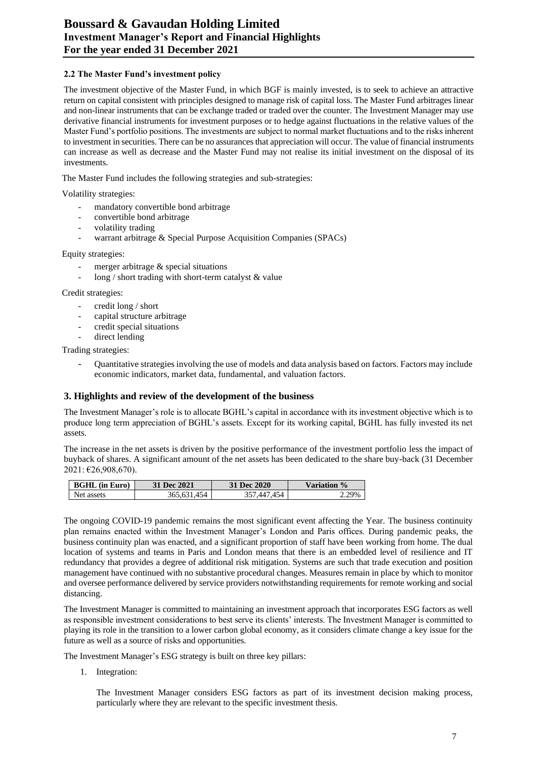### 2.2 The Master Fund's investment policy

The investment objective of the Master Fund, in which BGF is mainly invested, is to seek to achieve an attractive return on capital consistent with principles designed to manage risk of capital loss. The Master Fund arbitrages linear and non-linear instruments that can be exchange traded or traded over the counter. The Investment Manager may use derivative financial instruments for investment purposes or to hedge against fluctuations in the relative values of the Master Fund's portfolio positions. The investments are subject to normal market fluctuations and to the risks inherent to investment in securities. There can be no assurances that appreciation will occur. The value of financial instruments can increase as well as decrease and the Master Fund may not realise its initial investment on the disposal of its investments.

The Master Fund includes the following strategies and sub-strategies:

Volatility strategies:

- mandatory convertible bond arbitrage
- convertible bond arbitrage
- volatility trading
- warrant arbitrage & Special Purpose Acquisition Companies (SPACs)

Equity strategies:

- merger arbitrage & special situations
- long / short trading with short-term catalyst & value

Credit strategies:

- credit long / short
- capital structure arbitrage
- credit special situations
- direct lending

Trading strategies:

- Quantitative strategies involving the use of models and data analysis based on factors. Factors may include economic indicators, market data, fundamental, and valuation factors.

## 3. Highlights and review of the development of the business

The Investment Manager's role is to allocate BGHL's capital in accordance with its investment objective which is to produce long term appreciation of BGHL's assets. Except for its working capital, BGHL has fully invested its net assets.

The increase in the net assets is driven by the positive performance of the investment portfolio less the impact of buyback of shares. A significant amount of the net assets has been dedicated to the share buy-back (31 December 2021: €26,908,670).

| BGHL (in Euro) | 31 Dec 2021 | 31 Dec 2020 | Variation % |
|---|---|---|---|
| Net assets | 365,631,454 | 357,447,454 | 2.29% |

The ongoing COVID-19 pandemic remains the most significant event affecting the Year. The business continuity plan remains enacted within the Investment Manager's London and Paris offices. During pandemic peaks, the business continuity plan was enacted, and a significant proportion of staff have been working from home. The dual location of systems and teams in Paris and London means that there is an embedded level of resilience and IT redundancy that provides a degree of additional risk mitigation. Systems are such that trade execution and position management have continued with no substantive procedural changes. Measures remain in place by which to monitor and oversee performance delivered by service providers notwithstanding requirements for remote working and social distancing.

The Investment Manager is committed to maintaining an investment approach that incorporates ESG factors as well as responsible investment considerations to best serve its clients' interests. The Investment Manager is committed to playing its role in the transition to a lower carbon global economy, as it considers climate change a key issue for the future as well as a source of risks and opportunities.

The Investment Manager's ESG strategy is built on three key pillars:

1. Integration:

   The Investment Manager considers ESG factors as part of its investment decision making process, particularly where they are relevant to the specific investment thesis.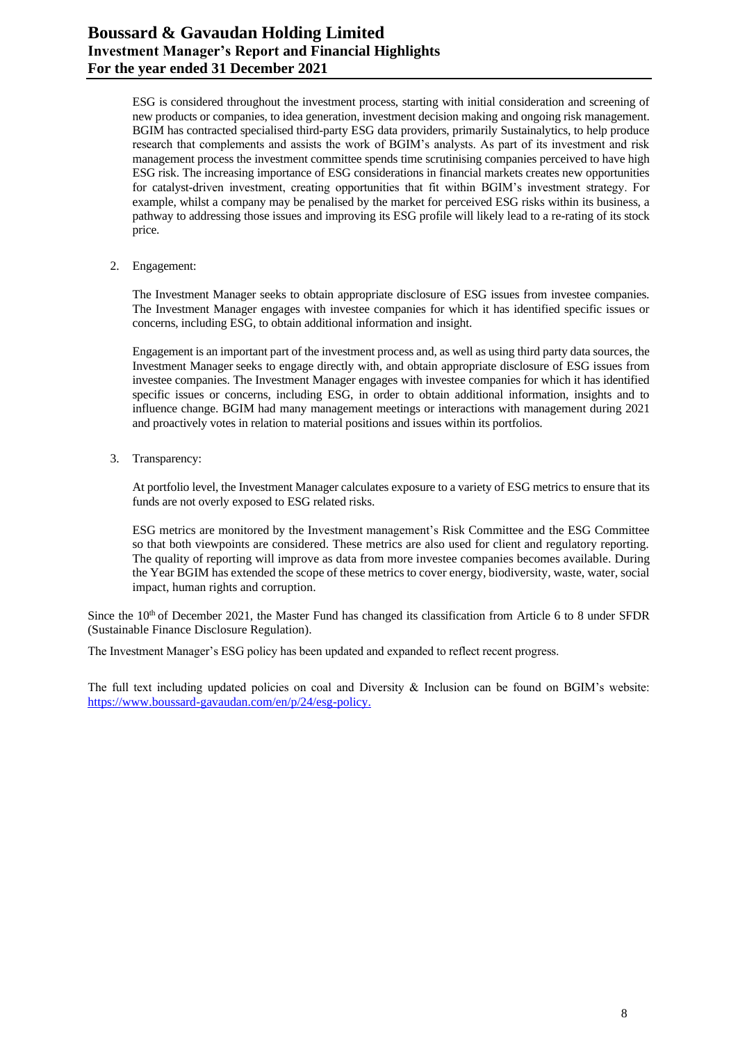ESG is considered throughout the investment process, starting with initial consideration and screening of new products or companies, to idea generation, investment decision making and ongoing risk management. BGIM has contracted specialised third-party ESG data providers, primarily Sustainalytics, to help produce research that complements and assists the work of BGIM's analysts. As part of its investment and risk management process the investment committee spends time scrutinising companies perceived to have high ESG risk. The increasing importance of ESG considerations in financial markets creates new opportunities for catalyst-driven investment, creating opportunities that fit within BGIM's investment strategy. For example, whilst a company may be penalised by the market for perceived ESG risks within its business, a pathway to addressing those issues and improving its ESG profile will likely lead to a re-rating of its stock price.

2. Engagement:

   The Investment Manager seeks to obtain appropriate disclosure of ESG issues from investee companies. The Investment Manager engages with investee companies for which it has identified specific issues or concerns, including ESG, to obtain additional information and insight.

   Engagement is an important part of the investment process and, as well as using third party data sources, the Investment Manager seeks to engage directly with, and obtain appropriate disclosure of ESG issues from investee companies. The Investment Manager engages with investee companies for which it has identified specific issues or concerns, including ESG, in order to obtain additional information, insights and to influence change. BGIM had many management meetings or interactions with management during 2021 and proactively votes in relation to material positions and issues within its portfolios.

3. Transparency:

   At portfolio level, the Investment Manager calculates exposure to a variety of ESG metrics to ensure that its funds are not overly exposed to ESG related risks.

   ESG metrics are monitored by the Investment management's Risk Committee and the ESG Committee so that both viewpoints are considered. These metrics are also used for client and regulatory reporting. The quality of reporting will improve as data from more investee companies becomes available. During the Year BGIM has extended the scope of these metrics to cover energy, biodiversity, waste, water, social impact, human rights and corruption.

Since the 10th of December 2021, the Master Fund has changed its classification from Article 6 to 8 under SFDR (Sustainable Finance Disclosure Regulation).

The Investment Manager's ESG policy has been updated and expanded to reflect recent progress.

The full text including updated policies on coal and Diversity & Inclusion can be found on BGIM's website: https://www.boussard-gavaudan.com/en/p/24/esg-policy.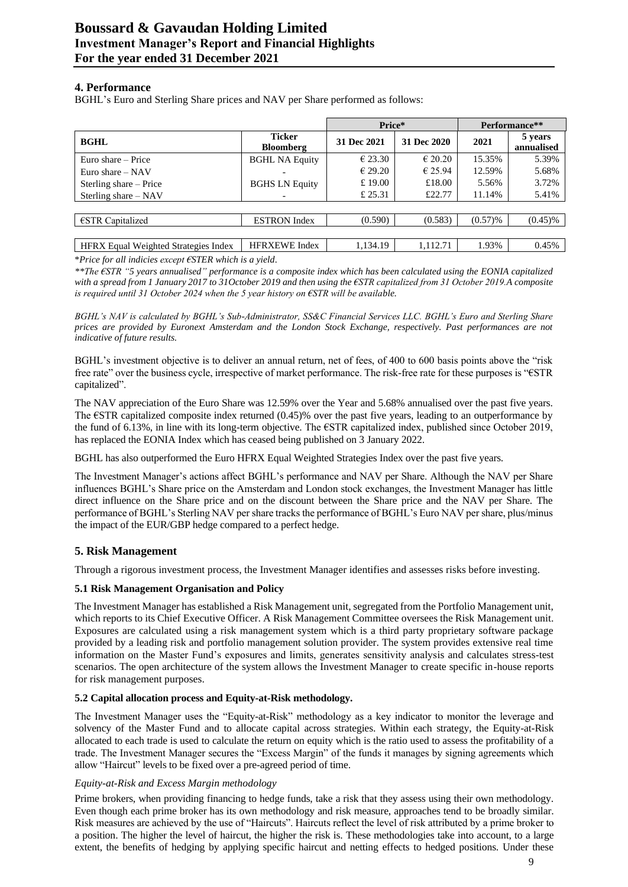## 4. Performance

BGHL's Euro and Sterling Share prices and NAV per Share performed as follows:

| BGHL | Ticker Bloomberg | Price* | | Performance** | |
|---|---|---|---|---|---|
| | | 31 Dec 2021 | 31 Dec 2020 | 2021 | 5 years annualised |
| Euro share – Price | BGHL NA Equity | € 23.30 | € 20.20 | 15.35% | 5.39% |
| Euro share – NAV | - | € 29.20 | € 25.94 | 12.59% | 5.68% |
| Sterling share – Price | BGHS LN Equity | £ 19.00 | £18.00 | 5.56% | 3.72% |
| Sterling share – NAV | - | £ 25.31 | £22.77 | 11.14% | 5.41% |
| | | | | | |
| €STR Capitalized | ESTRON Index | (0.590) | (0.583) | (0.57)% | (0.45)% |
| | | | | | |
| HFRX Equal Weighted Strategies Index | HFRXEWE Index | 1,134.19 | 1,112.71 | 1.93% | 0.45% |

*\*Price for all indicies except €STER which is a yield.*

*\*\*The €STR "5 years annualised" performance is a composite index which has been calculated using the EONIA capitalized with a spread from 1 January 2017 to 31October 2019 and then using the €STR capitalized from 31 October 2019.A composite is required until 31 October 2024 when the 5 year history on €STR will be available.*

*BGHL's NAV is calculated by BGHL's Sub-Administrator, SS&C Financial Services LLC. BGHL's Euro and Sterling Share prices are provided by Euronext Amsterdam and the London Stock Exchange, respectively. Past performances are not indicative of future results.*

BGHL's investment objective is to deliver an annual return, net of fees, of 400 to 600 basis points above the "risk free rate" over the business cycle, irrespective of market performance. The risk-free rate for these purposes is "€STR capitalized".

The NAV appreciation of the Euro Share was 12.59% over the Year and 5.68% annualised over the past five years. The €STR capitalized composite index returned (0.45)% over the past five years, leading to an outperformance by the fund of 6.13%, in line with its long-term objective. The €STR capitalized index, published since October 2019, has replaced the EONIA Index which has ceased being published on 3 January 2022.

BGHL has also outperformed the Euro HFRX Equal Weighted Strategies Index over the past five years.

The Investment Manager's actions affect BGHL's performance and NAV per Share. Although the NAV per Share influences BGHL's Share price on the Amsterdam and London stock exchanges, the Investment Manager has little direct influence on the Share price and on the discount between the Share price and the NAV per Share. The performance of BGHL's Sterling NAV per share tracks the performance of BGHL's Euro NAV per share, plus/minus the impact of the EUR/GBP hedge compared to a perfect hedge.

## 5. Risk Management

Through a rigorous investment process, the Investment Manager identifies and assesses risks before investing.

### 5.1 Risk Management Organisation and Policy

The Investment Manager has established a Risk Management unit, segregated from the Portfolio Management unit, which reports to its Chief Executive Officer. A Risk Management Committee oversees the Risk Management unit. Exposures are calculated using a risk management system which is a third party proprietary software package provided by a leading risk and portfolio management solution provider. The system provides extensive real time information on the Master Fund's exposures and limits, generates sensitivity analysis and calculates stress-test scenarios. The open architecture of the system allows the Investment Manager to create specific in-house reports for risk management purposes.

### 5.2 Capital allocation process and Equity-at-Risk methodology.

The Investment Manager uses the "Equity-at-Risk" methodology as a key indicator to monitor the leverage and solvency of the Master Fund and to allocate capital across strategies. Within each strategy, the Equity-at-Risk allocated to each trade is used to calculate the return on equity which is the ratio used to assess the profitability of a trade. The Investment Manager secures the "Excess Margin" of the funds it manages by signing agreements which allow "Haircut" levels to be fixed over a pre-agreed period of time.

*Equity-at-Risk and Excess Margin methodology*

Prime brokers, when providing financing to hedge funds, take a risk that they assess using their own methodology. Even though each prime broker has its own methodology and risk measure, approaches tend to be broadly similar. Risk measures are achieved by the use of "Haircuts". Haircuts reflect the level of risk attributed by a prime broker to a position. The higher the level of haircut, the higher the risk is. These methodologies take into account, to a large extent, the benefits of hedging by applying specific haircut and netting effects to hedged positions. Under these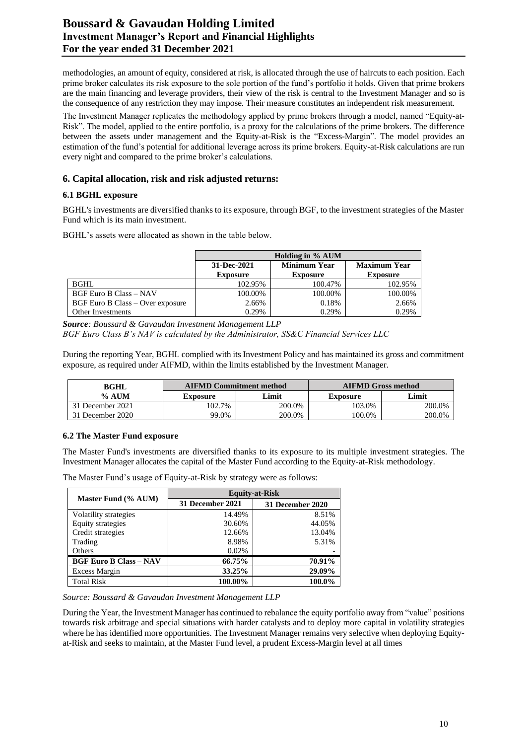methodologies, an amount of equity, considered at risk, is allocated through the use of haircuts to each position. Each prime broker calculates its risk exposure to the sole portion of the fund's portfolio it holds. Given that prime brokers are the main financing and leverage providers, their view of the risk is central to the Investment Manager and so is the consequence of any restriction they may impose. Their measure constitutes an independent risk measurement.

The Investment Manager replicates the methodology applied by prime brokers through a model, named "Equity-at-Risk". The model, applied to the entire portfolio, is a proxy for the calculations of the prime brokers. The difference between the assets under management and the Equity-at-Risk is the "Excess-Margin". The model provides an estimation of the fund's potential for additional leverage across its prime brokers. Equity-at-Risk calculations are run every night and compared to the prime broker's calculations.

## 6. Capital allocation, risk and risk adjusted returns:

### 6.1 BGHL exposure

BGHL's investments are diversified thanks to its exposure, through BGF, to the investment strategies of the Master Fund which is its main investment.

BGHL's assets were allocated as shown in the table below.

| | Holding in % AUM | | |
|---|---|---|---|
| | 31-Dec-2021 Exposure | Minimum Year Exposure | Maximum Year Exposure |
| BGHL | 102.95% | 100.47% | 102.95% |
| BGF Euro B Class – NAV | 100.00% | 100.00% | 100.00% |
| BGF Euro B Class – Over exposure | 2.66% | 0.18% | 2.66% |
| Other Investments | 0.29% | 0.29% | 0.29% |

***Source**: Boussard & Gavaudan Investment Management LLP*
*BGF Euro Class B's NAV is calculated by the Administrator, SS&C Financial Services LLC*

During the reporting Year, BGHL complied with its Investment Policy and has maintained its gross and commitment exposure, as required under AIFMD, within the limits established by the Investment Manager.

| BGHL | AIFMD Commitment method | | AIFMD Gross method | |
|---|---|---|---|---|
| % AUM | Exposure | Limit | Exposure | Limit |
| 31 December 2021 | 102.7% | 200.0% | 103.0% | 200.0% |
| 31 December 2020 | 99.0% | 200.0% | 100.0% | 200.0% |

### 6.2 The Master Fund exposure

The Master Fund's investments are diversified thanks to its exposure to its multiple investment strategies. The Investment Manager allocates the capital of the Master Fund according to the Equity-at-Risk methodology.

The Master Fund's usage of Equity-at-Risk by strategy were as follows:

| Master Fund (% AUM) | Equity-at-Risk | |
|---|---|---|
| | 31 December 2021 | 31 December 2020 |
| Volatility strategies | 14.49% | 8.51% |
| Equity strategies | 30.60% | 44.05% |
| Credit strategies | 12.66% | 13.04% |
| Trading | 8.98% | 5.31% |
| Others | 0.02% | - |
| **BGF Euro B Class – NAV** | **66.75%** | **70.91%** |
| Excess Margin | **33.25%** | **29.09%** |
| Total Risk | **100.00%** | **100.0%** |

*Source: Boussard & Gavaudan Investment Management LLP*

During the Year, the Investment Manager has continued to rebalance the equity portfolio away from "value" positions towards risk arbitrage and special situations with harder catalysts and to deploy more capital in volatility strategies where he has identified more opportunities. The Investment Manager remains very selective when deploying Equity-at-Risk and seeks to maintain, at the Master Fund level, a prudent Excess-Margin level at all times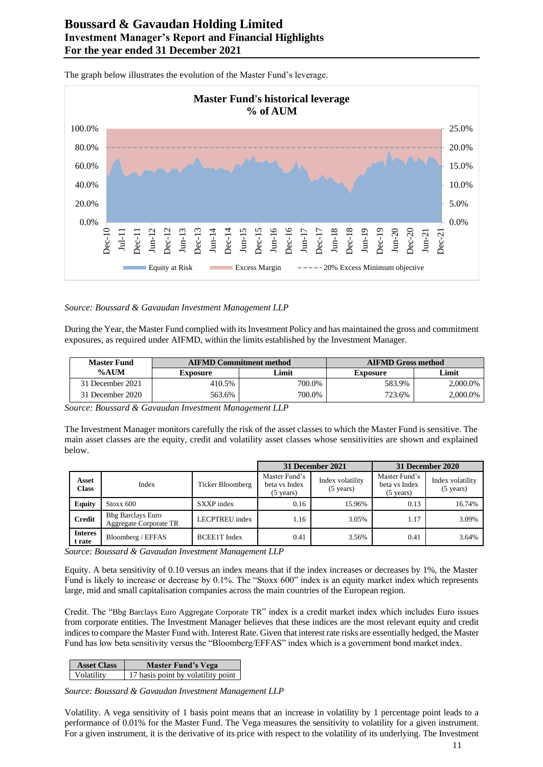The graph below illustrates the evolution of the Master Fund's leverage.

**Master Fund's historical leverage**
**% of AUM**

Equity at Risk | Excess Margin | 20% Excess Minimum objective

*Source: Boussard & Gavaudan Investment Management LLP*

During the Year, the Master Fund complied with its Investment Policy and has maintained the gross and commitment exposures, as required under AIFMD, within the limits established by the Investment Manager.

| Master Fund %AUM | AIFMD Commitment method | | AIFMD Gross method | |
|---|---|---|---|---|
| | Exposure | Limit | Exposure | Limit |
| 31 December 2021 | 410.5% | 700.0% | 583.9% | 2,000.0% |
| 31 December 2020 | 563.6% | 700.0% | 723.6% | 2,000.0% |

*Source: Boussard & Gavaudan Investment Management LLP*

The Investment Manager monitors carefully the risk of the asset classes to which the Master Fund is sensitive. The main asset classes are the equity, credit and volatility asset classes whose sensitivities are shown and explained below.

| | | | 31 December 2021 | | 31 December 2020 | |
|---|---|---|---|---|---|---|
| Asset Class | Index | Ticker Bloomberg | Master Fund's beta vs Index (5 years) | Index volatility (5 years) | Master Fund's beta vs Index (5 years) | Index volatility (5 years) |
| **Equity** | Stoxx 600 | SXXP index | 0.16 | 15.96% | 0.13 | 16.74% |
| **Credit** | Bbg Barclays Euro Aggregate Corporate TR | LECPTREU index | 1.16 | 3.05% | 1.17 | 3.09% |
| **Interest rate** | Bloomberg / EFFAS | BCEE1T Index | 0.41 | 3.56% | 0.41 | 3.64% |

*Source: Boussard & Gavaudan Investment Management LLP*

Equity. A beta sensitivity of 0.10 versus an index means that if the index increases or decreases by 1%, the Master Fund is likely to increase or decrease by 0.1%. The "Stoxx 600" index is an equity market index which represents large, mid and small capitalisation companies across the main countries of the European region.

Credit. The "Bbg Barclays Euro Aggregate Corporate TR" index is a credit market index which includes Euro issues from corporate entities. The Investment Manager believes that these indices are the most relevant equity and credit indices to compare the Master Fund with. Interest Rate. Given that interest rate risks are essentially hedged, the Master Fund has low beta sensitivity versus the "Bloomberg/EFFAS" index which is a government bond market index.

| Asset Class | Master Fund's Vega |
|---|---|
| Volatility | 17 basis point by volatility point |

*Source: Boussard & Gavaudan Investment Management LLP*

Volatility. A vega sensitivity of 1 basis point means that an increase in volatility by 1 percentage point leads to a performance of 0.01% for the Master Fund. The Vega measures the sensitivity to volatility for a given instrument. For a given instrument, it is the derivative of its price with respect to the volatility of its underlying. The Investment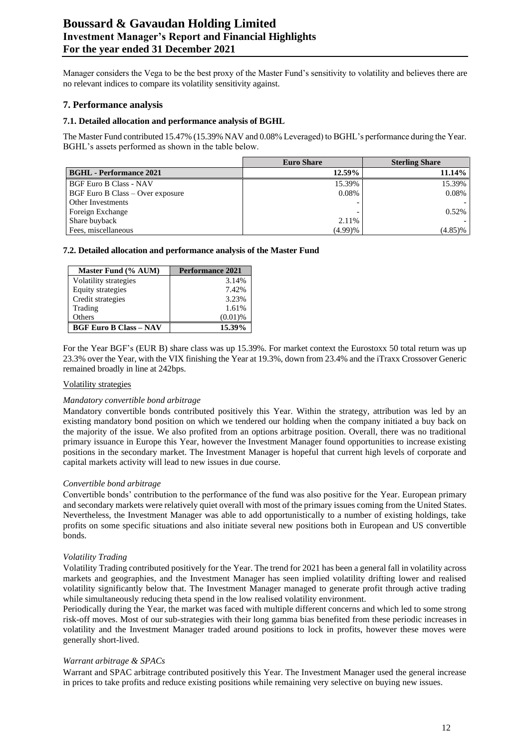Manager considers the Vega to be the best proxy of the Master Fund's sensitivity to volatility and believes there are no relevant indices to compare its volatility sensitivity against.

## 7. Performance analysis

### 7.1. Detailed allocation and performance analysis of BGHL

The Master Fund contributed 15.47% (15.39% NAV and 0.08% Leveraged) to BGHL's performance during the Year. BGHL's assets performed as shown in the table below.

| | Euro Share | Sterling Share |
|---|---|---|
| **BGHL - Performance 2021** | **12.59%** | **11.14%** |
| BGF Euro B Class - NAV | 15.39% | 15.39% |
| BGF Euro B Class – Over exposure | 0.08% | 0.08% |
| Other Investments | - | - |
| Foreign Exchange | - | 0.52% |
| Share buyback | 2.11% | - |
| Fees, miscellaneous | (4.99)% | (4.85)% |

### 7.2. Detailed allocation and performance analysis of the Master Fund

| Master Fund (% AUM) | Performance 2021 |
|---|---|
| Volatility strategies | 3.14% |
| Equity strategies | 7.42% |
| Credit strategies | 3.23% |
| Trading | 1.61% |
| Others | (0.01)% |
| **BGF Euro B Class – NAV** | **15.39%** |

For the Year BGF's (EUR B) share class was up 15.39%. For market context the Eurostoxx 50 total return was up 23.3% over the Year, with the VIX finishing the Year at 19.3%, down from 23.4% and the iTraxx Crossover Generic remained broadly in line at 242bps.

Volatility strategies

*Mandatory convertible bond arbitrage*

Mandatory convertible bonds contributed positively this Year. Within the strategy, attribution was led by an existing mandatory bond position on which we tendered our holding when the company initiated a buy back on the majority of the issue. We also profited from an options arbitrage position. Overall, there was no traditional primary issuance in Europe this Year, however the Investment Manager found opportunities to increase existing positions in the secondary market. The Investment Manager is hopeful that current high levels of corporate and capital markets activity will lead to new issues in due course.

*Convertible bond arbitrage*

Convertible bonds' contribution to the performance of the fund was also positive for the Year. European primary and secondary markets were relatively quiet overall with most of the primary issues coming from the United States. Nevertheless, the Investment Manager was able to add opportunistically to a number of existing holdings, take profits on some specific situations and also initiate several new positions both in European and US convertible bonds.

*Volatility Trading*

Volatility Trading contributed positively for the Year. The trend for 2021 has been a general fall in volatility across markets and geographies, and the Investment Manager has seen implied volatility drifting lower and realised volatility significantly below that. The Investment Manager managed to generate profit through active trading while simultaneously reducing theta spend in the low realised volatility environment.

Periodically during the Year, the market was faced with multiple different concerns and which led to some strong risk-off moves. Most of our sub-strategies with their long gamma bias benefited from these periodic increases in volatility and the Investment Manager traded around positions to lock in profits, however these moves were generally short-lived.

*Warrant arbitrage & SPACs*

Warrant and SPAC arbitrage contributed positively this Year. The Investment Manager used the general increase in prices to take profits and reduce existing positions while remaining very selective on buying new issues.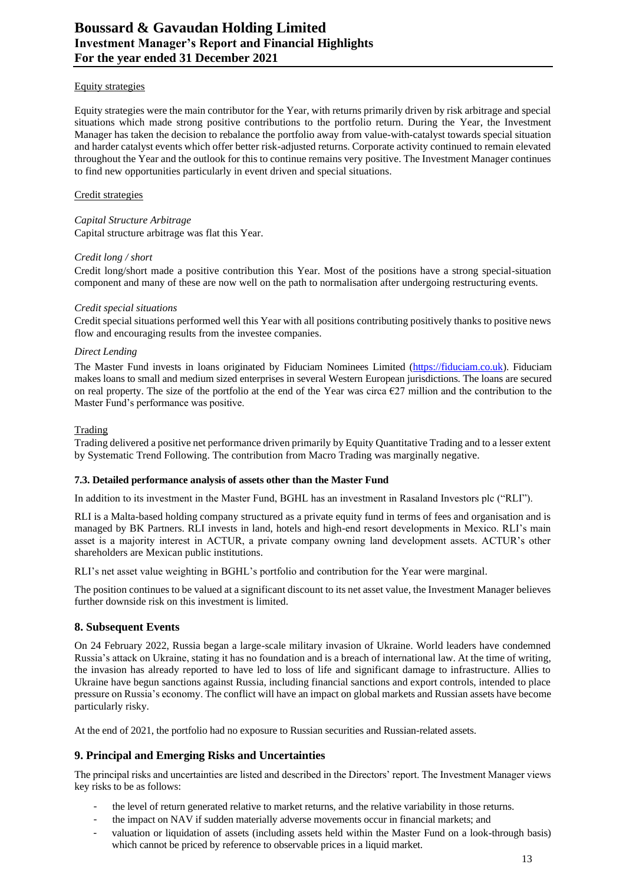Equity strategies

Equity strategies were the main contributor for the Year, with returns primarily driven by risk arbitrage and special situations which made strong positive contributions to the portfolio return. During the Year, the Investment Manager has taken the decision to rebalance the portfolio away from value-with-catalyst towards special situation and harder catalyst events which offer better risk-adjusted returns. Corporate activity continued to remain elevated throughout the Year and the outlook for this to continue remains very positive. The Investment Manager continues to find new opportunities particularly in event driven and special situations.

Credit strategies

*Capital Structure Arbitrage*
Capital structure arbitrage was flat this Year.

*Credit long / short*
Credit long/short made a positive contribution this Year. Most of the positions have a strong special-situation component and many of these are now well on the path to normalisation after undergoing restructuring events.

*Credit special situations*
Credit special situations performed well this Year with all positions contributing positively thanks to positive news flow and encouraging results from the investee companies.

*Direct Lending*
The Master Fund invests in loans originated by Fiduciam Nominees Limited (https://fiduciam.co.uk). Fiduciam makes loans to small and medium sized enterprises in several Western European jurisdictions. The loans are secured on real property. The size of the portfolio at the end of the Year was circa €27 million and the contribution to the Master Fund's performance was positive.

Trading
Trading delivered a positive net performance driven primarily by Equity Quantitative Trading and to a lesser extent by Systematic Trend Following. The contribution from Macro Trading was marginally negative.

**7.3. Detailed performance analysis of assets other than the Master Fund**

In addition to its investment in the Master Fund, BGHL has an investment in Rasaland Investors plc ("RLI").

RLI is a Malta-based holding company structured as a private equity fund in terms of fees and organisation and is managed by BK Partners. RLI invests in land, hotels and high-end resort developments in Mexico. RLI's main asset is a majority interest in ACTUR, a private company owning land development assets. ACTUR's other shareholders are Mexican public institutions.

RLI's net asset value weighting in BGHL's portfolio and contribution for the Year were marginal.

The position continues to be valued at a significant discount to its net asset value, the Investment Manager believes further downside risk on this investment is limited.

## 8. Subsequent Events

On 24 February 2022, Russia began a large-scale military invasion of Ukraine. World leaders have condemned Russia's attack on Ukraine, stating it has no foundation and is a breach of international law. At the time of writing, the invasion has already reported to have led to loss of life and significant damage to infrastructure. Allies to Ukraine have begun sanctions against Russia, including financial sanctions and export controls, intended to place pressure on Russia's economy. The conflict will have an impact on global markets and Russian assets have become particularly risky.

At the end of 2021, the portfolio had no exposure to Russian securities and Russian-related assets.

## 9. Principal and Emerging Risks and Uncertainties

The principal risks and uncertainties are listed and described in the Directors' report. The Investment Manager views key risks to be as follows:

- the level of return generated relative to market returns, and the relative variability in those returns.
- the impact on NAV if sudden materially adverse movements occur in financial markets; and
- valuation or liquidation of assets (including assets held within the Master Fund on a look-through basis) which cannot be priced by reference to observable prices in a liquid market.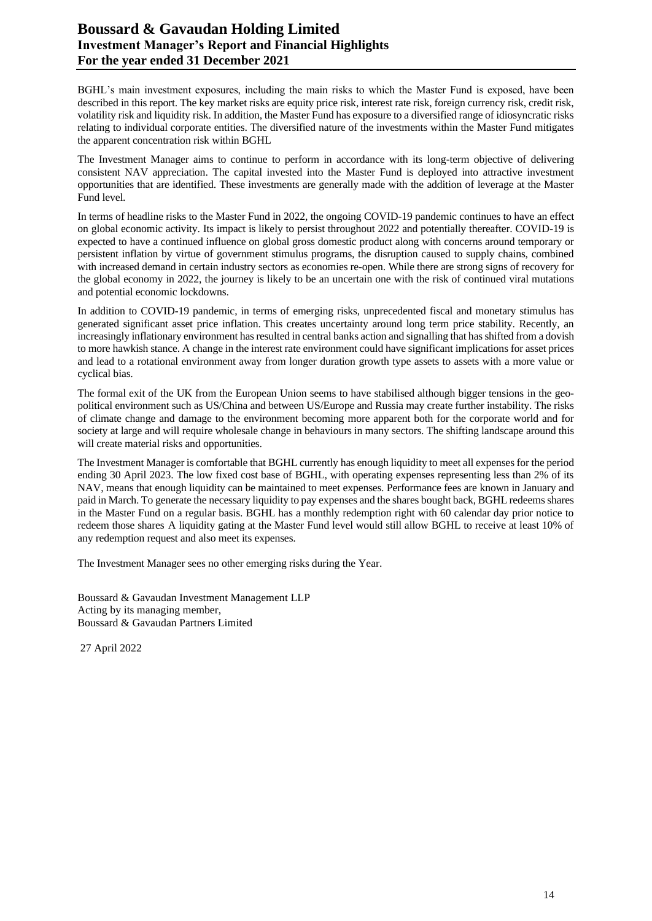BGHL's main investment exposures, including the main risks to which the Master Fund is exposed, have been described in this report. The key market risks are equity price risk, interest rate risk, foreign currency risk, credit risk, volatility risk and liquidity risk. In addition, the Master Fund has exposure to a diversified range of idiosyncratic risks relating to individual corporate entities. The diversified nature of the investments within the Master Fund mitigates the apparent concentration risk within BGHL

The Investment Manager aims to continue to perform in accordance with its long-term objective of delivering consistent NAV appreciation. The capital invested into the Master Fund is deployed into attractive investment opportunities that are identified. These investments are generally made with the addition of leverage at the Master Fund level.

In terms of headline risks to the Master Fund in 2022, the ongoing COVID-19 pandemic continues to have an effect on global economic activity. Its impact is likely to persist throughout 2022 and potentially thereafter. COVID-19 is expected to have a continued influence on global gross domestic product along with concerns around temporary or persistent inflation by virtue of government stimulus programs, the disruption caused to supply chains, combined with increased demand in certain industry sectors as economies re-open. While there are strong signs of recovery for the global economy in 2022, the journey is likely to be an uncertain one with the risk of continued viral mutations and potential economic lockdowns.

In addition to COVID-19 pandemic, in terms of emerging risks, unprecedented fiscal and monetary stimulus has generated significant asset price inflation. This creates uncertainty around long term price stability. Recently, an increasingly inflationary environment has resulted in central banks action and signalling that has shifted from a dovish to more hawkish stance. A change in the interest rate environment could have significant implications for asset prices and lead to a rotational environment away from longer duration growth type assets to assets with a more value or cyclical bias.

The formal exit of the UK from the European Union seems to have stabilised although bigger tensions in the geo-political environment such as US/China and between US/Europe and Russia may create further instability. The risks of climate change and damage to the environment becoming more apparent both for the corporate world and for society at large and will require wholesale change in behaviours in many sectors. The shifting landscape around this will create material risks and opportunities.

The Investment Manager is comfortable that BGHL currently has enough liquidity to meet all expenses for the period ending 30 April 2023. The low fixed cost base of BGHL, with operating expenses representing less than 2% of its NAV, means that enough liquidity can be maintained to meet expenses. Performance fees are known in January and paid in March. To generate the necessary liquidity to pay expenses and the shares bought back, BGHL redeems shares in the Master Fund on a regular basis. BGHL has a monthly redemption right with 60 calendar day prior notice to redeem those shares A liquidity gating at the Master Fund level would still allow BGHL to receive at least 10% of any redemption request and also meet its expenses.

The Investment Manager sees no other emerging risks during the Year.

Boussard & Gavaudan Investment Management LLP
Acting by its managing member,
Boussard & Gavaudan Partners Limited

27 April 2022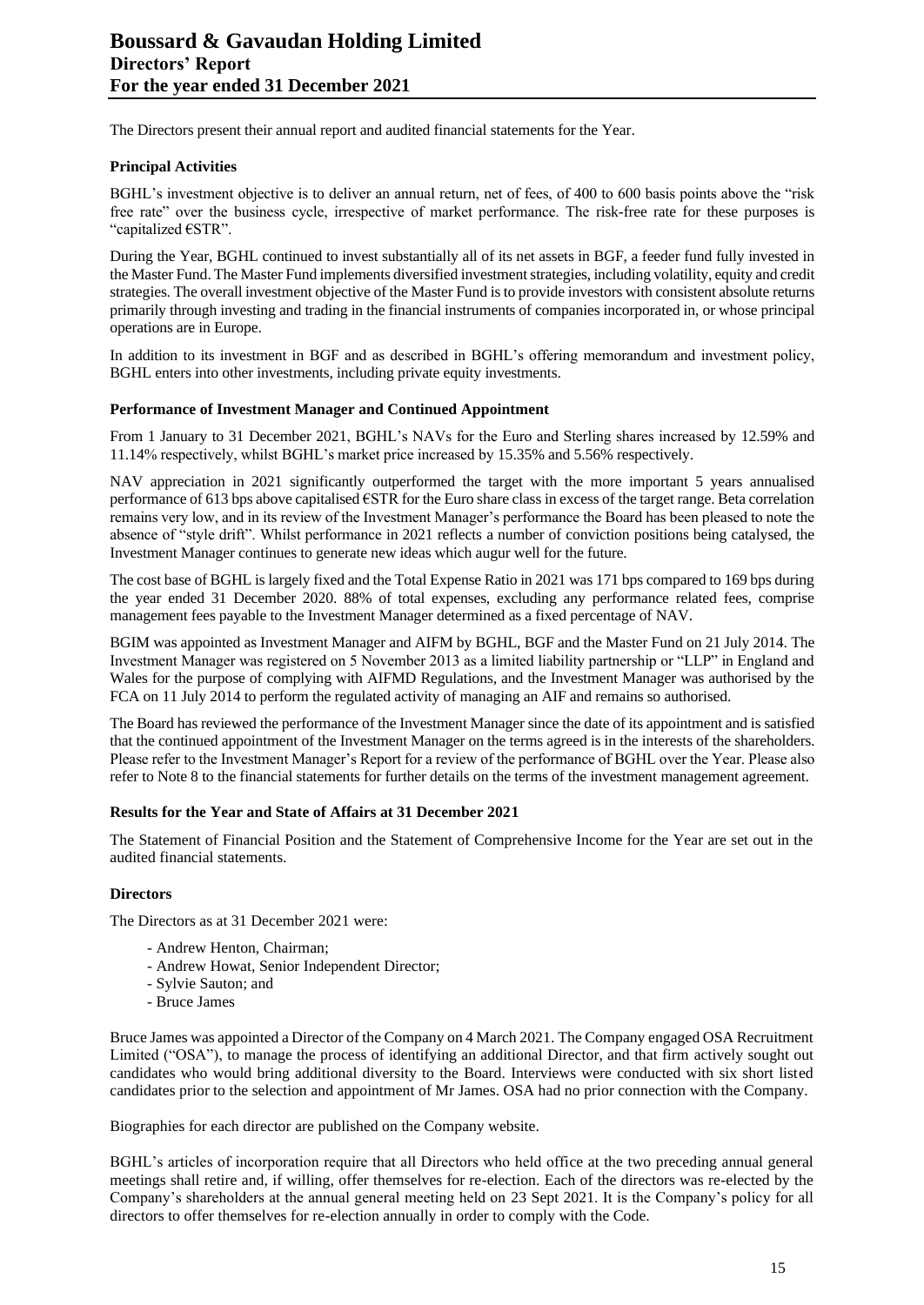The Directors present their annual report and audited financial statements for the Year.

### Principal Activities

BGHL's investment objective is to deliver an annual return, net of fees, of 400 to 600 basis points above the "risk free rate" over the business cycle, irrespective of market performance. The risk-free rate for these purposes is "capitalized €STR".

During the Year, BGHL continued to invest substantially all of its net assets in BGF, a feeder fund fully invested in the Master Fund. The Master Fund implements diversified investment strategies, including volatility, equity and credit strategies. The overall investment objective of the Master Fund is to provide investors with consistent absolute returns primarily through investing and trading in the financial instruments of companies incorporated in, or whose principal operations are in Europe.

In addition to its investment in BGF and as described in BGHL's offering memorandum and investment policy, BGHL enters into other investments, including private equity investments.

### Performance of Investment Manager and Continued Appointment

From 1 January to 31 December 2021, BGHL's NAVs for the Euro and Sterling shares increased by 12.59% and 11.14% respectively, whilst BGHL's market price increased by 15.35% and 5.56% respectively.

NAV appreciation in 2021 significantly outperformed the target with the more important 5 years annualised performance of 613 bps above capitalised €STR for the Euro share class in excess of the target range. Beta correlation remains very low, and in its review of the Investment Manager's performance the Board has been pleased to note the absence of "style drift". Whilst performance in 2021 reflects a number of conviction positions being catalysed, the Investment Manager continues to generate new ideas which augur well for the future.

The cost base of BGHL is largely fixed and the Total Expense Ratio in 2021 was 171 bps compared to 169 bps during the year ended 31 December 2020. 88% of total expenses, excluding any performance related fees, comprise management fees payable to the Investment Manager determined as a fixed percentage of NAV.

BGIM was appointed as Investment Manager and AIFM by BGHL, BGF and the Master Fund on 21 July 2014. The Investment Manager was registered on 5 November 2013 as a limited liability partnership or "LLP" in England and Wales for the purpose of complying with AIFMD Regulations, and the Investment Manager was authorised by the FCA on 11 July 2014 to perform the regulated activity of managing an AIF and remains so authorised.

The Board has reviewed the performance of the Investment Manager since the date of its appointment and is satisfied that the continued appointment of the Investment Manager on the terms agreed is in the interests of the shareholders. Please refer to the Investment Manager's Report for a review of the performance of BGHL over the Year. Please also refer to Note 8 to the financial statements for further details on the terms of the investment management agreement.

### Results for the Year and State of Affairs at 31 December 2021

The Statement of Financial Position and the Statement of Comprehensive Income for the Year are set out in the audited financial statements.

### Directors

The Directors as at 31 December 2021 were:

- Andrew Henton, Chairman;
- Andrew Howat, Senior Independent Director;
- Sylvie Sauton; and
- Bruce James

Bruce James was appointed a Director of the Company on 4 March 2021. The Company engaged OSA Recruitment Limited ("OSA"), to manage the process of identifying an additional Director, and that firm actively sought out candidates who would bring additional diversity to the Board. Interviews were conducted with six short listed candidates prior to the selection and appointment of Mr James. OSA had no prior connection with the Company.

Biographies for each director are published on the Company website.

BGHL's articles of incorporation require that all Directors who held office at the two preceding annual general meetings shall retire and, if willing, offer themselves for re-election. Each of the directors was re-elected by the Company's shareholders at the annual general meeting held on 23 Sept 2021. It is the Company's policy for all directors to offer themselves for re-election annually in order to comply with the Code.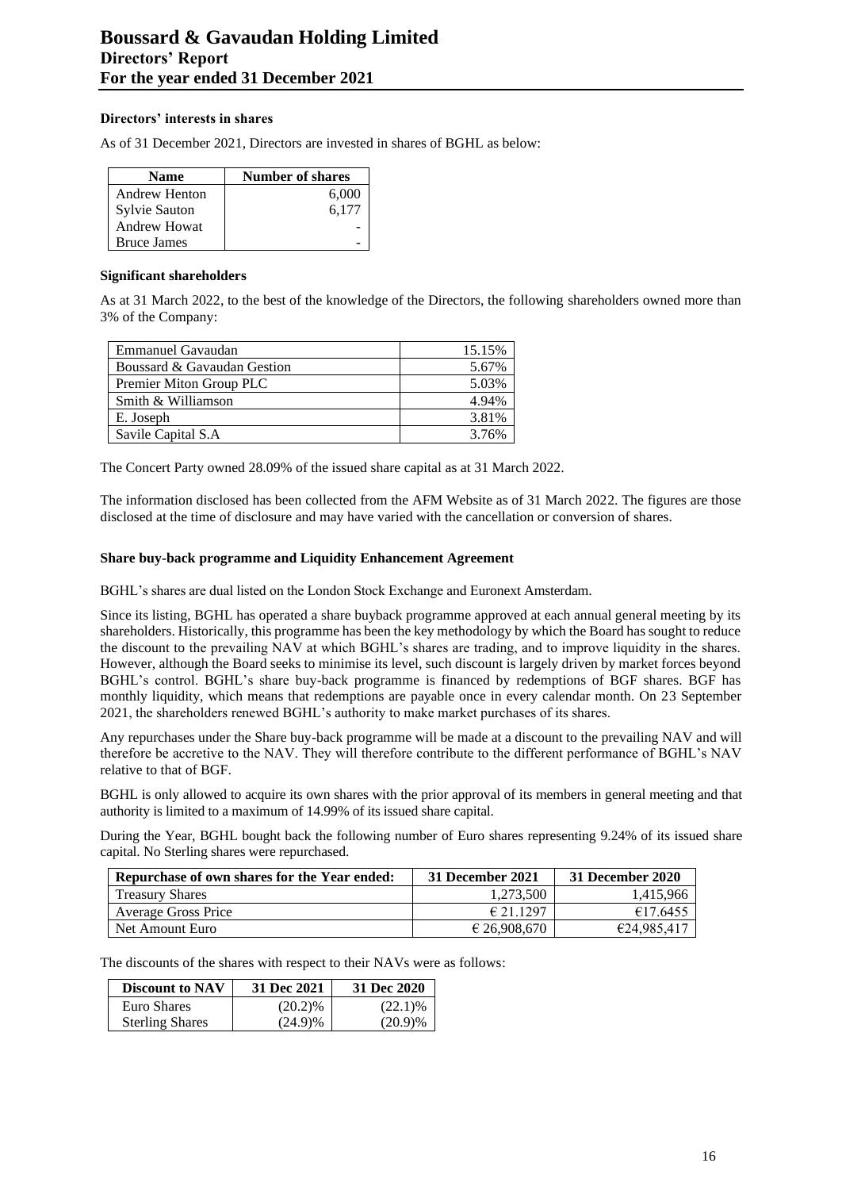#### Directors' interests in shares

As of 31 December 2021, Directors are invested in shares of BGHL as below:

| Name | Number of shares |
|---|---|
| Andrew Henton | 6,000 |
| Sylvie Sauton | 6,177 |
| Andrew Howat | - |
| Bruce James | - |

#### Significant shareholders

As at 31 March 2022, to the best of the knowledge of the Directors, the following shareholders owned more than 3% of the Company:

| | |
|---|---|
| Emmanuel Gavaudan | 15.15% |
| Boussard & Gavaudan Gestion | 5.67% |
| Premier Miton Group PLC | 5.03% |
| Smith & Williamson | 4.94% |
| E. Joseph | 3.81% |
| Savile Capital S.A | 3.76% |

The Concert Party owned 28.09% of the issued share capital as at 31 March 2022.

The information disclosed has been collected from the AFM Website as of 31 March 2022. The figures are those disclosed at the time of disclosure and may have varied with the cancellation or conversion of shares.

#### Share buy-back programme and Liquidity Enhancement Agreement

BGHL's shares are dual listed on the London Stock Exchange and Euronext Amsterdam.

Since its listing, BGHL has operated a share buyback programme approved at each annual general meeting by its shareholders. Historically, this programme has been the key methodology by which the Board has sought to reduce the discount to the prevailing NAV at which BGHL's shares are trading, and to improve liquidity in the shares. However, although the Board seeks to minimise its level, such discount is largely driven by market forces beyond BGHL's control. BGHL's share buy-back programme is financed by redemptions of BGF shares. BGF has monthly liquidity, which means that redemptions are payable once in every calendar month. On 23 September 2021, the shareholders renewed BGHL's authority to make market purchases of its shares.

Any repurchases under the Share buy-back programme will be made at a discount to the prevailing NAV and will therefore be accretive to the NAV. They will therefore contribute to the different performance of BGHL's NAV relative to that of BGF.

BGHL is only allowed to acquire its own shares with the prior approval of its members in general meeting and that authority is limited to a maximum of 14.99% of its issued share capital.

During the Year, BGHL bought back the following number of Euro shares representing 9.24% of its issued share capital. No Sterling shares were repurchased.

| Repurchase of own shares for the Year ended: | 31 December 2021 | 31 December 2020 |
|---|---|---|
| Treasury Shares | 1,273,500 | 1,415,966 |
| Average Gross Price | € 21.1297 | €17.6455 |
| Net Amount Euro | € 26,908,670 | €24,985,417 |

The discounts of the shares with respect to their NAVs were as follows:

| Discount to NAV | 31 Dec 2021 | 31 Dec 2020 |
|---|---|---|
| Euro Shares | (20.2)% | (22.1)% |
| Sterling Shares | (24.9)% | (20.9)% |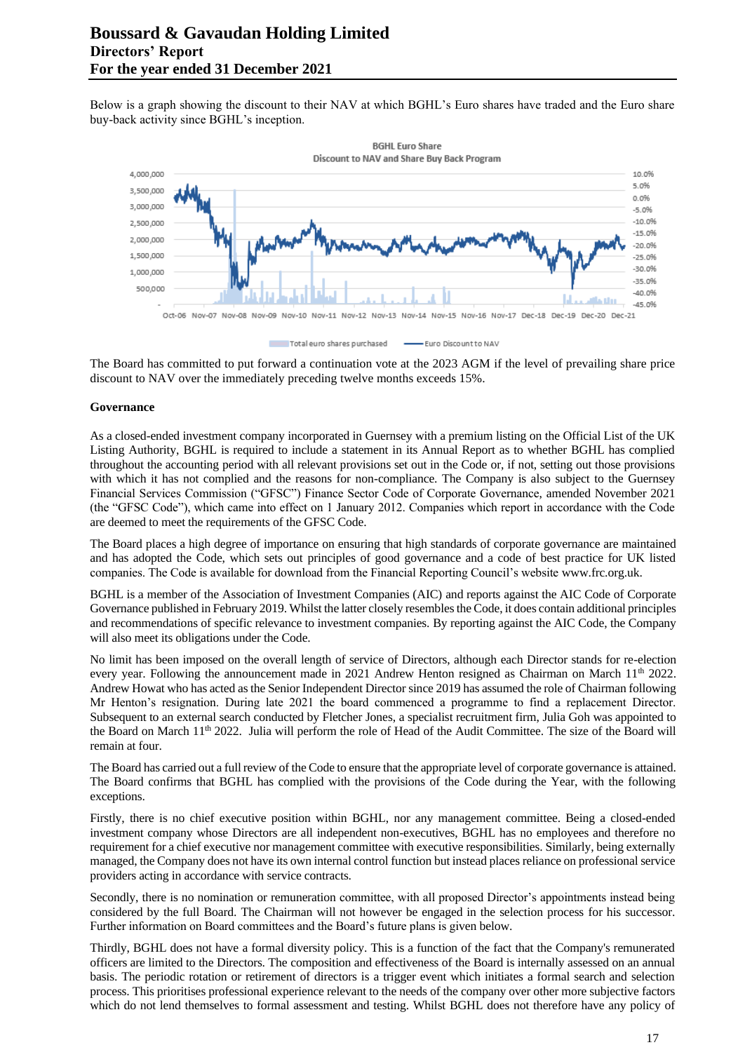Below is a graph showing the discount to their NAV at which BGHL's Euro shares have traded and the Euro share buy-back activity since BGHL's inception.

The Board has committed to put forward a continuation vote at the 2023 AGM if the level of prevailing share price discount to NAV over the immediately preceding twelve months exceeds 15%.

**Governance**

As a closed-ended investment company incorporated in Guernsey with a premium listing on the Official List of the UK Listing Authority, BGHL is required to include a statement in its Annual Report as to whether BGHL has complied throughout the accounting period with all relevant provisions set out in the Code or, if not, setting out those provisions with which it has not complied and the reasons for non-compliance. The Company is also subject to the Guernsey Financial Services Commission ("GFSC") Finance Sector Code of Corporate Governance, amended November 2021 (the "GFSC Code"), which came into effect on 1 January 2012. Companies which report in accordance with the Code are deemed to meet the requirements of the GFSC Code.

The Board places a high degree of importance on ensuring that high standards of corporate governance are maintained and has adopted the Code, which sets out principles of good governance and a code of best practice for UK listed companies. The Code is available for download from the Financial Reporting Council's website www.frc.org.uk.

BGHL is a member of the Association of Investment Companies (AIC) and reports against the AIC Code of Corporate Governance published in February 2019. Whilst the latter closely resembles the Code, it does contain additional principles and recommendations of specific relevance to investment companies. By reporting against the AIC Code, the Company will also meet its obligations under the Code.

No limit has been imposed on the overall length of service of Directors, although each Director stands for re-election every year. Following the announcement made in 2021 Andrew Henton resigned as Chairman on March 11th 2022. Andrew Howat who has acted as the Senior Independent Director since 2019 has assumed the role of Chairman following Mr Henton's resignation. During late 2021 the board commenced a programme to find a replacement Director. Subsequent to an external search conducted by Fletcher Jones, a specialist recruitment firm, Julia Goh was appointed to the Board on March 11th 2022. Julia will perform the role of Head of the Audit Committee. The size of the Board will remain at four.

The Board has carried out a full review of the Code to ensure that the appropriate level of corporate governance is attained. The Board confirms that BGHL has complied with the provisions of the Code during the Year, with the following exceptions.

Firstly, there is no chief executive position within BGHL, nor any management committee. Being a closed-ended investment company whose Directors are all independent non-executives, BGHL has no employees and therefore no requirement for a chief executive nor management committee with executive responsibilities. Similarly, being externally managed, the Company does not have its own internal control function but instead places reliance on professional service providers acting in accordance with service contracts.

Secondly, there is no nomination or remuneration committee, with all proposed Director's appointments instead being considered by the full Board. The Chairman will not however be engaged in the selection process for his successor. Further information on Board committees and the Board's future plans is given below.

Thirdly, BGHL does not have a formal diversity policy. This is a function of the fact that the Company's remunerated officers are limited to the Directors. The composition and effectiveness of the Board is internally assessed on an annual basis. The periodic rotation or retirement of directors is a trigger event which initiates a formal search and selection process. This prioritises professional experience relevant to the needs of the company over other more subjective factors which do not lend themselves to formal assessment and testing. Whilst BGHL does not therefore have any policy of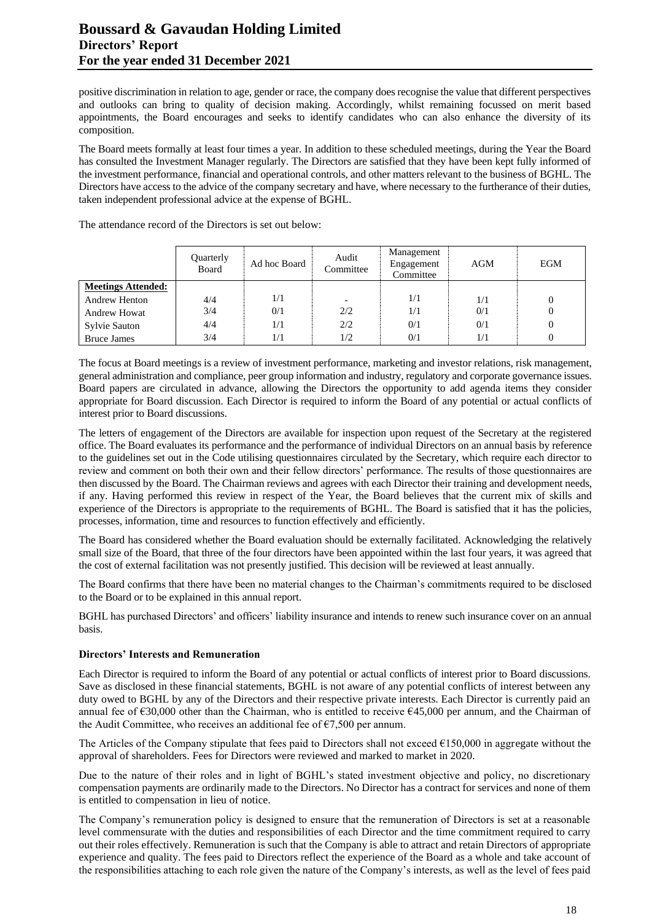positive discrimination in relation to age, gender or race, the company does recognise the value that different perspectives and outlooks can bring to quality of decision making. Accordingly, whilst remaining focussed on merit based appointments, the Board encourages and seeks to identify candidates who can also enhance the diversity of its composition.

The Board meets formally at least four times a year. In addition to these scheduled meetings, during the Year the Board has consulted the Investment Manager regularly. The Directors are satisfied that they have been kept fully informed of the investment performance, financial and operational controls, and other matters relevant to the business of BGHL. The Directors have access to the advice of the company secretary and have, where necessary to the furtherance of their duties, taken independent professional advice at the expense of BGHL.

The attendance record of the Directors is set out below:

| | Quarterly Board | Ad hoc Board | Audit Committee | Management Engagement Committee | AGM | EGM |
|---|---|---|---|---|---|---|
| **Meetings Attended:** | | | | | | |
| Andrew Henton | 4/4 | 1/1 | - | 1/1 | 1/1 | 0 |
| Andrew Howat | 3/4 | 0/1 | 2/2 | 1/1 | 0/1 | 0 |
| Sylvie Sauton | 4/4 | 1/1 | 2/2 | 0/1 | 0/1 | 0 |
| Bruce James | 3/4 | 1/1 | 1/2 | 0/1 | 1/1 | 0 |

The focus at Board meetings is a review of investment performance, marketing and investor relations, risk management, general administration and compliance, peer group information and industry, regulatory and corporate governance issues. Board papers are circulated in advance, allowing the Directors the opportunity to add agenda items they consider appropriate for Board discussion. Each Director is required to inform the Board of any potential or actual conflicts of interest prior to Board discussions.

The letters of engagement of the Directors are available for inspection upon request of the Secretary at the registered office. The Board evaluates its performance and the performance of individual Directors on an annual basis by reference to the guidelines set out in the Code utilising questionnaires circulated by the Secretary, which require each director to review and comment on both their own and their fellow directors' performance. The results of those questionnaires are then discussed by the Board. The Chairman reviews and agrees with each Director their training and development needs, if any. Having performed this review in respect of the Year, the Board believes that the current mix of skills and experience of the Directors is appropriate to the requirements of BGHL. The Board is satisfied that it has the policies, processes, information, time and resources to function effectively and efficiently.

The Board has considered whether the Board evaluation should be externally facilitated. Acknowledging the relatively small size of the Board, that three of the four directors have been appointed within the last four years, it was agreed that the cost of external facilitation was not presently justified. This decision will be reviewed at least annually.

The Board confirms that there have been no material changes to the Chairman's commitments required to be disclosed to the Board or to be explained in this annual report.

BGHL has purchased Directors' and officers' liability insurance and intends to renew such insurance cover on an annual basis.

**Directors' Interests and Remuneration**

Each Director is required to inform the Board of any potential or actual conflicts of interest prior to Board discussions. Save as disclosed in these financial statements, BGHL is not aware of any potential conflicts of interest between any duty owed to BGHL by any of the Directors and their respective private interests. Each Director is currently paid an annual fee of €30,000 other than the Chairman, who is entitled to receive €45,000 per annum, and the Chairman of the Audit Committee, who receives an additional fee of €7,500 per annum.

The Articles of the Company stipulate that fees paid to Directors shall not exceed €150,000 in aggregate without the approval of shareholders. Fees for Directors were reviewed and marked to market in 2020.

Due to the nature of their roles and in light of BGHL's stated investment objective and policy, no discretionary compensation payments are ordinarily made to the Directors. No Director has a contract for services and none of them is entitled to compensation in lieu of notice.

The Company's remuneration policy is designed to ensure that the remuneration of Directors is set at a reasonable level commensurate with the duties and responsibilities of each Director and the time commitment required to carry out their roles effectively. Remuneration is such that the Company is able to attract and retain Directors of appropriate experience and quality. The fees paid to Directors reflect the experience of the Board as a whole and take account of the responsibilities attaching to each role given the nature of the Company's interests, as well as the level of fees paid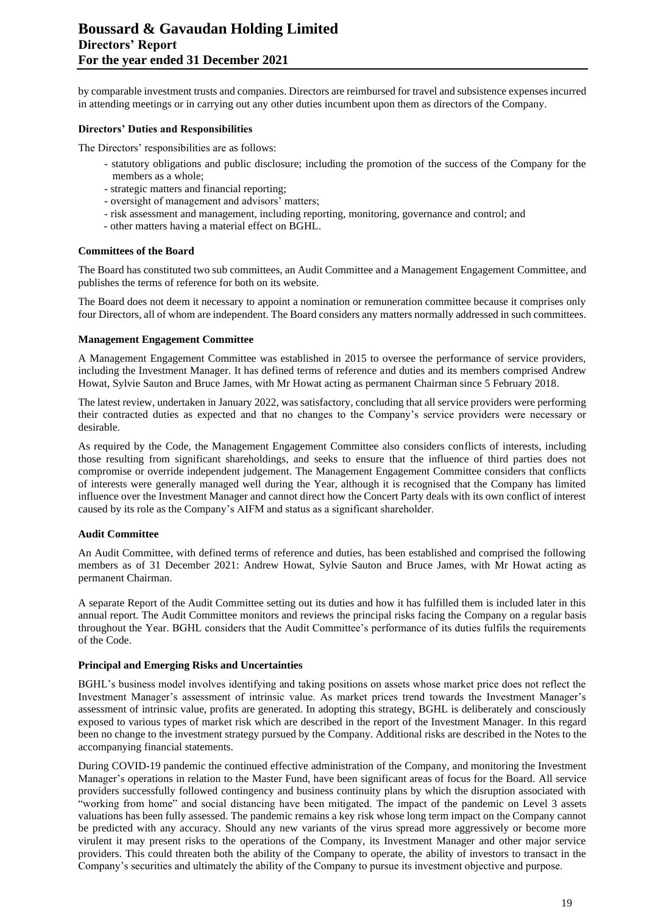by comparable investment trusts and companies. Directors are reimbursed for travel and subsistence expenses incurred in attending meetings or in carrying out any other duties incumbent upon them as directors of the Company.

**Directors' Duties and Responsibilities**

The Directors' responsibilities are as follows:

- statutory obligations and public disclosure; including the promotion of the success of the Company for the members as a whole;
- strategic matters and financial reporting;
- oversight of management and advisors' matters;
- risk assessment and management, including reporting, monitoring, governance and control; and
- other matters having a material effect on BGHL.

**Committees of the Board**

The Board has constituted two sub committees, an Audit Committee and a Management Engagement Committee, and publishes the terms of reference for both on its website.

The Board does not deem it necessary to appoint a nomination or remuneration committee because it comprises only four Directors, all of whom are independent. The Board considers any matters normally addressed in such committees.

**Management Engagement Committee**

A Management Engagement Committee was established in 2015 to oversee the performance of service providers, including the Investment Manager. It has defined terms of reference and duties and its members comprised Andrew Howat, Sylvie Sauton and Bruce James, with Mr Howat acting as permanent Chairman since 5 February 2018.

The latest review, undertaken in January 2022, was satisfactory, concluding that all service providers were performing their contracted duties as expected and that no changes to the Company's service providers were necessary or desirable.

As required by the Code, the Management Engagement Committee also considers conflicts of interests, including those resulting from significant shareholdings, and seeks to ensure that the influence of third parties does not compromise or override independent judgement. The Management Engagement Committee considers that conflicts of interests were generally managed well during the Year, although it is recognised that the Company has limited influence over the Investment Manager and cannot direct how the Concert Party deals with its own conflict of interest caused by its role as the Company's AIFM and status as a significant shareholder.

**Audit Committee**

An Audit Committee, with defined terms of reference and duties, has been established and comprised the following members as of 31 December 2021: Andrew Howat, Sylvie Sauton and Bruce James, with Mr Howat acting as permanent Chairman.

A separate Report of the Audit Committee setting out its duties and how it has fulfilled them is included later in this annual report. The Audit Committee monitors and reviews the principal risks facing the Company on a regular basis throughout the Year. BGHL considers that the Audit Committee's performance of its duties fulfils the requirements of the Code.

**Principal and Emerging Risks and Uncertainties**

BGHL's business model involves identifying and taking positions on assets whose market price does not reflect the Investment Manager's assessment of intrinsic value. As market prices trend towards the Investment Manager's assessment of intrinsic value, profits are generated. In adopting this strategy, BGHL is deliberately and consciously exposed to various types of market risk which are described in the report of the Investment Manager. In this regard been no change to the investment strategy pursued by the Company. Additional risks are described in the Notes to the accompanying financial statements.

During COVID-19 pandemic the continued effective administration of the Company, and monitoring the Investment Manager's operations in relation to the Master Fund, have been significant areas of focus for the Board. All service providers successfully followed contingency and business continuity plans by which the disruption associated with "working from home" and social distancing have been mitigated. The impact of the pandemic on Level 3 assets valuations has been fully assessed. The pandemic remains a key risk whose long term impact on the Company cannot be predicted with any accuracy. Should any new variants of the virus spread more aggressively or become more virulent it may present risks to the operations of the Company, its Investment Manager and other major service providers. This could threaten both the ability of the Company to operate, the ability of investors to transact in the Company's securities and ultimately the ability of the Company to pursue its investment objective and purpose.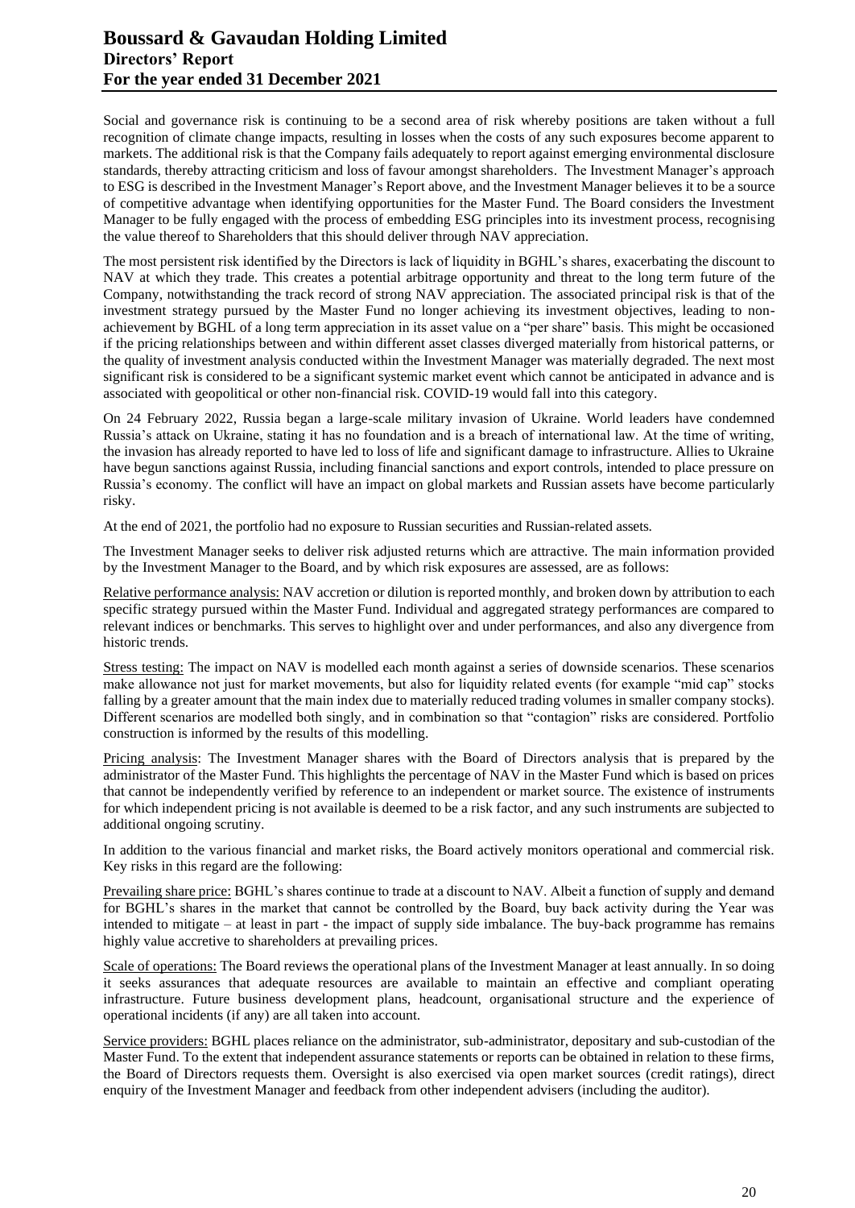Social and governance risk is continuing to be a second area of risk whereby positions are taken without a full recognition of climate change impacts, resulting in losses when the costs of any such exposures become apparent to markets. The additional risk is that the Company fails adequately to report against emerging environmental disclosure standards, thereby attracting criticism and loss of favour amongst shareholders. The Investment Manager's approach to ESG is described in the Investment Manager's Report above, and the Investment Manager believes it to be a source of competitive advantage when identifying opportunities for the Master Fund. The Board considers the Investment Manager to be fully engaged with the process of embedding ESG principles into its investment process, recognising the value thereof to Shareholders that this should deliver through NAV appreciation.

The most persistent risk identified by the Directors is lack of liquidity in BGHL's shares, exacerbating the discount to NAV at which they trade. This creates a potential arbitrage opportunity and threat to the long term future of the Company, notwithstanding the track record of strong NAV appreciation. The associated principal risk is that of the investment strategy pursued by the Master Fund no longer achieving its investment objectives, leading to non-achievement by BGHL of a long term appreciation in its asset value on a "per share" basis. This might be occasioned if the pricing relationships between and within different asset classes diverged materially from historical patterns, or the quality of investment analysis conducted within the Investment Manager was materially degraded. The next most significant risk is considered to be a significant systemic market event which cannot be anticipated in advance and is associated with geopolitical or other non-financial risk. COVID-19 would fall into this category.

On 24 February 2022, Russia began a large-scale military invasion of Ukraine. World leaders have condemned Russia's attack on Ukraine, stating it has no foundation and is a breach of international law. At the time of writing, the invasion has already reported to have led to loss of life and significant damage to infrastructure. Allies to Ukraine have begun sanctions against Russia, including financial sanctions and export controls, intended to place pressure on Russia's economy. The conflict will have an impact on global markets and Russian assets have become particularly risky.

At the end of 2021, the portfolio had no exposure to Russian securities and Russian-related assets.

The Investment Manager seeks to deliver risk adjusted returns which are attractive. The main information provided by the Investment Manager to the Board, and by which risk exposures are assessed, are as follows:

Relative performance analysis: NAV accretion or dilution is reported monthly, and broken down by attribution to each specific strategy pursued within the Master Fund. Individual and aggregated strategy performances are compared to relevant indices or benchmarks. This serves to highlight over and under performances, and also any divergence from historic trends.

Stress testing: The impact on NAV is modelled each month against a series of downside scenarios. These scenarios make allowance not just for market movements, but also for liquidity related events (for example "mid cap" stocks falling by a greater amount that the main index due to materially reduced trading volumes in smaller company stocks). Different scenarios are modelled both singly, and in combination so that "contagion" risks are considered. Portfolio construction is informed by the results of this modelling.

Pricing analysis: The Investment Manager shares with the Board of Directors analysis that is prepared by the administrator of the Master Fund. This highlights the percentage of NAV in the Master Fund which is based on prices that cannot be independently verified by reference to an independent or market source. The existence of instruments for which independent pricing is not available is deemed to be a risk factor, and any such instruments are subjected to additional ongoing scrutiny.

In addition to the various financial and market risks, the Board actively monitors operational and commercial risk. Key risks in this regard are the following:

Prevailing share price: BGHL's shares continue to trade at a discount to NAV. Albeit a function of supply and demand for BGHL's shares in the market that cannot be controlled by the Board, buy back activity during the Year was intended to mitigate – at least in part - the impact of supply side imbalance. The buy-back programme has remains highly value accretive to shareholders at prevailing prices.

Scale of operations: The Board reviews the operational plans of the Investment Manager at least annually. In so doing it seeks assurances that adequate resources are available to maintain an effective and compliant operating infrastructure. Future business development plans, headcount, organisational structure and the experience of operational incidents (if any) are all taken into account.

Service providers: BGHL places reliance on the administrator, sub-administrator, depositary and sub-custodian of the Master Fund. To the extent that independent assurance statements or reports can be obtained in relation to these firms, the Board of Directors requests them. Oversight is also exercised via open market sources (credit ratings), direct enquiry of the Investment Manager and feedback from other independent advisers (including the auditor).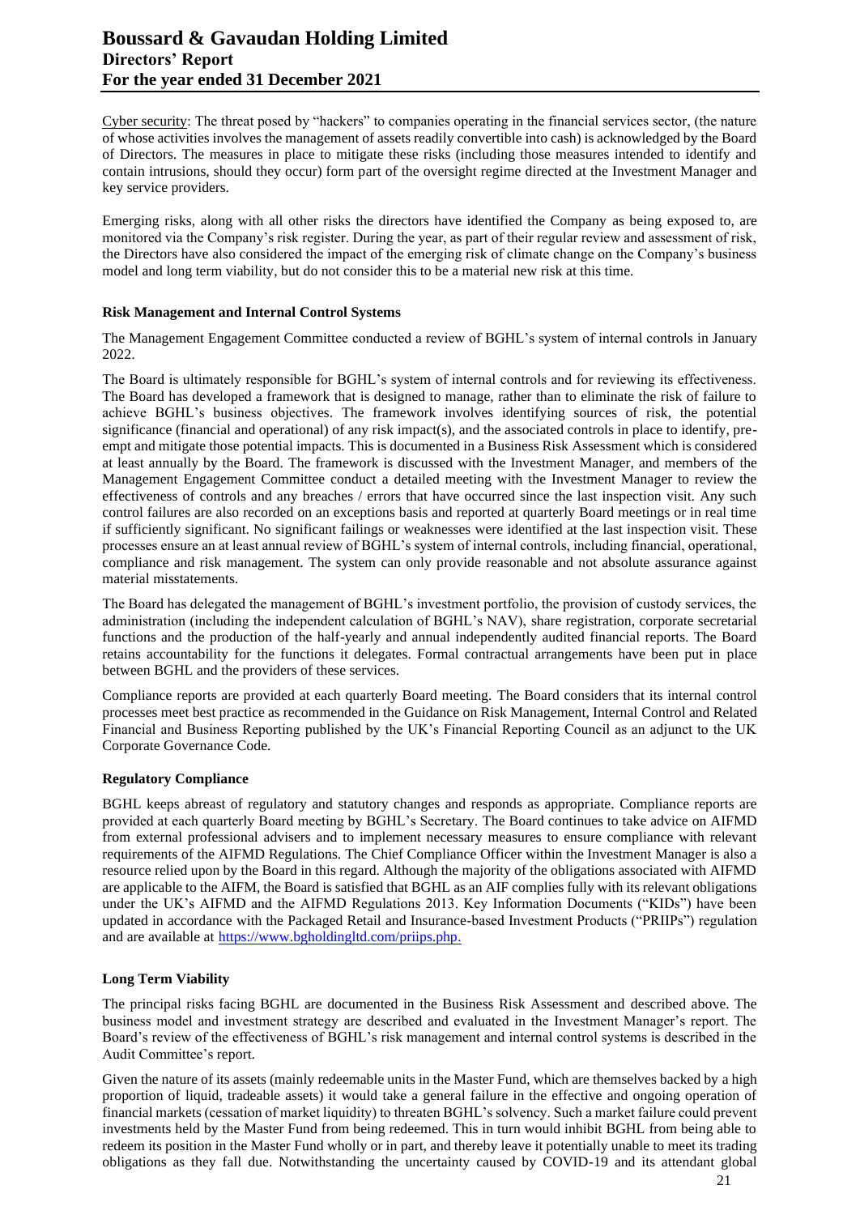Cyber security: The threat posed by "hackers" to companies operating in the financial services sector, (the nature of whose activities involves the management of assets readily convertible into cash) is acknowledged by the Board of Directors. The measures in place to mitigate these risks (including those measures intended to identify and contain intrusions, should they occur) form part of the oversight regime directed at the Investment Manager and key service providers.

Emerging risks, along with all other risks the directors have identified the Company as being exposed to, are monitored via the Company's risk register. During the year, as part of their regular review and assessment of risk, the Directors have also considered the impact of the emerging risk of climate change on the Company's business model and long term viability, but do not consider this to be a material new risk at this time.

**Risk Management and Internal Control Systems**

The Management Engagement Committee conducted a review of BGHL's system of internal controls in January 2022.

The Board is ultimately responsible for BGHL's system of internal controls and for reviewing its effectiveness. The Board has developed a framework that is designed to manage, rather than to eliminate the risk of failure to achieve BGHL's business objectives. The framework involves identifying sources of risk, the potential significance (financial and operational) of any risk impact(s), and the associated controls in place to identify, pre-empt and mitigate those potential impacts. This is documented in a Business Risk Assessment which is considered at least annually by the Board. The framework is discussed with the Investment Manager, and members of the Management Engagement Committee conduct a detailed meeting with the Investment Manager to review the effectiveness of controls and any breaches / errors that have occurred since the last inspection visit. Any such control failures are also recorded on an exceptions basis and reported at quarterly Board meetings or in real time if sufficiently significant. No significant failings or weaknesses were identified at the last inspection visit. These processes ensure an at least annual review of BGHL's system of internal controls, including financial, operational, compliance and risk management. The system can only provide reasonable and not absolute assurance against material misstatements.

The Board has delegated the management of BGHL's investment portfolio, the provision of custody services, the administration (including the independent calculation of BGHL's NAV), share registration, corporate secretarial functions and the production of the half-yearly and annual independently audited financial reports. The Board retains accountability for the functions it delegates. Formal contractual arrangements have been put in place between BGHL and the providers of these services.

Compliance reports are provided at each quarterly Board meeting. The Board considers that its internal control processes meet best practice as recommended in the Guidance on Risk Management, Internal Control and Related Financial and Business Reporting published by the UK's Financial Reporting Council as an adjunct to the UK Corporate Governance Code.

**Regulatory Compliance**

BGHL keeps abreast of regulatory and statutory changes and responds as appropriate. Compliance reports are provided at each quarterly Board meeting by BGHL's Secretary. The Board continues to take advice on AIFMD from external professional advisers and to implement necessary measures to ensure compliance with relevant requirements of the AIFMD Regulations. The Chief Compliance Officer within the Investment Manager is also a resource relied upon by the Board in this regard. Although the majority of the obligations associated with AIFMD are applicable to the AIFM, the Board is satisfied that BGHL as an AIF complies fully with its relevant obligations under the UK's AIFMD and the AIFMD Regulations 2013. Key Information Documents ("KIDs") have been updated in accordance with the Packaged Retail and Insurance-based Investment Products ("PRIIPs") regulation and are available at https://www.bgholdingltd.com/priips.php.

**Long Term Viability**

The principal risks facing BGHL are documented in the Business Risk Assessment and described above. The business model and investment strategy are described and evaluated in the Investment Manager's report. The Board's review of the effectiveness of BGHL's risk management and internal control systems is described in the Audit Committee's report.

Given the nature of its assets (mainly redeemable units in the Master Fund, which are themselves backed by a high proportion of liquid, tradeable assets) it would take a general failure in the effective and ongoing operation of financial markets (cessation of market liquidity) to threaten BGHL's solvency. Such a market failure could prevent investments held by the Master Fund from being redeemed. This in turn would inhibit BGHL from being able to redeem its position in the Master Fund wholly or in part, and thereby leave it potentially unable to meet its trading obligations as they fall due. Notwithstanding the uncertainty caused by COVID-19 and its attendant global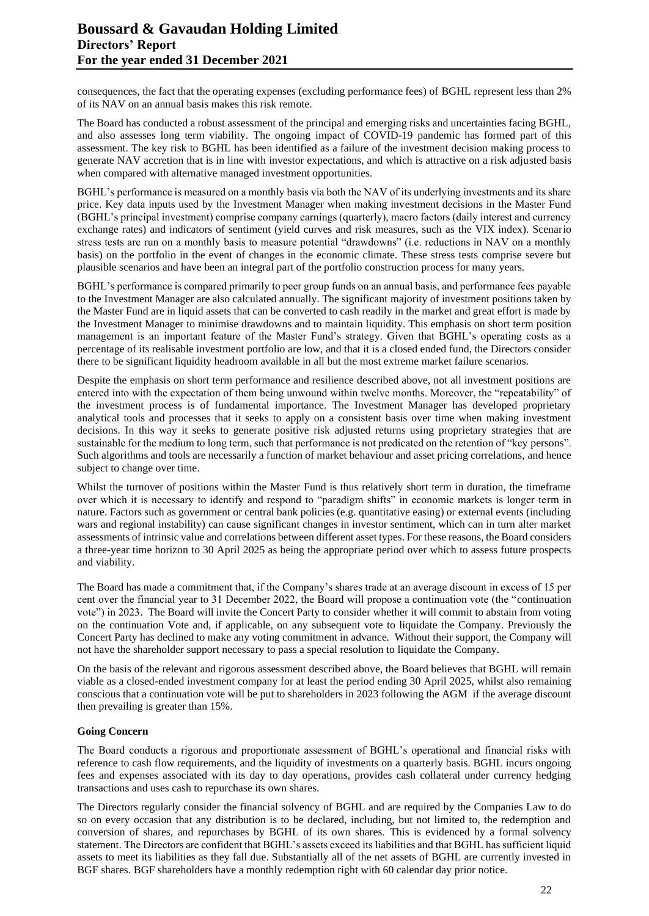consequences, the fact that the operating expenses (excluding performance fees) of BGHL represent less than 2% of its NAV on an annual basis makes this risk remote.

The Board has conducted a robust assessment of the principal and emerging risks and uncertainties facing BGHL, and also assesses long term viability. The ongoing impact of COVID-19 pandemic has formed part of this assessment. The key risk to BGHL has been identified as a failure of the investment decision making process to generate NAV accretion that is in line with investor expectations, and which is attractive on a risk adjusted basis when compared with alternative managed investment opportunities.

BGHL's performance is measured on a monthly basis via both the NAV of its underlying investments and its share price. Key data inputs used by the Investment Manager when making investment decisions in the Master Fund (BGHL's principal investment) comprise company earnings (quarterly), macro factors (daily interest and currency exchange rates) and indicators of sentiment (yield curves and risk measures, such as the VIX index). Scenario stress tests are run on a monthly basis to measure potential "drawdowns" (i.e. reductions in NAV on a monthly basis) on the portfolio in the event of changes in the economic climate. These stress tests comprise severe but plausible scenarios and have been an integral part of the portfolio construction process for many years.

BGHL's performance is compared primarily to peer group funds on an annual basis, and performance fees payable to the Investment Manager are also calculated annually. The significant majority of investment positions taken by the Master Fund are in liquid assets that can be converted to cash readily in the market and great effort is made by the Investment Manager to minimise drawdowns and to maintain liquidity. This emphasis on short term position management is an important feature of the Master Fund's strategy. Given that BGHL's operating costs as a percentage of its realisable investment portfolio are low, and that it is a closed ended fund, the Directors consider there to be significant liquidity headroom available in all but the most extreme market failure scenarios.

Despite the emphasis on short term performance and resilience described above, not all investment positions are entered into with the expectation of them being unwound within twelve months. Moreover, the "repeatability" of the investment process is of fundamental importance. The Investment Manager has developed proprietary analytical tools and processes that it seeks to apply on a consistent basis over time when making investment decisions. In this way it seeks to generate positive risk adjusted returns using proprietary strategies that are sustainable for the medium to long term, such that performance is not predicated on the retention of "key persons". Such algorithms and tools are necessarily a function of market behaviour and asset pricing correlations, and hence subject to change over time.

Whilst the turnover of positions within the Master Fund is thus relatively short term in duration, the timeframe over which it is necessary to identify and respond to "paradigm shifts" in economic markets is longer term in nature. Factors such as government or central bank policies (e.g. quantitative easing) or external events (including wars and regional instability) can cause significant changes in investor sentiment, which can in turn alter market assessments of intrinsic value and correlations between different asset types. For these reasons, the Board considers a three-year time horizon to 30 April 2025 as being the appropriate period over which to assess future prospects and viability.

The Board has made a commitment that, if the Company's shares trade at an average discount in excess of 15 per cent over the financial year to 31 December 2022, the Board will propose a continuation vote (the "continuation vote") in 2023. The Board will invite the Concert Party to consider whether it will commit to abstain from voting on the continuation Vote and, if applicable, on any subsequent vote to liquidate the Company. Previously the Concert Party has declined to make any voting commitment in advance. Without their support, the Company will not have the shareholder support necessary to pass a special resolution to liquidate the Company.

On the basis of the relevant and rigorous assessment described above, the Board believes that BGHL will remain viable as a closed-ended investment company for at least the period ending 30 April 2025, whilst also remaining conscious that a continuation vote will be put to shareholders in 2023 following the AGM if the average discount then prevailing is greater than 15%.

**Going Concern**

The Board conducts a rigorous and proportionate assessment of BGHL's operational and financial risks with reference to cash flow requirements, and the liquidity of investments on a quarterly basis. BGHL incurs ongoing fees and expenses associated with its day to day operations, provides cash collateral under currency hedging transactions and uses cash to repurchase its own shares.

The Directors regularly consider the financial solvency of BGHL and are required by the Companies Law to do so on every occasion that any distribution is to be declared, including, but not limited to, the redemption and conversion of shares, and repurchases by BGHL of its own shares. This is evidenced by a formal solvency statement. The Directors are confident that BGHL's assets exceed its liabilities and that BGHL has sufficient liquid assets to meet its liabilities as they fall due. Substantially all of the net assets of BGHL are currently invested in BGF shares. BGF shareholders have a monthly redemption right with 60 calendar day prior notice.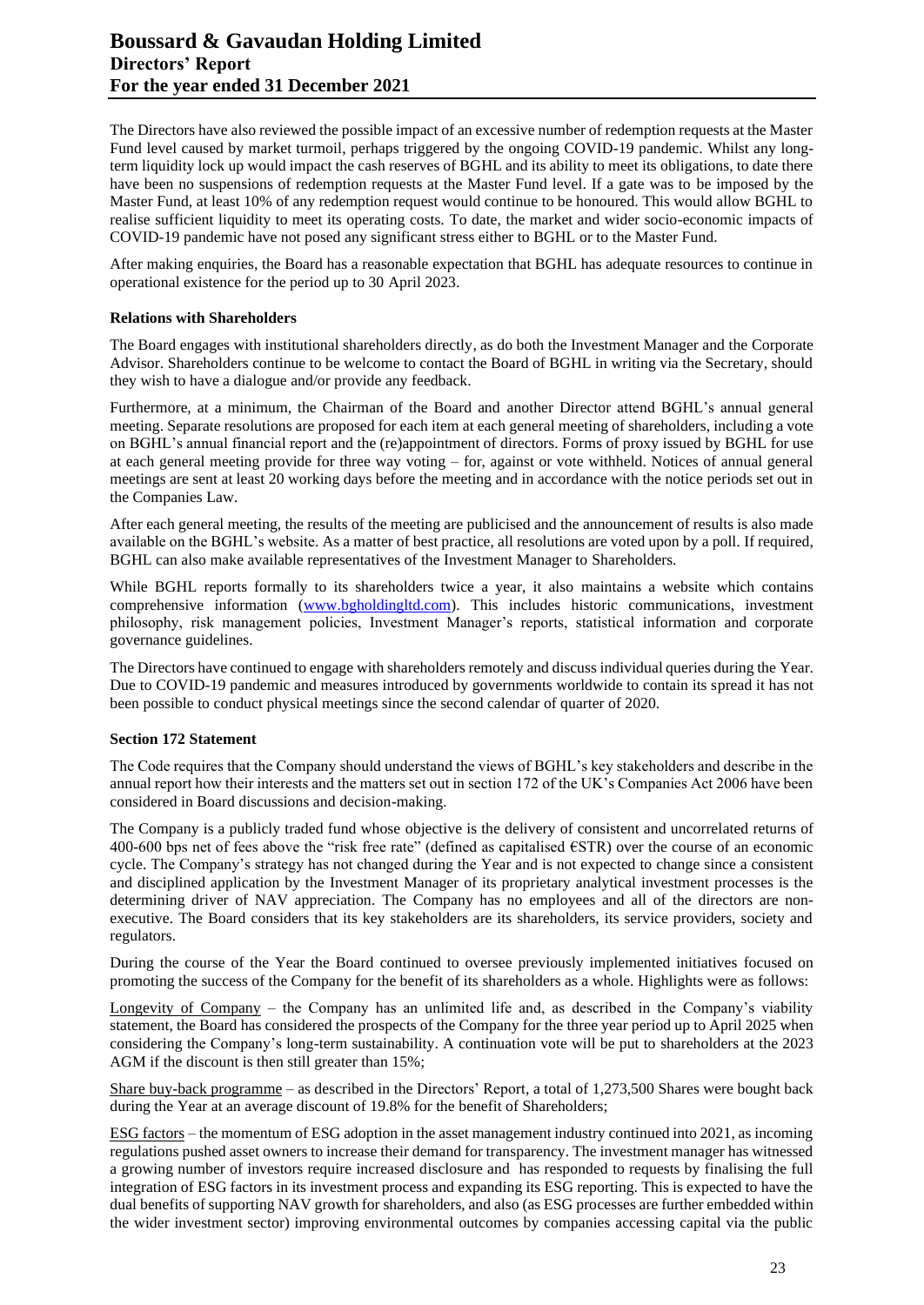The Directors have also reviewed the possible impact of an excessive number of redemption requests at the Master Fund level caused by market turmoil, perhaps triggered by the ongoing COVID-19 pandemic. Whilst any long-term liquidity lock up would impact the cash reserves of BGHL and its ability to meet its obligations, to date there have been no suspensions of redemption requests at the Master Fund level. If a gate was to be imposed by the Master Fund, at least 10% of any redemption request would continue to be honoured. This would allow BGHL to realise sufficient liquidity to meet its operating costs. To date, the market and wider socio-economic impacts of COVID-19 pandemic have not posed any significant stress either to BGHL or to the Master Fund.

After making enquiries, the Board has a reasonable expectation that BGHL has adequate resources to continue in operational existence for the period up to 30 April 2023.

**Relations with Shareholders**

The Board engages with institutional shareholders directly, as do both the Investment Manager and the Corporate Advisor. Shareholders continue to be welcome to contact the Board of BGHL in writing via the Secretary, should they wish to have a dialogue and/or provide any feedback.

Furthermore, at a minimum, the Chairman of the Board and another Director attend BGHL's annual general meeting. Separate resolutions are proposed for each item at each general meeting of shareholders, including a vote on BGHL's annual financial report and the (re)appointment of directors. Forms of proxy issued by BGHL for use at each general meeting provide for three way voting – for, against or vote withheld. Notices of annual general meetings are sent at least 20 working days before the meeting and in accordance with the notice periods set out in the Companies Law.

After each general meeting, the results of the meeting are publicised and the announcement of results is also made available on the BGHL's website. As a matter of best practice, all resolutions are voted upon by a poll. If required, BGHL can also make available representatives of the Investment Manager to Shareholders.

While BGHL reports formally to its shareholders twice a year, it also maintains a website which contains comprehensive information (www.bgholdingltd.com). This includes historic communications, investment philosophy, risk management policies, Investment Manager's reports, statistical information and corporate governance guidelines.

The Directors have continued to engage with shareholders remotely and discuss individual queries during the Year. Due to COVID-19 pandemic and measures introduced by governments worldwide to contain its spread it has not been possible to conduct physical meetings since the second calendar of quarter of 2020.

**Section 172 Statement**

The Code requires that the Company should understand the views of BGHL's key stakeholders and describe in the annual report how their interests and the matters set out in section 172 of the UK's Companies Act 2006 have been considered in Board discussions and decision-making.

The Company is a publicly traded fund whose objective is the delivery of consistent and uncorrelated returns of 400-600 bps net of fees above the "risk free rate" (defined as capitalised €STR) over the course of an economic cycle. The Company's strategy has not changed during the Year and is not expected to change since a consistent and disciplined application by the Investment Manager of its proprietary analytical investment processes is the determining driver of NAV appreciation. The Company has no employees and all of the directors are non-executive. The Board considers that its key stakeholders are its shareholders, its service providers, society and regulators.

During the course of the Year the Board continued to oversee previously implemented initiatives focused on promoting the success of the Company for the benefit of its shareholders as a whole. Highlights were as follows:

Longevity of Company – the Company has an unlimited life and, as described in the Company's viability statement, the Board has considered the prospects of the Company for the three year period up to April 2025 when considering the Company's long-term sustainability. A continuation vote will be put to shareholders at the 2023 AGM if the discount is then still greater than 15%;

Share buy-back programme – as described in the Directors' Report, a total of 1,273,500 Shares were bought back during the Year at an average discount of 19.8% for the benefit of Shareholders;

ESG factors – the momentum of ESG adoption in the asset management industry continued into 2021, as incoming regulations pushed asset owners to increase their demand for transparency. The investment manager has witnessed a growing number of investors require increased disclosure and has responded to requests by finalising the full integration of ESG factors in its investment process and expanding its ESG reporting. This is expected to have the dual benefits of supporting NAV growth for shareholders, and also (as ESG processes are further embedded within the wider investment sector) improving environmental outcomes by companies accessing capital via the public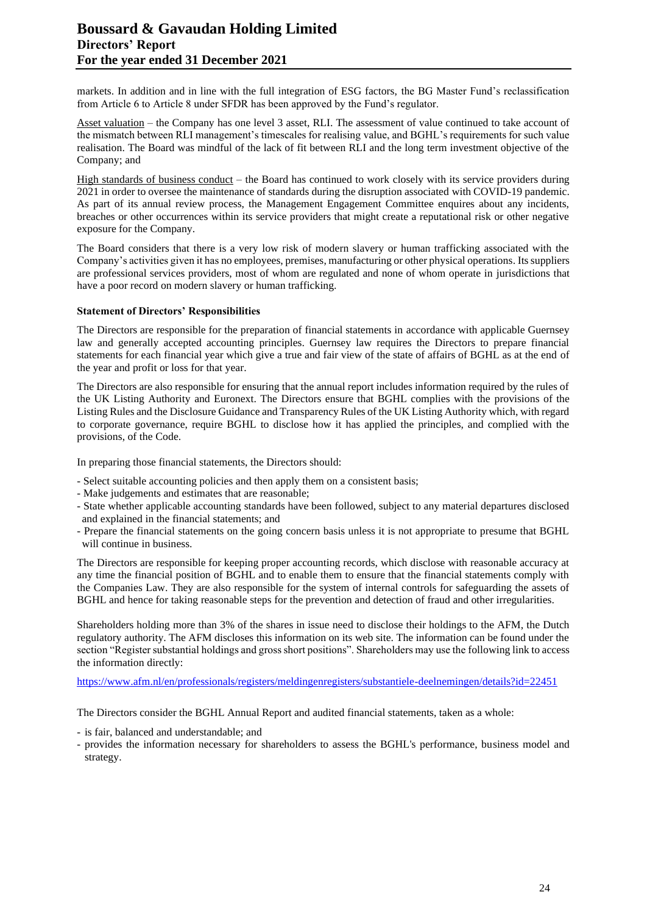markets. In addition and in line with the full integration of ESG factors, the BG Master Fund's reclassification from Article 6 to Article 8 under SFDR has been approved by the Fund's regulator.

Asset valuation – the Company has one level 3 asset, RLI. The assessment of value continued to take account of the mismatch between RLI management's timescales for realising value, and BGHL's requirements for such value realisation. The Board was mindful of the lack of fit between RLI and the long term investment objective of the Company; and

High standards of business conduct – the Board has continued to work closely with its service providers during 2021 in order to oversee the maintenance of standards during the disruption associated with COVID-19 pandemic. As part of its annual review process, the Management Engagement Committee enquires about any incidents, breaches or other occurrences within its service providers that might create a reputational risk or other negative exposure for the Company.

The Board considers that there is a very low risk of modern slavery or human trafficking associated with the Company's activities given it has no employees, premises, manufacturing or other physical operations. Its suppliers are professional services providers, most of whom are regulated and none of whom operate in jurisdictions that have a poor record on modern slavery or human trafficking.

**Statement of Directors' Responsibilities**

The Directors are responsible for the preparation of financial statements in accordance with applicable Guernsey law and generally accepted accounting principles. Guernsey law requires the Directors to prepare financial statements for each financial year which give a true and fair view of the state of affairs of BGHL as at the end of the year and profit or loss for that year.

The Directors are also responsible for ensuring that the annual report includes information required by the rules of the UK Listing Authority and Euronext. The Directors ensure that BGHL complies with the provisions of the Listing Rules and the Disclosure Guidance and Transparency Rules of the UK Listing Authority which, with regard to corporate governance, require BGHL to disclose how it has applied the principles, and complied with the provisions, of the Code.

In preparing those financial statements, the Directors should:

- Select suitable accounting policies and then apply them on a consistent basis;
- Make judgements and estimates that are reasonable;
- State whether applicable accounting standards have been followed, subject to any material departures disclosed and explained in the financial statements; and
- Prepare the financial statements on the going concern basis unless it is not appropriate to presume that BGHL will continue in business.

The Directors are responsible for keeping proper accounting records, which disclose with reasonable accuracy at any time the financial position of BGHL and to enable them to ensure that the financial statements comply with the Companies Law. They are also responsible for the system of internal controls for safeguarding the assets of BGHL and hence for taking reasonable steps for the prevention and detection of fraud and other irregularities.

Shareholders holding more than 3% of the shares in issue need to disclose their holdings to the AFM, the Dutch regulatory authority. The AFM discloses this information on its web site. The information can be found under the section "Register substantial holdings and gross short positions". Shareholders may use the following link to access the information directly:

https://www.afm.nl/en/professionals/registers/meldingenregisters/substantiele-deelnemingen/details?id=22451

The Directors consider the BGHL Annual Report and audited financial statements, taken as a whole:

- is fair, balanced and understandable; and
- provides the information necessary for shareholders to assess the BGHL's performance, business model and strategy.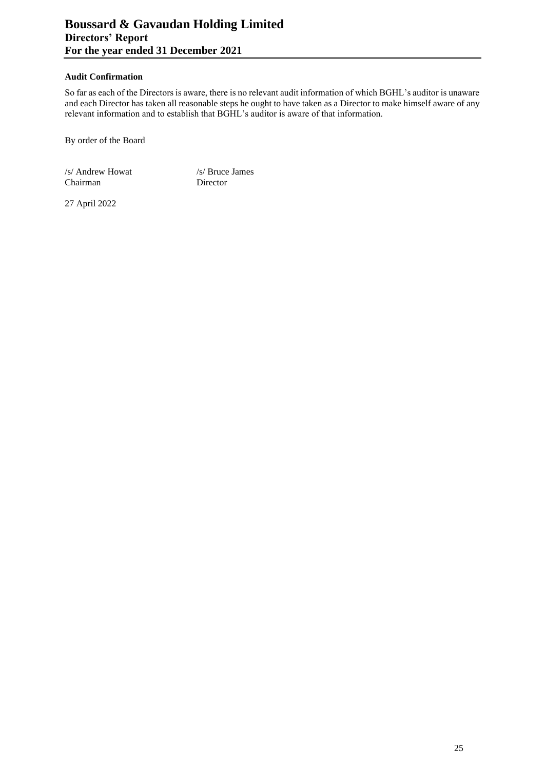#### Audit Confirmation

So far as each of the Directors is aware, there is no relevant audit information of which BGHL's auditor is unaware and each Director has taken all reasonable steps he ought to have taken as a Director to make himself aware of any relevant information and to establish that BGHL's auditor is aware of that information.

By order of the Board

| /s/ Andrew Howat | /s/ Bruce James |
|---|---|
| Chairman | Director |

27 April 2022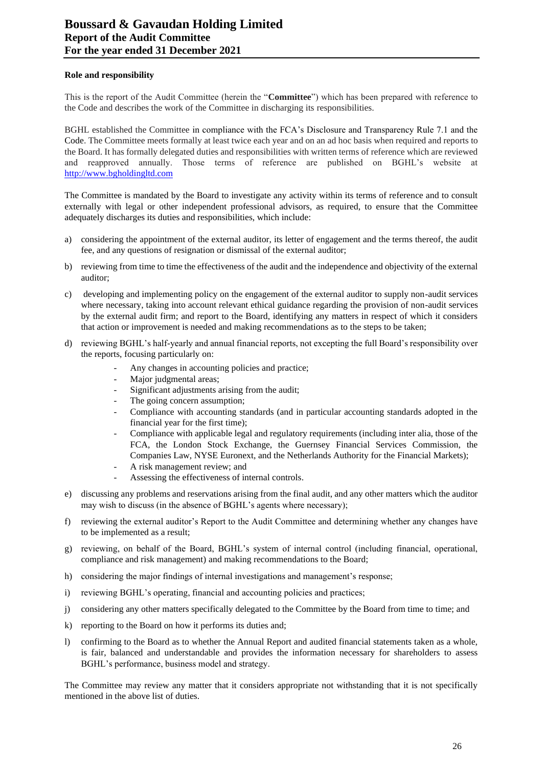#### Role and responsibility

This is the report of the Audit Committee (herein the "**Committee**") which has been prepared with reference to the Code and describes the work of the Committee in discharging its responsibilities.

BGHL established the Committee in compliance with the FCA's Disclosure and Transparency Rule 7.1 and the Code. The Committee meets formally at least twice each year and on an ad hoc basis when required and reports to the Board. It has formally delegated duties and responsibilities with written terms of reference which are reviewed and reapproved annually. Those terms of reference are published on BGHL's website at http://www.bgholdingltd.com

The Committee is mandated by the Board to investigate any activity within its terms of reference and to consult externally with legal or other independent professional advisors, as required, to ensure that the Committee adequately discharges its duties and responsibilities, which include:

a) considering the appointment of the external auditor, its letter of engagement and the terms thereof, the audit fee, and any questions of resignation or dismissal of the external auditor;

b) reviewing from time to time the effectiveness of the audit and the independence and objectivity of the external auditor;

c) developing and implementing policy on the engagement of the external auditor to supply non-audit services where necessary, taking into account relevant ethical guidance regarding the provision of non-audit services by the external audit firm; and report to the Board, identifying any matters in respect of which it considers that action or improvement is needed and making recommendations as to the steps to be taken;

d) reviewing BGHL's half-yearly and annual financial reports, not excepting the full Board's responsibility over the reports, focusing particularly on:
   - Any changes in accounting policies and practice;
   - Major judgmental areas;
   - Significant adjustments arising from the audit;
   - The going concern assumption;
   - Compliance with accounting standards (and in particular accounting standards adopted in the financial year for the first time);
   - Compliance with applicable legal and regulatory requirements (including inter alia, those of the FCA, the London Stock Exchange, the Guernsey Financial Services Commission, the Companies Law, NYSE Euronext, and the Netherlands Authority for the Financial Markets);
   - A risk management review; and
   - Assessing the effectiveness of internal controls.

e) discussing any problems and reservations arising from the final audit, and any other matters which the auditor may wish to discuss (in the absence of BGHL's agents where necessary);

f) reviewing the external auditor's Report to the Audit Committee and determining whether any changes have to be implemented as a result;

g) reviewing, on behalf of the Board, BGHL's system of internal control (including financial, operational, compliance and risk management) and making recommendations to the Board;

h) considering the major findings of internal investigations and management's response;

i) reviewing BGHL's operating, financial and accounting policies and practices;

j) considering any other matters specifically delegated to the Committee by the Board from time to time; and

k) reporting to the Board on how it performs its duties and;

l) confirming to the Board as to whether the Annual Report and audited financial statements taken as a whole, is fair, balanced and understandable and provides the information necessary for shareholders to assess BGHL's performance, business model and strategy.

The Committee may review any matter that it considers appropriate not withstanding that it is not specifically mentioned in the above list of duties.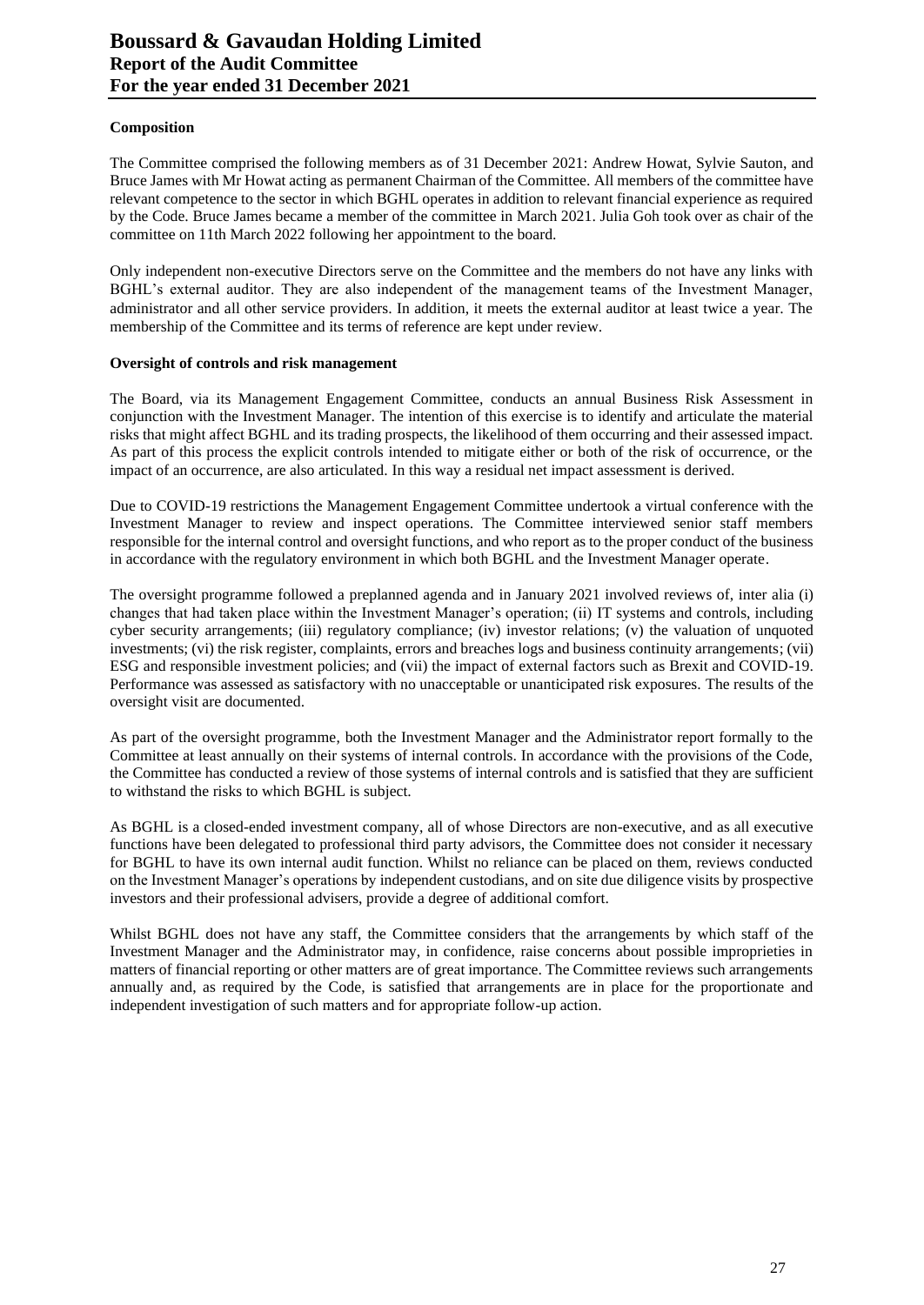### Composition

The Committee comprised the following members as of 31 December 2021: Andrew Howat, Sylvie Sauton, and Bruce James with Mr Howat acting as permanent Chairman of the Committee. All members of the committee have relevant competence to the sector in which BGHL operates in addition to relevant financial experience as required by the Code. Bruce James became a member of the committee in March 2021. Julia Goh took over as chair of the committee on 11th March 2022 following her appointment to the board.

Only independent non-executive Directors serve on the Committee and the members do not have any links with BGHL's external auditor. They are also independent of the management teams of the Investment Manager, administrator and all other service providers. In addition, it meets the external auditor at least twice a year. The membership of the Committee and its terms of reference are kept under review.

### Oversight of controls and risk management

The Board, via its Management Engagement Committee, conducts an annual Business Risk Assessment in conjunction with the Investment Manager. The intention of this exercise is to identify and articulate the material risks that might affect BGHL and its trading prospects, the likelihood of them occurring and their assessed impact. As part of this process the explicit controls intended to mitigate either or both of the risk of occurrence, or the impact of an occurrence, are also articulated. In this way a residual net impact assessment is derived.

Due to COVID-19 restrictions the Management Engagement Committee undertook a virtual conference with the Investment Manager to review and inspect operations. The Committee interviewed senior staff members responsible for the internal control and oversight functions, and who report as to the proper conduct of the business in accordance with the regulatory environment in which both BGHL and the Investment Manager operate.

The oversight programme followed a preplanned agenda and in January 2021 involved reviews of, inter alia (i) changes that had taken place within the Investment Manager's operation; (ii) IT systems and controls, including cyber security arrangements; (iii) regulatory compliance; (iv) investor relations; (v) the valuation of unquoted investments; (vi) the risk register, complaints, errors and breaches logs and business continuity arrangements; (vii) ESG and responsible investment policies; and (vii) the impact of external factors such as Brexit and COVID-19. Performance was assessed as satisfactory with no unacceptable or unanticipated risk exposures. The results of the oversight visit are documented.

As part of the oversight programme, both the Investment Manager and the Administrator report formally to the Committee at least annually on their systems of internal controls. In accordance with the provisions of the Code, the Committee has conducted a review of those systems of internal controls and is satisfied that they are sufficient to withstand the risks to which BGHL is subject.

As BGHL is a closed-ended investment company, all of whose Directors are non-executive, and as all executive functions have been delegated to professional third party advisors, the Committee does not consider it necessary for BGHL to have its own internal audit function. Whilst no reliance can be placed on them, reviews conducted on the Investment Manager's operations by independent custodians, and on site due diligence visits by prospective investors and their professional advisers, provide a degree of additional comfort.

Whilst BGHL does not have any staff, the Committee considers that the arrangements by which staff of the Investment Manager and the Administrator may, in confidence, raise concerns about possible improprieties in matters of financial reporting or other matters are of great importance. The Committee reviews such arrangements annually and, as required by the Code, is satisfied that arrangements are in place for the proportionate and independent investigation of such matters and for appropriate follow-up action.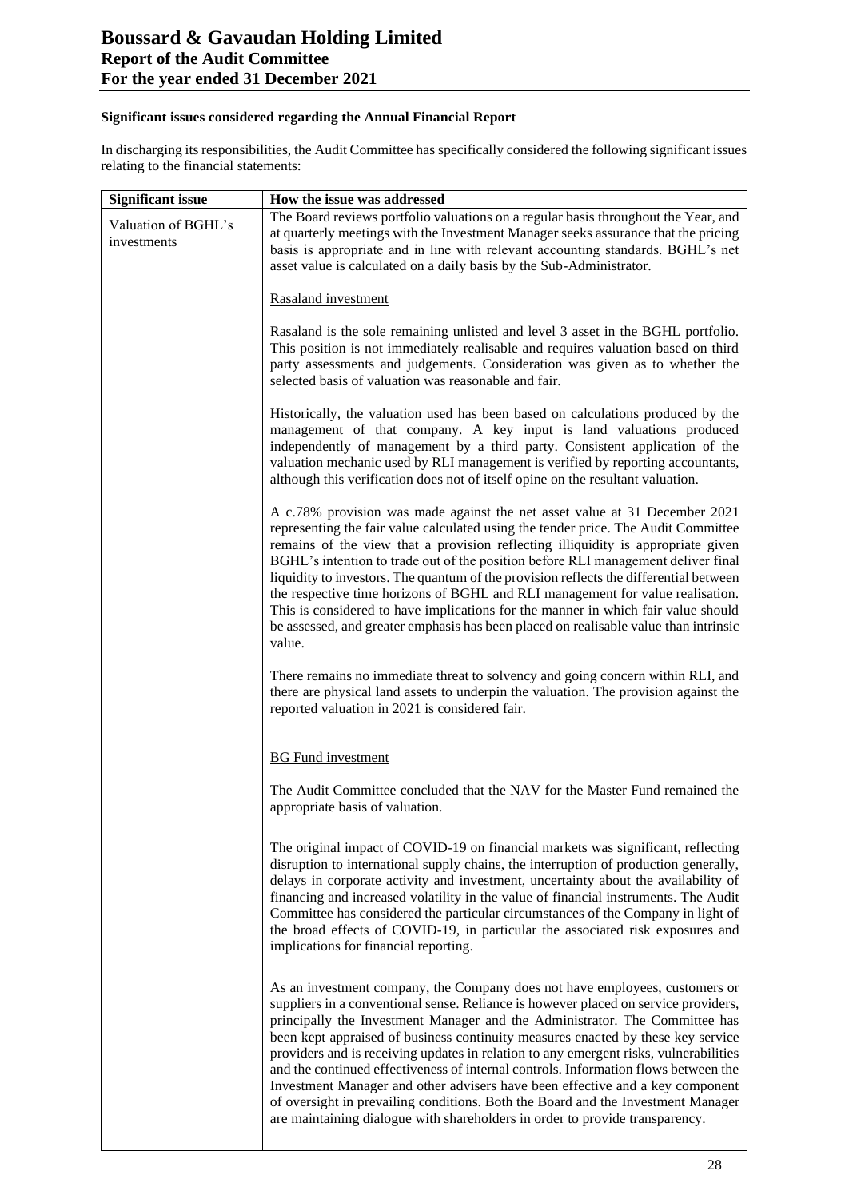**Significant issues considered regarding the Annual Financial Report**

In discharging its responsibilities, the Audit Committee has specifically considered the following significant issues relating to the financial statements:

| Significant issue | How the issue was addressed |
| --- | --- |
| Valuation of BGHL's investments | The Board reviews portfolio valuations on a regular basis throughout the Year, and at quarterly meetings with the Investment Manager seeks assurance that the pricing basis is appropriate and in line with relevant accounting standards. BGHL's net asset value is calculated on a daily basis by the Sub-Administrator.<br><br>Rasaland investment<br><br>Rasaland is the sole remaining unlisted and level 3 asset in the BGHL portfolio. This position is not immediately realisable and requires valuation based on third party assessments and judgements. Consideration was given as to whether the selected basis of valuation was reasonable and fair.<br><br>Historically, the valuation used has been based on calculations produced by the management of that company. A key input is land valuations produced independently of management by a third party. Consistent application of the valuation mechanic used by RLI management is verified by reporting accountants, although this verification does not of itself opine on the resultant valuation.<br><br>A c.78% provision was made against the net asset value at 31 December 2021 representing the fair value calculated using the tender price. The Audit Committee remains of the view that a provision reflecting illiquidity is appropriate given BGHL's intention to trade out of the position before RLI management deliver final liquidity to investors. The quantum of the provision reflects the differential between the respective time horizons of BGHL and RLI management for value realisation. This is considered to have implications for the manner in which fair value should be assessed, and greater emphasis has been placed on realisable value than intrinsic value.<br><br>There remains no immediate threat to solvency and going concern within RLI, and there are physical land assets to underpin the valuation. The provision against the reported valuation in 2021 is considered fair.<br><br>BG Fund investment<br><br>The Audit Committee concluded that the NAV for the Master Fund remained the appropriate basis of valuation.<br><br>The original impact of COVID-19 on financial markets was significant, reflecting disruption to international supply chains, the interruption of production generally, delays in corporate activity and investment, uncertainty about the availability of financing and increased volatility in the value of financial instruments. The Audit Committee has considered the particular circumstances of the Company in light of the broad effects of COVID-19, in particular the associated risk exposures and implications for financial reporting.<br><br>As an investment company, the Company does not have employees, customers or suppliers in a conventional sense. Reliance is however placed on service providers, principally the Investment Manager and the Administrator. The Committee has been kept appraised of business continuity measures enacted by these key service providers and is receiving updates in relation to any emergent risks, vulnerabilities and the continued effectiveness of internal controls. Information flows between the Investment Manager and other advisers have been effective and a key component of oversight in prevailing conditions. Both the Board and the Investment Manager are maintaining dialogue with shareholders in order to provide transparency. |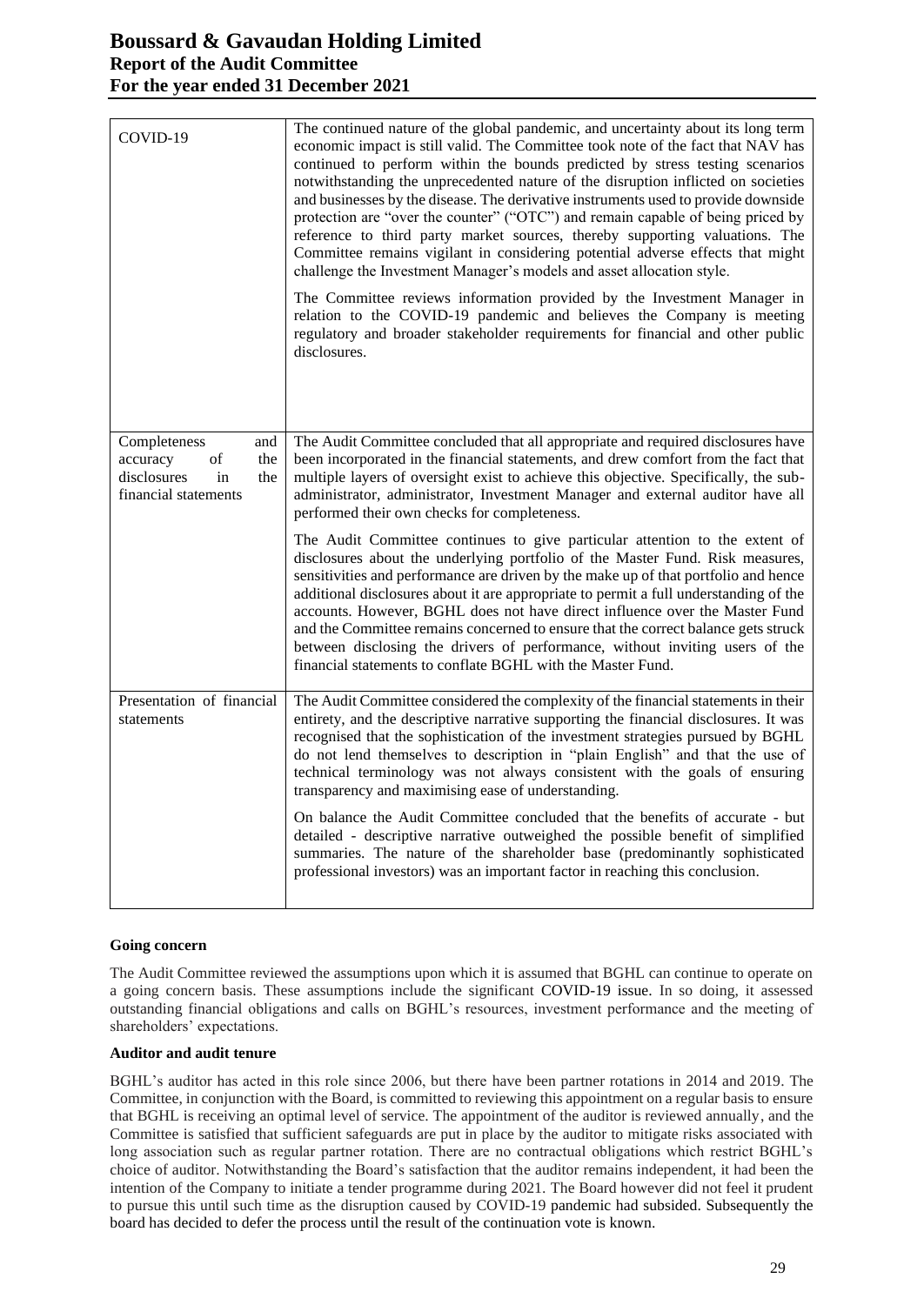| | |
|---|---|
| COVID-19 | The continued nature of the global pandemic, and uncertainty about its long term economic impact is still valid. The Committee took note of the fact that NAV has continued to perform within the bounds predicted by stress testing scenarios notwithstanding the unprecedented nature of the disruption inflicted on societies and businesses by the disease. The derivative instruments used to provide downside protection are "over the counter" ("OTC") and remain capable of being priced by reference to third party market sources, thereby supporting valuations. The Committee remains vigilant in considering potential adverse effects that might challenge the Investment Manager's models and asset allocation style.<br><br>The Committee reviews information provided by the Investment Manager in relation to the COVID-19 pandemic and believes the Company is meeting regulatory and broader stakeholder requirements for financial and other public disclosures. |
| Completeness and accuracy of the disclosures in the financial statements | The Audit Committee concluded that all appropriate and required disclosures have been incorporated in the financial statements, and drew comfort from the fact that multiple layers of oversight exist to achieve this objective. Specifically, the sub-administrator, administrator, Investment Manager and external auditor have all performed their own checks for completeness.<br><br>The Audit Committee continues to give particular attention to the extent of disclosures about the underlying portfolio of the Master Fund. Risk measures, sensitivities and performance are driven by the make up of that portfolio and hence additional disclosures about it are appropriate to permit a full understanding of the accounts. However, BGHL does not have direct influence over the Master Fund and the Committee remains concerned to ensure that the correct balance gets struck between disclosing the drivers of performance, without inviting users of the financial statements to conflate BGHL with the Master Fund. |
| Presentation of financial statements | The Audit Committee considered the complexity of the financial statements in their entirety, and the descriptive narrative supporting the financial disclosures. It was recognised that the sophistication of the investment strategies pursued by BGHL do not lend themselves to description in "plain English" and that the use of technical terminology was not always consistent with the goals of ensuring transparency and maximising ease of understanding.<br><br>On balance the Audit Committee concluded that the benefits of accurate - but detailed - descriptive narrative outweighed the possible benefit of simplified summaries. The nature of the shareholder base (predominantly sophisticated professional investors) was an important factor in reaching this conclusion. |

**Going concern**

The Audit Committee reviewed the assumptions upon which it is assumed that BGHL can continue to operate on a going concern basis. These assumptions include the significant COVID-19 issue. In so doing, it assessed outstanding financial obligations and calls on BGHL's resources, investment performance and the meeting of shareholders' expectations.

**Auditor and audit tenure**

BGHL's auditor has acted in this role since 2006, but there have been partner rotations in 2014 and 2019. The Committee, in conjunction with the Board, is committed to reviewing this appointment on a regular basis to ensure that BGHL is receiving an optimal level of service. The appointment of the auditor is reviewed annually, and the Committee is satisfied that sufficient safeguards are put in place by the auditor to mitigate risks associated with long association such as regular partner rotation. There are no contractual obligations which restrict BGHL's choice of auditor. Notwithstanding the Board's satisfaction that the auditor remains independent, it had been the intention of the Company to initiate a tender programme during 2021. The Board however did not feel it prudent to pursue this until such time as the disruption caused by COVID-19 pandemic had subsided. Subsequently the board has decided to defer the process until the result of the continuation vote is known.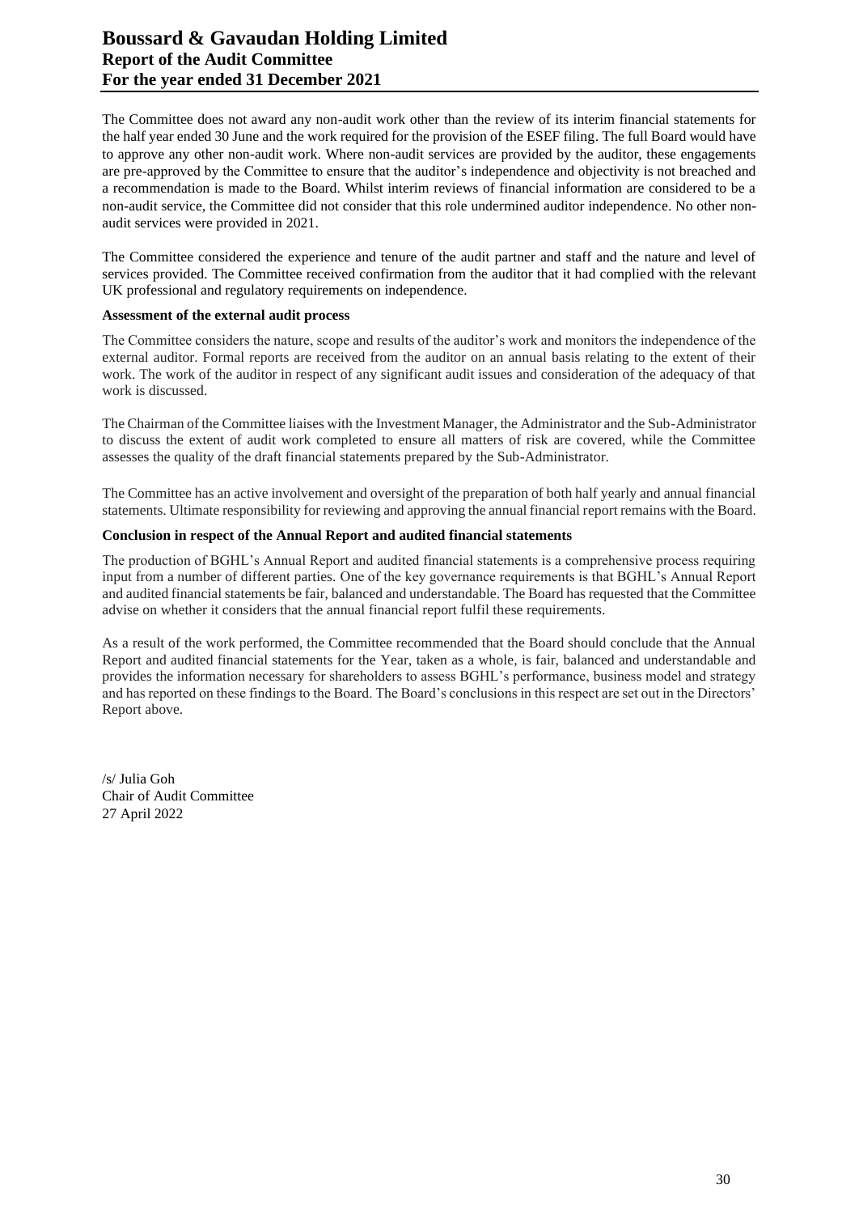The Committee does not award any non-audit work other than the review of its interim financial statements for the half year ended 30 June and the work required for the provision of the ESEF filing. The full Board would have to approve any other non-audit work. Where non-audit services are provided by the auditor, these engagements are pre-approved by the Committee to ensure that the auditor's independence and objectivity is not breached and a recommendation is made to the Board. Whilst interim reviews of financial information are considered to be a non-audit service, the Committee did not consider that this role undermined auditor independence. No other non-audit services were provided in 2021.

The Committee considered the experience and tenure of the audit partner and staff and the nature and level of services provided. The Committee received confirmation from the auditor that it had complied with the relevant UK professional and regulatory requirements on independence.

**Assessment of the external audit process**

The Committee considers the nature, scope and results of the auditor's work and monitors the independence of the external auditor. Formal reports are received from the auditor on an annual basis relating to the extent of their work. The work of the auditor in respect of any significant audit issues and consideration of the adequacy of that work is discussed.

The Chairman of the Committee liaises with the Investment Manager, the Administrator and the Sub-Administrator to discuss the extent of audit work completed to ensure all matters of risk are covered, while the Committee assesses the quality of the draft financial statements prepared by the Sub-Administrator.

The Committee has an active involvement and oversight of the preparation of both half yearly and annual financial statements. Ultimate responsibility for reviewing and approving the annual financial report remains with the Board.

**Conclusion in respect of the Annual Report and audited financial statements**

The production of BGHL's Annual Report and audited financial statements is a comprehensive process requiring input from a number of different parties. One of the key governance requirements is that BGHL's Annual Report and audited financial statements be fair, balanced and understandable. The Board has requested that the Committee advise on whether it considers that the annual financial report fulfil these requirements.

As a result of the work performed, the Committee recommended that the Board should conclude that the Annual Report and audited financial statements for the Year, taken as a whole, is fair, balanced and understandable and provides the information necessary for shareholders to assess BGHL's performance, business model and strategy and has reported on these findings to the Board. The Board's conclusions in this respect are set out in the Directors' Report above.

/s/ Julia Goh
Chair of Audit Committee
27 April 2022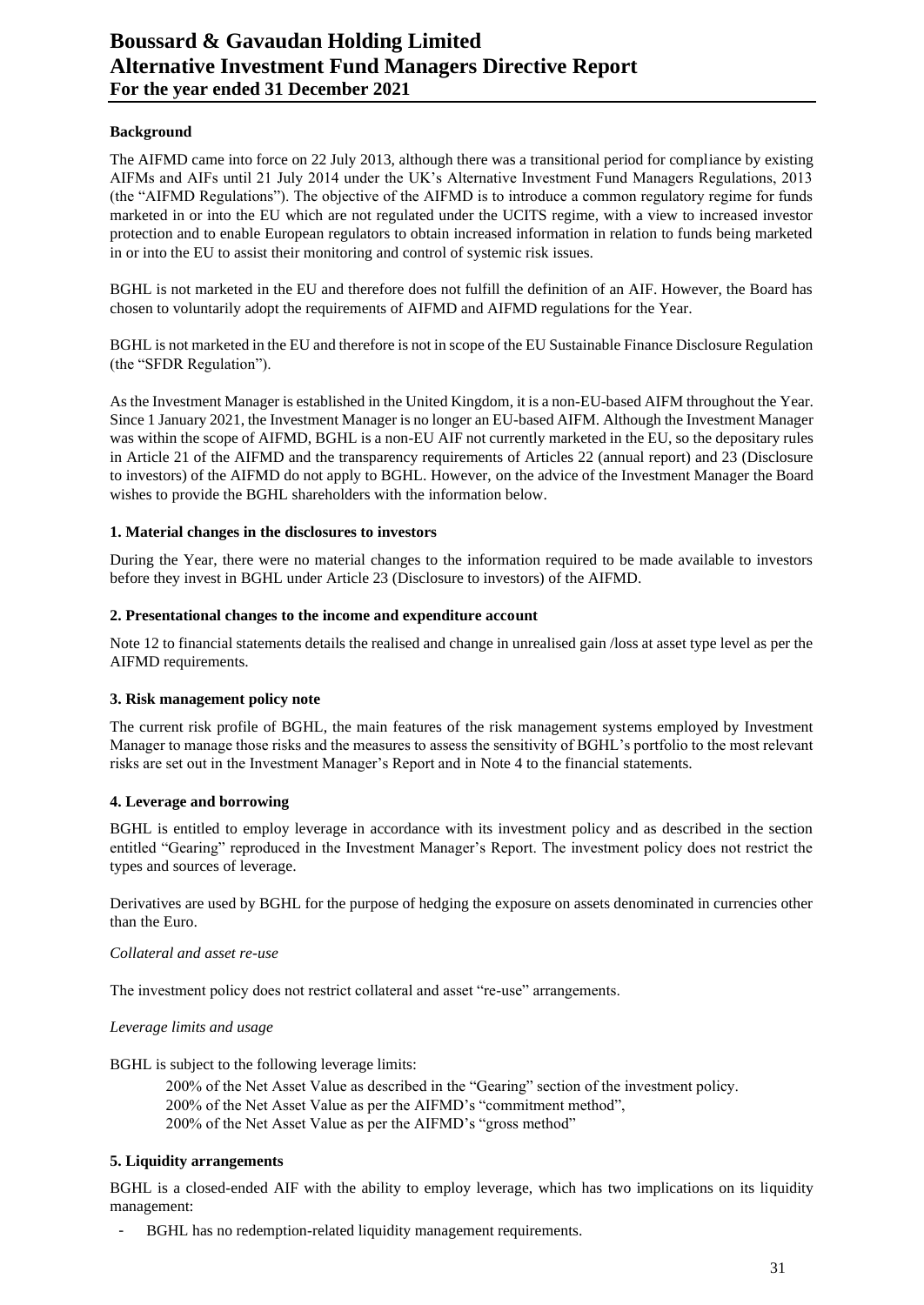# Boussard & Gavaudan Holding Limited
# Alternative Investment Fund Managers Directive Report
## For the year ended 31 December 2021

**Background**

The AIFMD came into force on 22 July 2013, although there was a transitional period for compliance by existing AIFMs and AIFs until 21 July 2014 under the UK's Alternative Investment Fund Managers Regulations, 2013 (the "AIFMD Regulations"). The objective of the AIFMD is to introduce a common regulatory regime for funds marketed in or into the EU which are not regulated under the UCITS regime, with a view to increased investor protection and to enable European regulators to obtain increased information in relation to funds being marketed in or into the EU to assist their monitoring and control of systemic risk issues.

BGHL is not marketed in the EU and therefore does not fulfill the definition of an AIF. However, the Board has chosen to voluntarily adopt the requirements of AIFMD and AIFMD regulations for the Year.

BGHL is not marketed in the EU and therefore is not in scope of the EU Sustainable Finance Disclosure Regulation (the "SFDR Regulation").

As the Investment Manager is established in the United Kingdom, it is a non-EU-based AIFM throughout the Year. Since 1 January 2021, the Investment Manager is no longer an EU-based AIFM. Although the Investment Manager was within the scope of AIFMD, BGHL is a non-EU AIF not currently marketed in the EU, so the depositary rules in Article 21 of the AIFMD and the transparency requirements of Articles 22 (annual report) and 23 (Disclosure to investors) of the AIFMD do not apply to BGHL. However, on the advice of the Investment Manager the Board wishes to provide the BGHL shareholders with the information below.

**1. Material changes in the disclosures to investors**

During the Year, there were no material changes to the information required to be made available to investors before they invest in BGHL under Article 23 (Disclosure to investors) of the AIFMD.

**2. Presentational changes to the income and expenditure account**

Note 12 to financial statements details the realised and change in unrealised gain /loss at asset type level as per the AIFMD requirements.

**3. Risk management policy note**

The current risk profile of BGHL, the main features of the risk management systems employed by Investment Manager to manage those risks and the measures to assess the sensitivity of BGHL's portfolio to the most relevant risks are set out in the Investment Manager's Report and in Note 4 to the financial statements.

**4. Leverage and borrowing**

BGHL is entitled to employ leverage in accordance with its investment policy and as described in the section entitled "Gearing" reproduced in the Investment Manager's Report. The investment policy does not restrict the types and sources of leverage.

Derivatives are used by BGHL for the purpose of hedging the exposure on assets denominated in currencies other than the Euro.

*Collateral and asset re-use*

The investment policy does not restrict collateral and asset "re-use" arrangements.

*Leverage limits and usage*

BGHL is subject to the following leverage limits:

200% of the Net Asset Value as described in the "Gearing" section of the investment policy.
200% of the Net Asset Value as per the AIFMD's "commitment method",
200% of the Net Asset Value as per the AIFMD's "gross method"

**5. Liquidity arrangements**

BGHL is a closed-ended AIF with the ability to employ leverage, which has two implications on its liquidity management:

- BGHL has no redemption-related liquidity management requirements.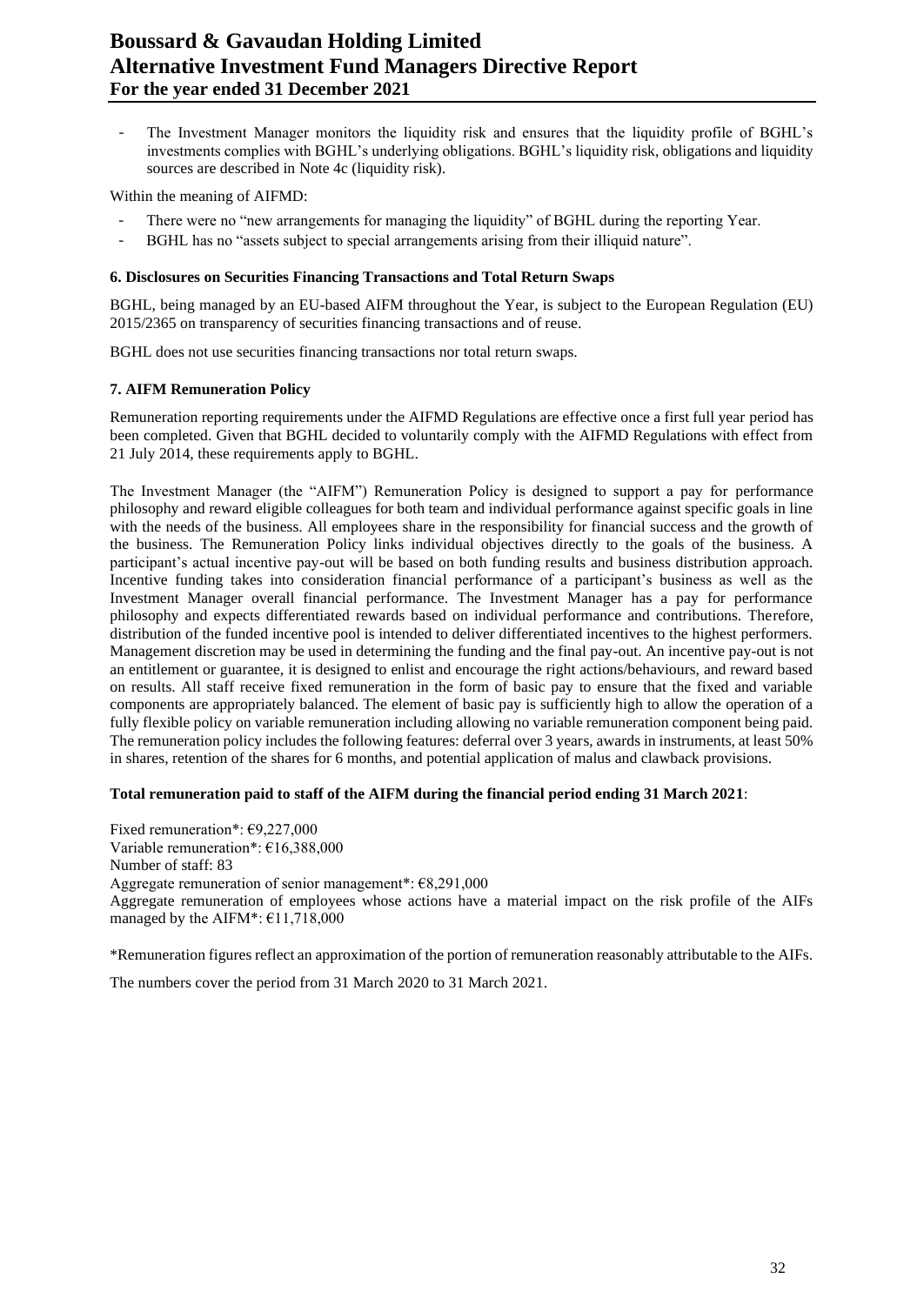- The Investment Manager monitors the liquidity risk and ensures that the liquidity profile of BGHL's investments complies with BGHL's underlying obligations. BGHL's liquidity risk, obligations and liquidity sources are described in Note 4c (liquidity risk).

Within the meaning of AIFMD:

- There were no "new arrangements for managing the liquidity" of BGHL during the reporting Year.
- BGHL has no "assets subject to special arrangements arising from their illiquid nature".

### 6. Disclosures on Securities Financing Transactions and Total Return Swaps

BGHL, being managed by an EU-based AIFM throughout the Year, is subject to the European Regulation (EU) 2015/2365 on transparency of securities financing transactions and of reuse.

BGHL does not use securities financing transactions nor total return swaps.

### 7. AIFM Remuneration Policy

Remuneration reporting requirements under the AIFMD Regulations are effective once a first full year period has been completed. Given that BGHL decided to voluntarily comply with the AIFMD Regulations with effect from 21 July 2014, these requirements apply to BGHL.

The Investment Manager (the "AIFM") Remuneration Policy is designed to support a pay for performance philosophy and reward eligible colleagues for both team and individual performance against specific goals in line with the needs of the business. All employees share in the responsibility for financial success and the growth of the business. The Remuneration Policy links individual objectives directly to the goals of the business. A participant's actual incentive pay-out will be based on both funding results and business distribution approach. Incentive funding takes into consideration financial performance of a participant's business as well as the Investment Manager overall financial performance. The Investment Manager has a pay for performance philosophy and expects differentiated rewards based on individual performance and contributions. Therefore, distribution of the funded incentive pool is intended to deliver differentiated incentives to the highest performers. Management discretion may be used in determining the funding and the final pay-out. An incentive pay-out is not an entitlement or guarantee, it is designed to enlist and encourage the right actions/behaviours, and reward based on results. All staff receive fixed remuneration in the form of basic pay to ensure that the fixed and variable components are appropriately balanced. The element of basic pay is sufficiently high to allow the operation of a fully flexible policy on variable remuneration including allowing no variable remuneration component being paid. The remuneration policy includes the following features: deferral over 3 years, awards in instruments, at least 50% in shares, retention of the shares for 6 months, and potential application of malus and clawback provisions.

**Total remuneration paid to staff of the AIFM during the financial period ending 31 March 2021**:

Fixed remuneration*: €9,227,000
Variable remuneration*: €16,388,000
Number of staff: 83
Aggregate remuneration of senior management*: €8,291,000
Aggregate remuneration of employees whose actions have a material impact on the risk profile of the AIFs managed by the AIFM*: €11,718,000

*Remuneration figures reflect an approximation of the portion of remuneration reasonably attributable to the AIFs.

The numbers cover the period from 31 March 2020 to 31 March 2021.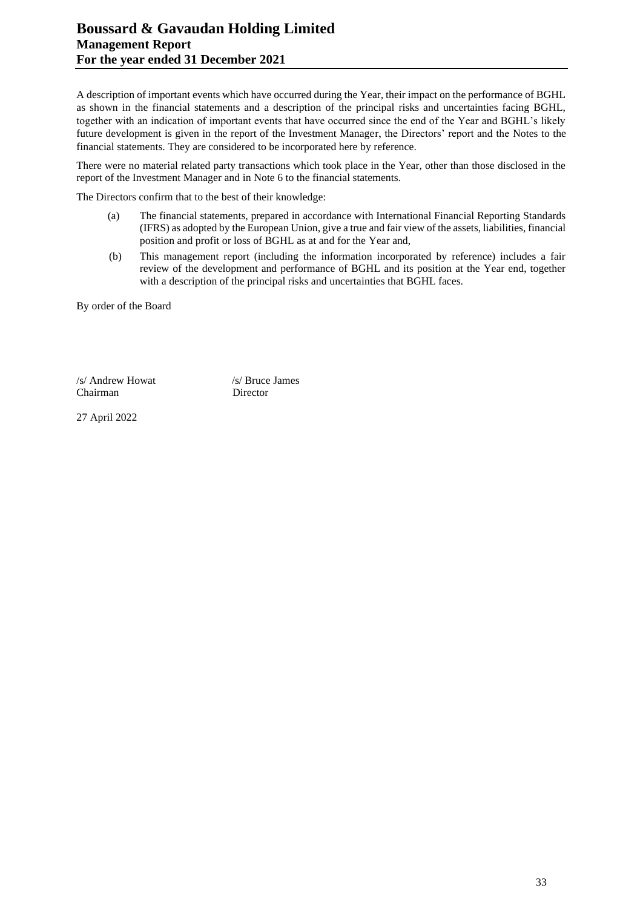A description of important events which have occurred during the Year, their impact on the performance of BGHL as shown in the financial statements and a description of the principal risks and uncertainties facing BGHL, together with an indication of important events that have occurred since the end of the Year and BGHL's likely future development is given in the report of the Investment Manager, the Directors' report and the Notes to the financial statements. They are considered to be incorporated here by reference.

There were no material related party transactions which took place in the Year, other than those disclosed in the report of the Investment Manager and in Note 6 to the financial statements.

The Directors confirm that to the best of their knowledge:

(a) The financial statements, prepared in accordance with International Financial Reporting Standards (IFRS) as adopted by the European Union, give a true and fair view of the assets, liabilities, financial position and profit or loss of BGHL as at and for the Year and,

(b) This management report (including the information incorporated by reference) includes a fair review of the development and performance of BGHL and its position at the Year end, together with a description of the principal risks and uncertainties that BGHL faces.

By order of the Board

/s/ Andrew Howat
Chairman

/s/ Bruce James
Director

27 April 2022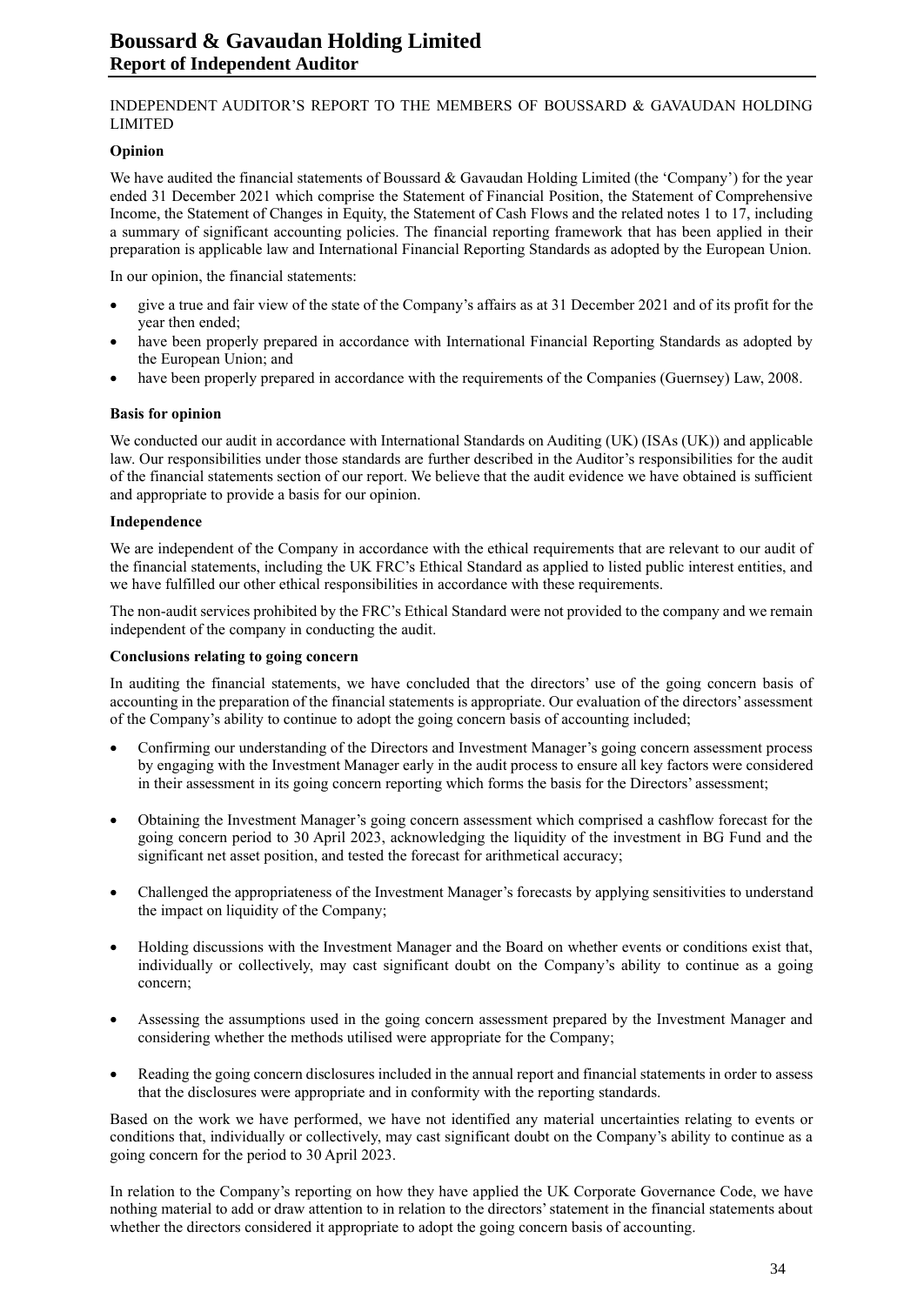INDEPENDENT AUDITOR'S REPORT TO THE MEMBERS OF BOUSSARD & GAVAUDAN HOLDING LIMITED

**Opinion**

We have audited the financial statements of Boussard & Gavaudan Holding Limited (the 'Company') for the year ended 31 December 2021 which comprise the Statement of Financial Position, the Statement of Comprehensive Income, the Statement of Changes in Equity, the Statement of Cash Flows and the related notes 1 to 17, including a summary of significant accounting policies. The financial reporting framework that has been applied in their preparation is applicable law and International Financial Reporting Standards as adopted by the European Union.

In our opinion, the financial statements:

- give a true and fair view of the state of the Company's affairs as at 31 December 2021 and of its profit for the year then ended;
- have been properly prepared in accordance with International Financial Reporting Standards as adopted by the European Union; and
- have been properly prepared in accordance with the requirements of the Companies (Guernsey) Law, 2008.

**Basis for opinion**

We conducted our audit in accordance with International Standards on Auditing (UK) (ISAs (UK)) and applicable law. Our responsibilities under those standards are further described in the Auditor's responsibilities for the audit of the financial statements section of our report. We believe that the audit evidence we have obtained is sufficient and appropriate to provide a basis for our opinion.

**Independence**

We are independent of the Company in accordance with the ethical requirements that are relevant to our audit of the financial statements, including the UK FRC's Ethical Standard as applied to listed public interest entities, and we have fulfilled our other ethical responsibilities in accordance with these requirements.

The non-audit services prohibited by the FRC's Ethical Standard were not provided to the company and we remain independent of the company in conducting the audit.

**Conclusions relating to going concern**

In auditing the financial statements, we have concluded that the directors' use of the going concern basis of accounting in the preparation of the financial statements is appropriate. Our evaluation of the directors' assessment of the Company's ability to continue to adopt the going concern basis of accounting included;

- Confirming our understanding of the Directors and Investment Manager's going concern assessment process by engaging with the Investment Manager early in the audit process to ensure all key factors were considered in their assessment in its going concern reporting which forms the basis for the Directors' assessment;

- Obtaining the Investment Manager's going concern assessment which comprised a cashflow forecast for the going concern period to 30 April 2023, acknowledging the liquidity of the investment in BG Fund and the significant net asset position, and tested the forecast for arithmetical accuracy;

- Challenged the appropriateness of the Investment Manager's forecasts by applying sensitivities to understand the impact on liquidity of the Company;

- Holding discussions with the Investment Manager and the Board on whether events or conditions exist that, individually or collectively, may cast significant doubt on the Company's ability to continue as a going concern;

- Assessing the assumptions used in the going concern assessment prepared by the Investment Manager and considering whether the methods utilised were appropriate for the Company;

- Reading the going concern disclosures included in the annual report and financial statements in order to assess that the disclosures were appropriate and in conformity with the reporting standards.

Based on the work we have performed, we have not identified any material uncertainties relating to events or conditions that, individually or collectively, may cast significant doubt on the Company's ability to continue as a going concern for the period to 30 April 2023.

In relation to the Company's reporting on how they have applied the UK Corporate Governance Code, we have nothing material to add or draw attention to in relation to the directors' statement in the financial statements about whether the directors considered it appropriate to adopt the going concern basis of accounting.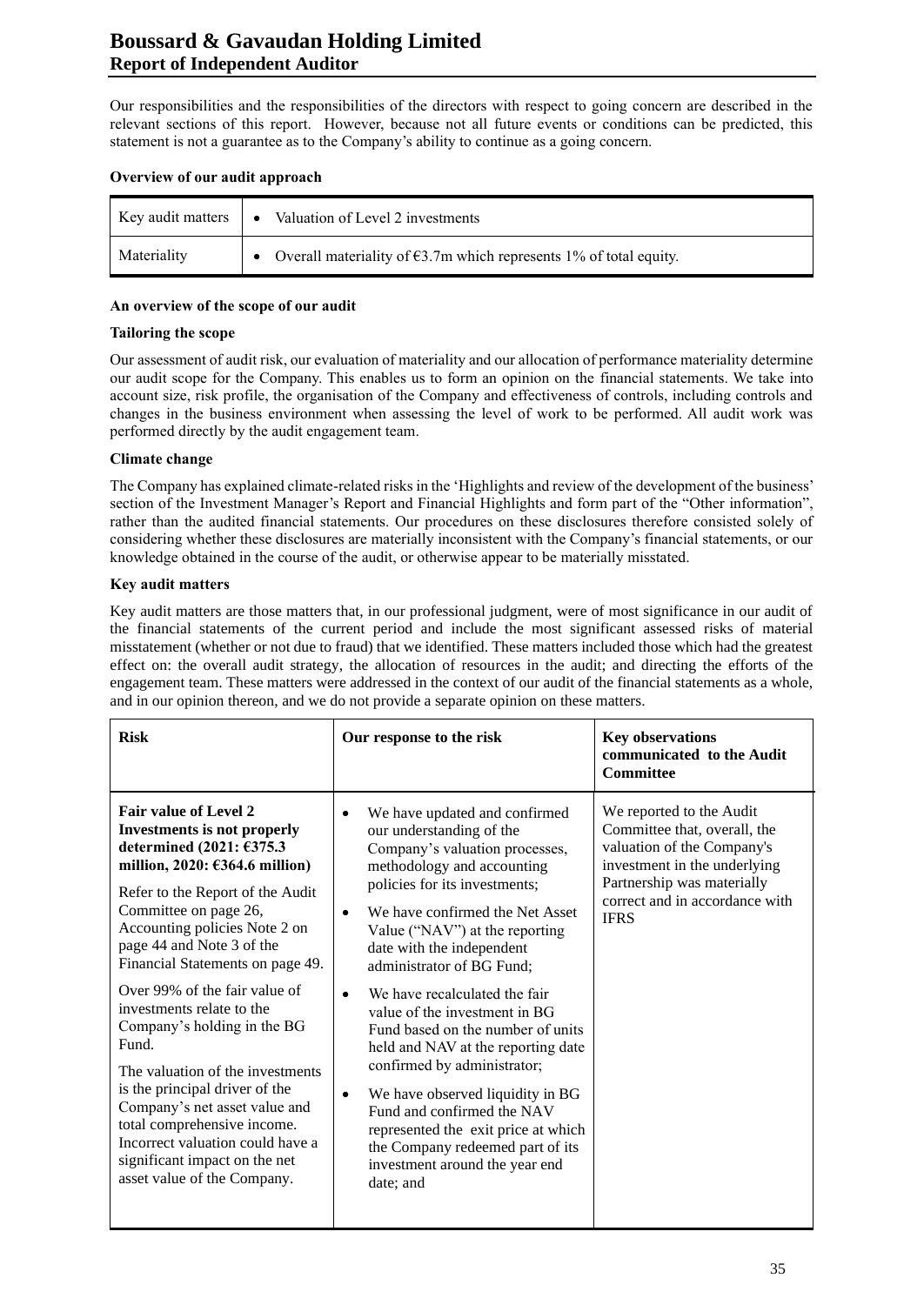Our responsibilities and the responsibilities of the directors with respect to going concern are described in the relevant sections of this report. However, because not all future events or conditions can be predicted, this statement is not a guarantee as to the Company's ability to continue as a going concern.

**Overview of our audit approach**

| | |
|---|---|
| Key audit matters | • Valuation of Level 2 investments |
| Materiality | • Overall materiality of €3.7m which represents 1% of total equity. |

**An overview of the scope of our audit**

**Tailoring the scope**

Our assessment of audit risk, our evaluation of materiality and our allocation of performance materiality determine our audit scope for the Company. This enables us to form an opinion on the financial statements. We take into account size, risk profile, the organisation of the Company and effectiveness of controls, including controls and changes in the business environment when assessing the level of work to be performed. All audit work was performed directly by the audit engagement team.

**Climate change**

The Company has explained climate-related risks in the 'Highlights and review of the development of the business' section of the Investment Manager's Report and Financial Highlights and form part of the "Other information", rather than the audited financial statements. Our procedures on these disclosures therefore consisted solely of considering whether these disclosures are materially inconsistent with the Company's financial statements, or our knowledge obtained in the course of the audit, or otherwise appear to be materially misstated.

**Key audit matters**

Key audit matters are those matters that, in our professional judgment, were of most significance in our audit of the financial statements of the current period and include the most significant assessed risks of material misstatement (whether or not due to fraud) that we identified. These matters included those which had the greatest effect on: the overall audit strategy, the allocation of resources in the audit; and directing the efforts of the engagement team. These matters were addressed in the context of our audit of the financial statements as a whole, and in our opinion thereon, and we do not provide a separate opinion on these matters.

| Risk | Our response to the risk | Key observations communicated to the Audit Committee |
|---|---|---|
| **Fair value of Level 2 Investments is not properly determined (2021: €375.3 million, 2020: €364.6 million)**<br><br>Refer to the Report of the Audit Committee on page 26, Accounting policies Note 2 on page 44 and Note 3 of the Financial Statements on page 49.<br><br>Over 99% of the fair value of investments relate to the Company's holding in the BG Fund.<br><br>The valuation of the investments is the principal driver of the Company's net asset value and total comprehensive income. Incorrect valuation could have a significant impact on the net asset value of the Company. | • We have updated and confirmed our understanding of the Company's valuation processes, methodology and accounting policies for its investments;<br>• We have confirmed the Net Asset Value ("NAV") at the reporting date with the independent administrator of BG Fund;<br>• We have recalculated the fair value of the investment in BG Fund based on the number of units held and NAV at the reporting date confirmed by administrator;<br>• We have observed liquidity in BG Fund and confirmed the NAV represented the exit price at which the Company redeemed part of its investment around the year end date; and | We reported to the Audit Committee that, overall, the valuation of the Company's investment in the underlying Partnership was materially correct and in accordance with IFRS |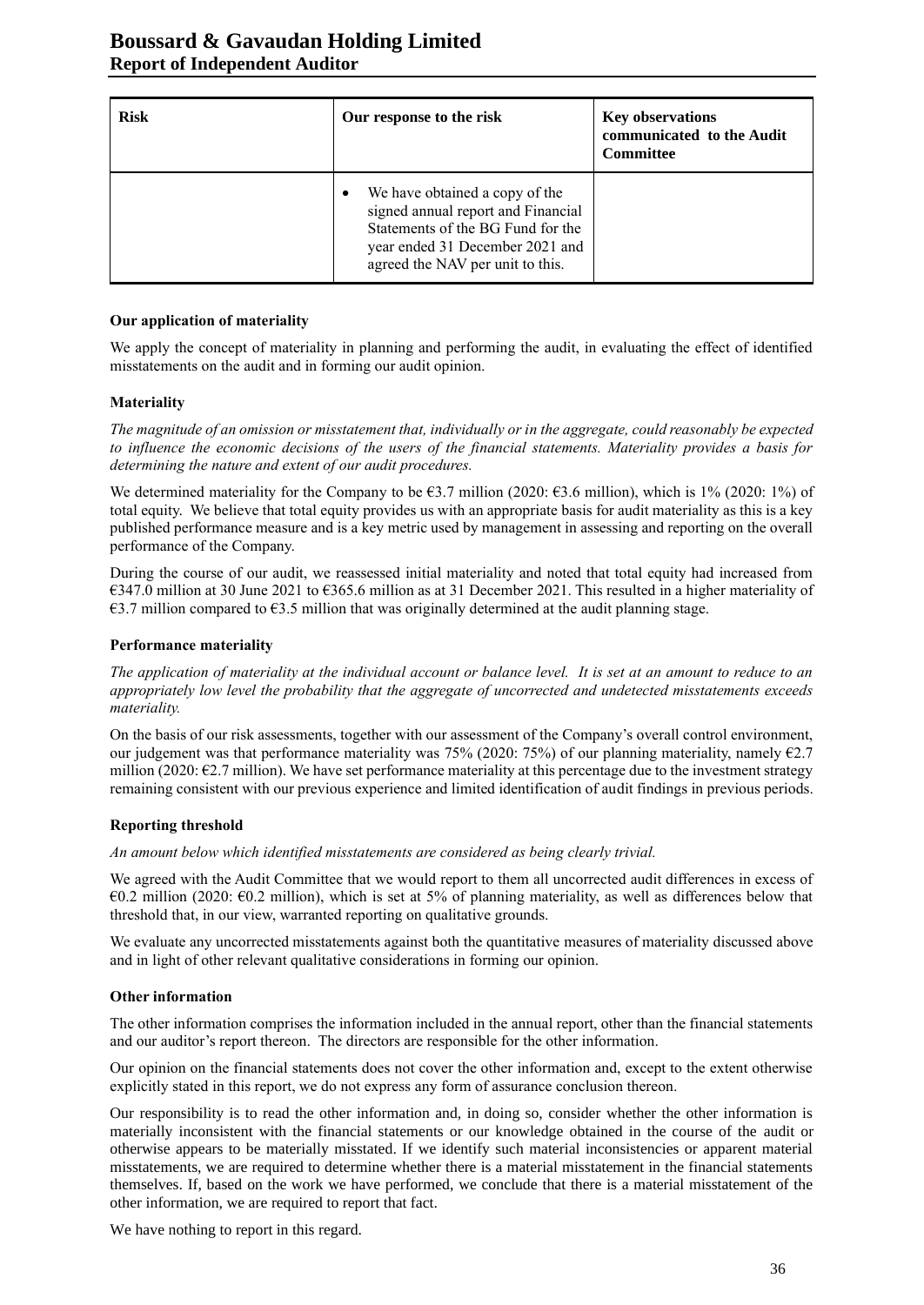| Risk | Our response to the risk | Key observations communicated to the Audit Committee |
|---|---|---|
| | • We have obtained a copy of the signed annual report and Financial Statements of the BG Fund for the year ended 31 December 2021 and agreed the NAV per unit to this. | |

**Our application of materiality**

We apply the concept of materiality in planning and performing the audit, in evaluating the effect of identified misstatements on the audit and in forming our audit opinion.

**Materiality**

*The magnitude of an omission or misstatement that, individually or in the aggregate, could reasonably be expected to influence the economic decisions of the users of the financial statements. Materiality provides a basis for determining the nature and extent of our audit procedures.*

We determined materiality for the Company to be €3.7 million (2020: €3.6 million), which is 1% (2020: 1%) of total equity. We believe that total equity provides us with an appropriate basis for audit materiality as this is a key published performance measure and is a key metric used by management in assessing and reporting on the overall performance of the Company.

During the course of our audit, we reassessed initial materiality and noted that total equity had increased from €347.0 million at 30 June 2021 to €365.6 million as at 31 December 2021. This resulted in a higher materiality of €3.7 million compared to €3.5 million that was originally determined at the audit planning stage.

**Performance materiality**

*The application of materiality at the individual account or balance level. It is set at an amount to reduce to an appropriately low level the probability that the aggregate of uncorrected and undetected misstatements exceeds materiality.*

On the basis of our risk assessments, together with our assessment of the Company's overall control environment, our judgement was that performance materiality was 75% (2020: 75%) of our planning materiality, namely €2.7 million (2020: €2.7 million). We have set performance materiality at this percentage due to the investment strategy remaining consistent with our previous experience and limited identification of audit findings in previous periods.

**Reporting threshold**

*An amount below which identified misstatements are considered as being clearly trivial.*

We agreed with the Audit Committee that we would report to them all uncorrected audit differences in excess of €0.2 million (2020: €0.2 million), which is set at 5% of planning materiality, as well as differences below that threshold that, in our view, warranted reporting on qualitative grounds.

We evaluate any uncorrected misstatements against both the quantitative measures of materiality discussed above and in light of other relevant qualitative considerations in forming our opinion.

**Other information**

The other information comprises the information included in the annual report, other than the financial statements and our auditor's report thereon. The directors are responsible for the other information.

Our opinion on the financial statements does not cover the other information and, except to the extent otherwise explicitly stated in this report, we do not express any form of assurance conclusion thereon.

Our responsibility is to read the other information and, in doing so, consider whether the other information is materially inconsistent with the financial statements or our knowledge obtained in the course of the audit or otherwise appears to be materially misstated. If we identify such material inconsistencies or apparent material misstatements, we are required to determine whether there is a material misstatement in the financial statements themselves. If, based on the work we have performed, we conclude that there is a material misstatement of the other information, we are required to report that fact.

We have nothing to report in this regard.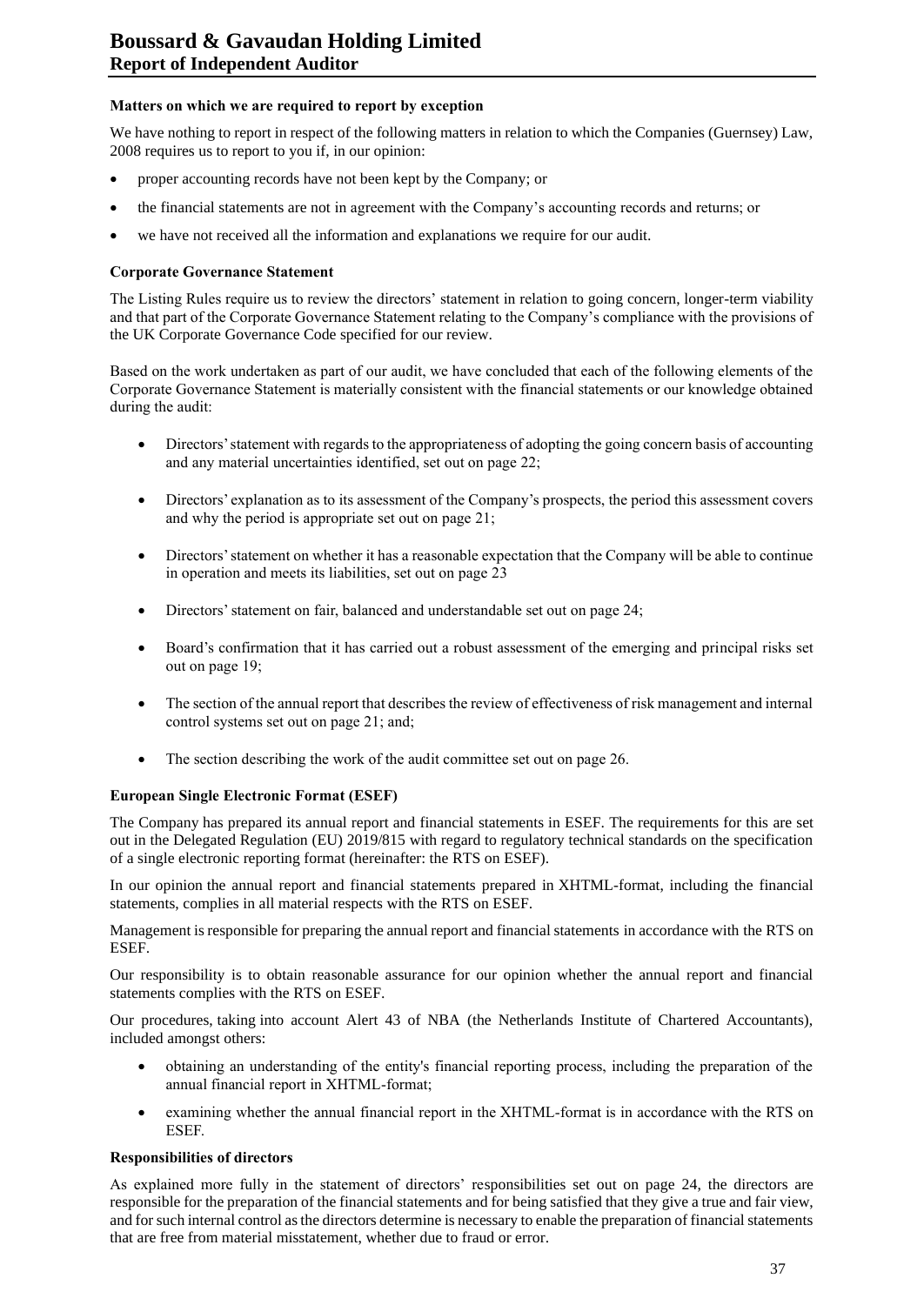#### Matters on which we are required to report by exception

We have nothing to report in respect of the following matters in relation to which the Companies (Guernsey) Law, 2008 requires us to report to you if, in our opinion:

- proper accounting records have not been kept by the Company; or
- the financial statements are not in agreement with the Company's accounting records and returns; or
- we have not received all the information and explanations we require for our audit.

#### Corporate Governance Statement

The Listing Rules require us to review the directors' statement in relation to going concern, longer-term viability and that part of the Corporate Governance Statement relating to the Company's compliance with the provisions of the UK Corporate Governance Code specified for our review.

Based on the work undertaken as part of our audit, we have concluded that each of the following elements of the Corporate Governance Statement is materially consistent with the financial statements or our knowledge obtained during the audit:

- Directors' statement with regards to the appropriateness of adopting the going concern basis of accounting and any material uncertainties identified, set out on page 22;
- Directors' explanation as to its assessment of the Company's prospects, the period this assessment covers and why the period is appropriate set out on page 21;
- Directors' statement on whether it has a reasonable expectation that the Company will be able to continue in operation and meets its liabilities, set out on page 23
- Directors' statement on fair, balanced and understandable set out on page 24;
- Board's confirmation that it has carried out a robust assessment of the emerging and principal risks set out on page 19;
- The section of the annual report that describes the review of effectiveness of risk management and internal control systems set out on page 21; and;
- The section describing the work of the audit committee set out on page 26.

#### European Single Electronic Format (ESEF)

The Company has prepared its annual report and financial statements in ESEF. The requirements for this are set out in the Delegated Regulation (EU) 2019/815 with regard to regulatory technical standards on the specification of a single electronic reporting format (hereinafter: the RTS on ESEF).

In our opinion the annual report and financial statements prepared in XHTML-format, including the financial statements, complies in all material respects with the RTS on ESEF.

Management is responsible for preparing the annual report and financial statements in accordance with the RTS on ESEF.

Our responsibility is to obtain reasonable assurance for our opinion whether the annual report and financial statements complies with the RTS on ESEF.

Our procedures, taking into account Alert 43 of NBA (the Netherlands Institute of Chartered Accountants), included amongst others:

- obtaining an understanding of the entity's financial reporting process, including the preparation of the annual financial report in XHTML-format;
- examining whether the annual financial report in the XHTML-format is in accordance with the RTS on ESEF.

#### Responsibilities of directors

As explained more fully in the statement of directors' responsibilities set out on page 24, the directors are responsible for the preparation of the financial statements and for being satisfied that they give a true and fair view, and for such internal control as the directors determine is necessary to enable the preparation of financial statements that are free from material misstatement, whether due to fraud or error.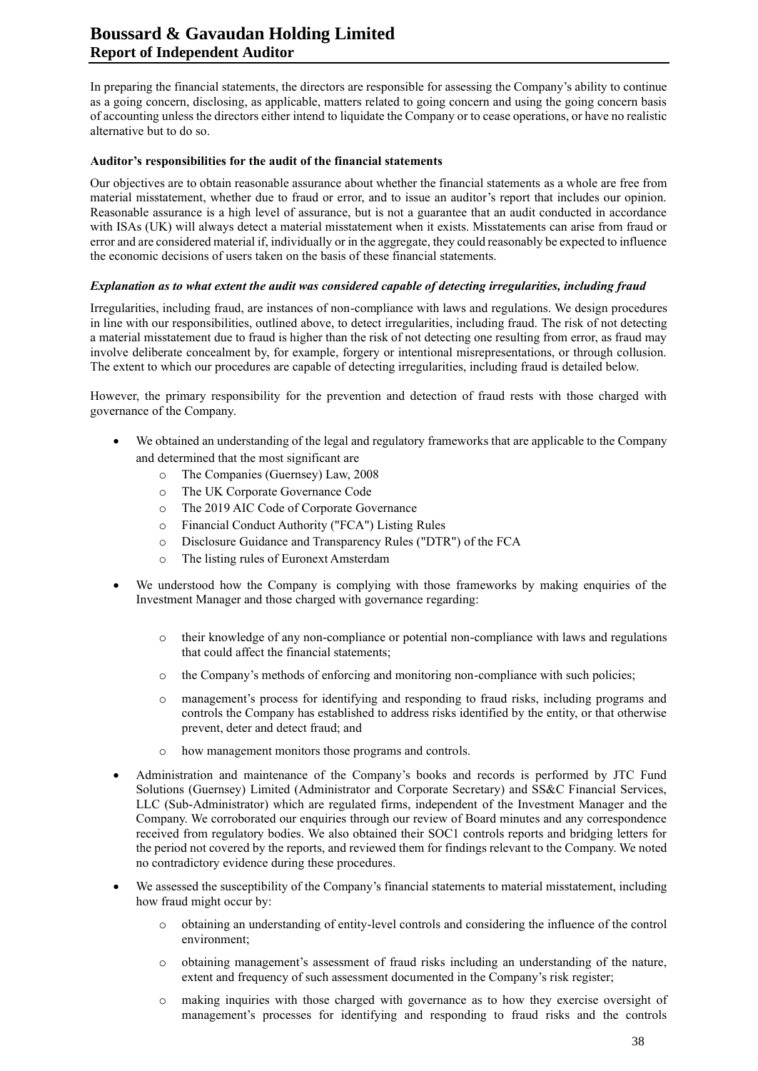In preparing the financial statements, the directors are responsible for assessing the Company's ability to continue as a going concern, disclosing, as applicable, matters related to going concern and using the going concern basis of accounting unless the directors either intend to liquidate the Company or to cease operations, or have no realistic alternative but to do so.

**Auditor's responsibilities for the audit of the financial statements**

Our objectives are to obtain reasonable assurance about whether the financial statements as a whole are free from material misstatement, whether due to fraud or error, and to issue an auditor's report that includes our opinion. Reasonable assurance is a high level of assurance, but is not a guarantee that an audit conducted in accordance with ISAs (UK) will always detect a material misstatement when it exists. Misstatements can arise from fraud or error and are considered material if, individually or in the aggregate, they could reasonably be expected to influence the economic decisions of users taken on the basis of these financial statements.

***Explanation as to what extent the audit was considered capable of detecting irregularities, including fraud***

Irregularities, including fraud, are instances of non-compliance with laws and regulations. We design procedures in line with our responsibilities, outlined above, to detect irregularities, including fraud. The risk of not detecting a material misstatement due to fraud is higher than the risk of not detecting one resulting from error, as fraud may involve deliberate concealment by, for example, forgery or intentional misrepresentations, or through collusion. The extent to which our procedures are capable of detecting irregularities, including fraud is detailed below.

However, the primary responsibility for the prevention and detection of fraud rests with those charged with governance of the Company.

- We obtained an understanding of the legal and regulatory frameworks that are applicable to the Company and determined that the most significant are
  - The Companies (Guernsey) Law, 2008
  - The UK Corporate Governance Code
  - The 2019 AIC Code of Corporate Governance
  - Financial Conduct Authority ("FCA") Listing Rules
  - Disclosure Guidance and Transparency Rules ("DTR") of the FCA
  - The listing rules of Euronext Amsterdam
- We understood how the Company is complying with those frameworks by making enquiries of the Investment Manager and those charged with governance regarding:
  - their knowledge of any non-compliance or potential non-compliance with laws and regulations that could affect the financial statements;
  - the Company's methods of enforcing and monitoring non-compliance with such policies;
  - management's process for identifying and responding to fraud risks, including programs and controls the Company has established to address risks identified by the entity, or that otherwise prevent, deter and detect fraud; and
  - how management monitors those programs and controls.
- Administration and maintenance of the Company's books and records is performed by JTC Fund Solutions (Guernsey) Limited (Administrator and Corporate Secretary) and SS&C Financial Services, LLC (Sub-Administrator) which are regulated firms, independent of the Investment Manager and the Company. We corroborated our enquiries through our review of Board minutes and any correspondence received from regulatory bodies. We also obtained their SOC1 controls reports and bridging letters for the period not covered by the reports, and reviewed them for findings relevant to the Company. We noted no contradictory evidence during these procedures.
- We assessed the susceptibility of the Company's financial statements to material misstatement, including how fraud might occur by:
  - obtaining an understanding of entity-level controls and considering the influence of the control environment;
  - obtaining management's assessment of fraud risks including an understanding of the nature, extent and frequency of such assessment documented in the Company's risk register;
  - making inquiries with those charged with governance as to how they exercise oversight of management's processes for identifying and responding to fraud risks and the controls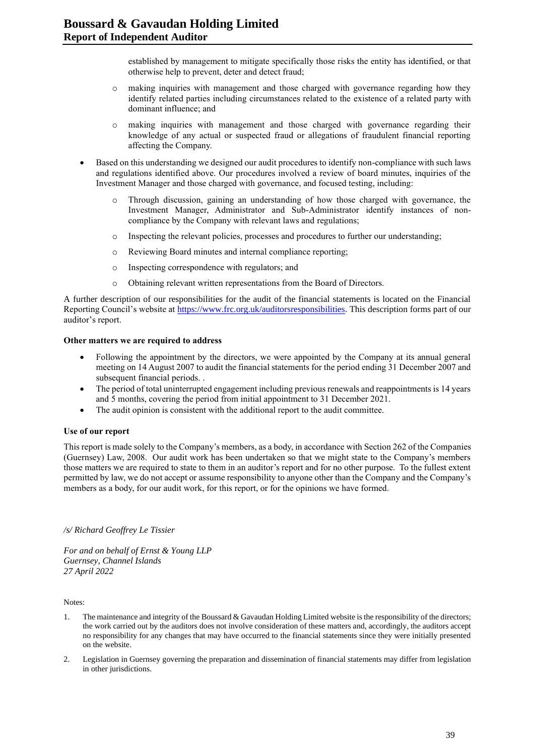established by management to mitigate specifically those risks the entity has identified, or that otherwise help to prevent, deter and detect fraud;

- making inquiries with management and those charged with governance regarding how they identify related parties including circumstances related to the existence of a related party with dominant influence; and

- making inquiries with management and those charged with governance regarding their knowledge of any actual or suspected fraud or allegations of fraudulent financial reporting affecting the Company.

- Based on this understanding we designed our audit procedures to identify non-compliance with such laws and regulations identified above. Our procedures involved a review of board minutes, inquiries of the Investment Manager and those charged with governance, and focused testing, including:
  - Through discussion, gaining an understanding of how those charged with governance, the Investment Manager, Administrator and Sub-Administrator identify instances of non-compliance by the Company with relevant laws and regulations;
  - Inspecting the relevant policies, processes and procedures to further our understanding;
  - Reviewing Board minutes and internal compliance reporting;
  - Inspecting correspondence with regulators; and
  - Obtaining relevant written representations from the Board of Directors.

A further description of our responsibilities for the audit of the financial statements is located on the Financial Reporting Council's website at https://www.frc.org.uk/auditorsresponsibilities. This description forms part of our auditor's report.

**Other matters we are required to address**

- Following the appointment by the directors, we were appointed by the Company at its annual general meeting on 14 August 2007 to audit the financial statements for the period ending 31 December 2007 and subsequent financial periods. .
- The period of total uninterrupted engagement including previous renewals and reappointments is 14 years and 5 months, covering the period from initial appointment to 31 December 2021.
- The audit opinion is consistent with the additional report to the audit committee.

**Use of our report**

This report is made solely to the Company's members, as a body, in accordance with Section 262 of the Companies (Guernsey) Law, 2008. Our audit work has been undertaken so that we might state to the Company's members those matters we are required to state to them in an auditor's report and for no other purpose. To the fullest extent permitted by law, we do not accept or assume responsibility to anyone other than the Company and the Company's members as a body, for our audit work, for this report, or for the opinions we have formed.

*/s/ Richard Geoffrey Le Tissier*

*For and on behalf of Ernst & Young LLP*
*Guernsey, Channel Islands*
*27 April 2022*

Notes:

1. The maintenance and integrity of the Boussard & Gavaudan Holding Limited website is the responsibility of the directors; the work carried out by the auditors does not involve consideration of these matters and, accordingly, the auditors accept no responsibility for any changes that may have occurred to the financial statements since they were initially presented on the website.

2. Legislation in Guernsey governing the preparation and dissemination of financial statements may differ from legislation in other jurisdictions.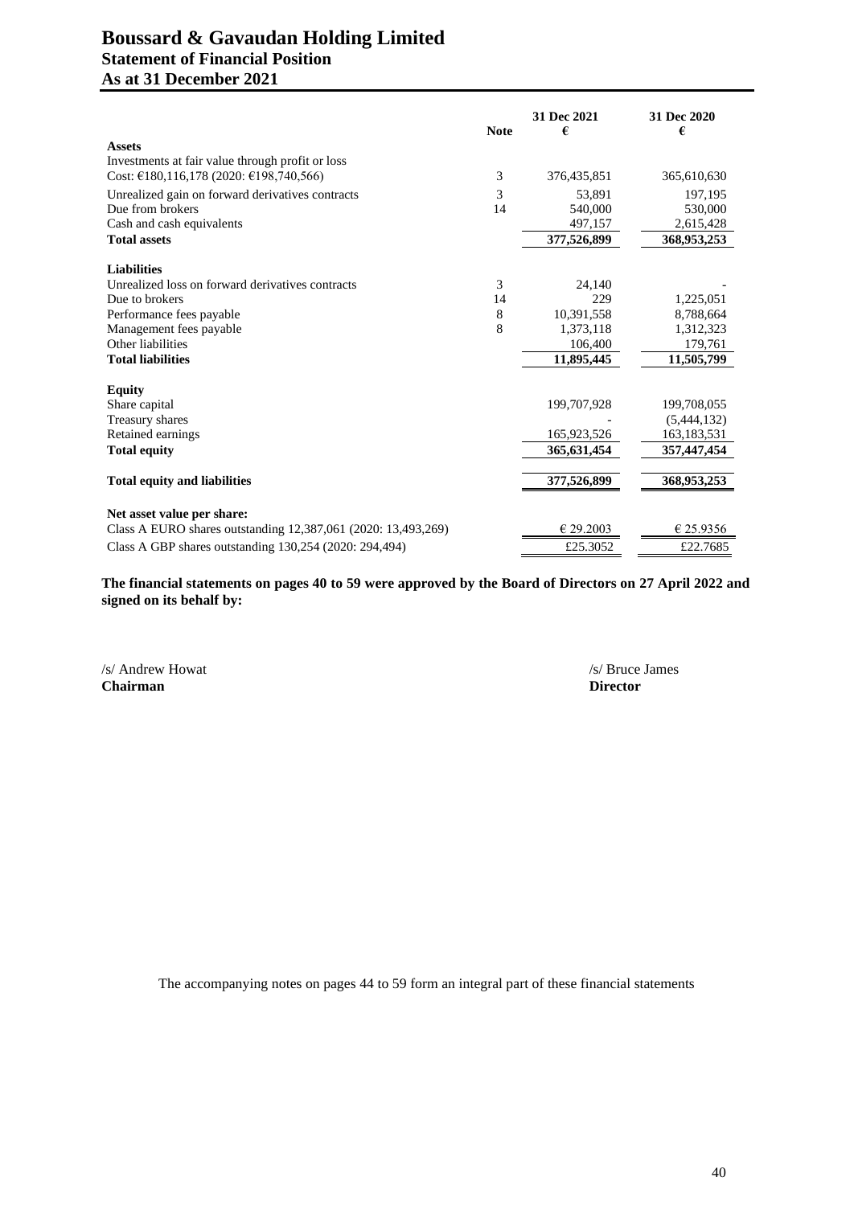# Boussard & Gavaudan Holding Limited

## Statement of Financial Position

## As at 31 December 2021

| | Note | 31 Dec 2021 € | 31 Dec 2020 € |
|---|---|---|---|
| **Assets** | | | |
| Investments at fair value through profit or loss | | | |
| Cost: €180,116,178 (2020: €198,740,566) | 3 | 376,435,851 | 365,610,630 |
| Unrealized gain on forward derivatives contracts | 3 | 53,891 | 197,195 |
| Due from brokers | 14 | 540,000 | 530,000 |
| Cash and cash equivalents | | 497,157 | 2,615,428 |
| **Total assets** | | **377,526,899** | **368,953,253** |
| **Liabilities** | | | |
| Unrealized loss on forward derivatives contracts | 3 | 24,140 | - |
| Due to brokers | 14 | 229 | 1,225,051 |
| Performance fees payable | 8 | 10,391,558 | 8,788,664 |
| Management fees payable | 8 | 1,373,118 | 1,312,323 |
| Other liabilities | | 106,400 | 179,761 |
| **Total liabilities** | | **11,895,445** | **11,505,799** |
| **Equity** | | | |
| Share capital | | 199,707,928 | 199,708,055 |
| Treasury shares | | - | (5,444,132) |
| Retained earnings | | 165,923,526 | 163,183,531 |
| **Total equity** | | **365,631,454** | **357,447,454** |
| **Total equity and liabilities** | | **377,526,899** | **368,953,253** |
| **Net asset value per share:** | | | |
| Class A EURO shares outstanding 12,387,061 (2020: 13,493,269) | | € 29.2003 | € 25.9356 |
| Class A GBP shares outstanding 130,254 (2020: 294,494) | | £25.3052 | £22.7685 |

**The financial statements on pages 40 to 59 were approved by the Board of Directors on 27 April 2022 and signed on its behalf by:**

/s/ Andrew Howat
**Chairman**

/s/ Bruce James
**Director**

The accompanying notes on pages 44 to 59 form an integral part of these financial statements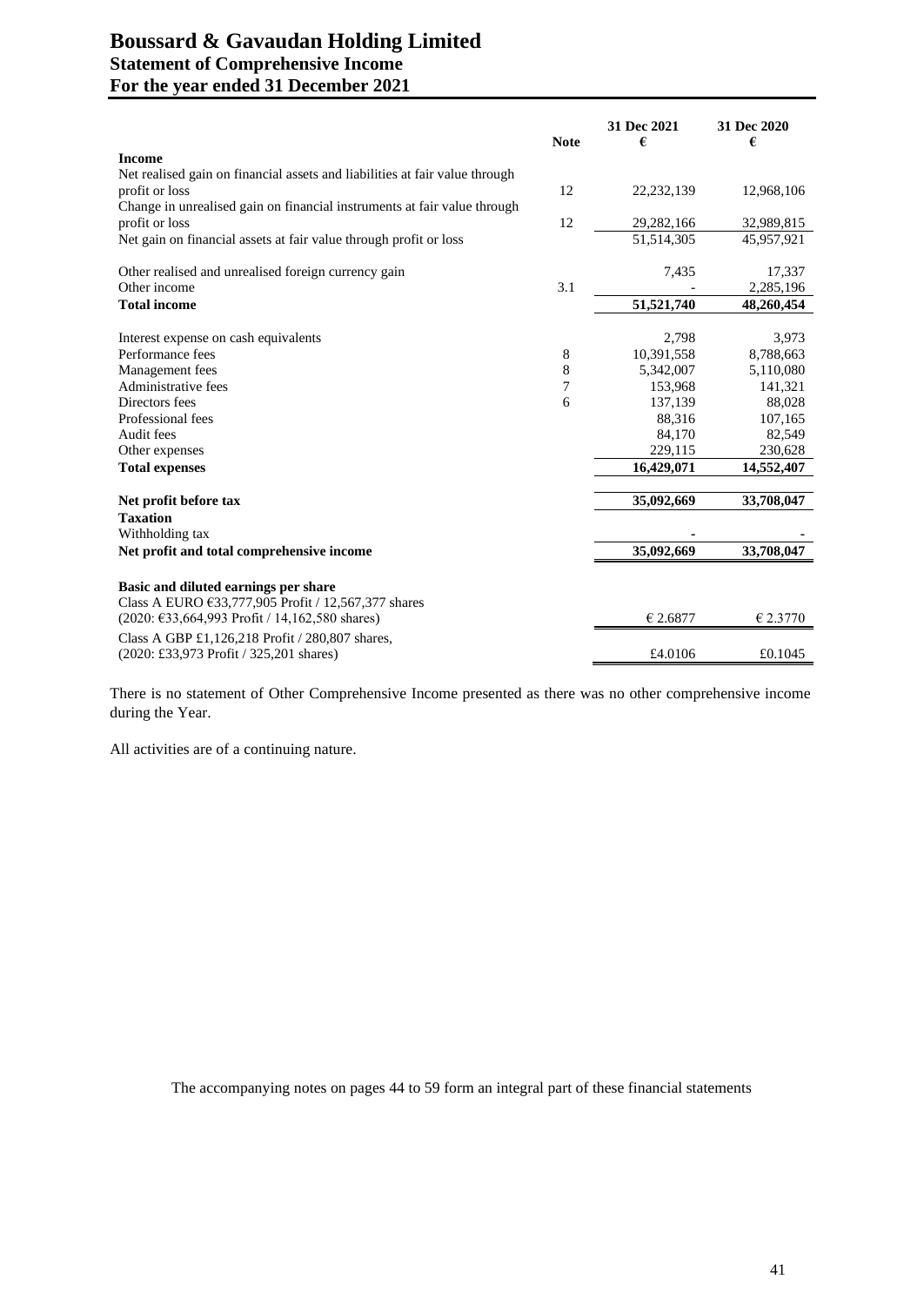# Boussard & Gavaudan Holding Limited
## Statement of Comprehensive Income
## For the year ended 31 December 2021

| | Note | 31 Dec 2021 € | 31 Dec 2020 € |
|---|---|---|---|
| **Income** | | | |
| Net realised gain on financial assets and liabilities at fair value through profit or loss | 12 | 22,232,139 | 12,968,106 |
| Change in unrealised gain on financial instruments at fair value through profit or loss | 12 | 29,282,166 | 32,989,815 |
| Net gain on financial assets at fair value through profit or loss | | 51,514,305 | 45,957,921 |
| | | | |
| Other realised and unrealised foreign currency gain | | 7,435 | 17,337 |
| Other income | 3.1 | - | 2,285,196 |
| **Total income** | | **51,521,740** | **48,260,454** |
| | | | |
| Interest expense on cash equivalents | | 2,798 | 3,973 |
| Performance fees | 8 | 10,391,558 | 8,788,663 |
| Management fees | 8 | 5,342,007 | 5,110,080 |
| Administrative fees | 7 | 153,968 | 141,321 |
| Directors fees | 6 | 137,139 | 88,028 |
| Professional fees | | 88,316 | 107,165 |
| Audit fees | | 84,170 | 82,549 |
| Other expenses | | 229,115 | 230,628 |
| **Total expenses** | | **16,429,071** | **14,552,407** |
| | | | |
| **Net profit before tax** | | **35,092,669** | **33,708,047** |
| **Taxation** | | | |
| Withholding tax | | - | - |
| **Net profit and total comprehensive income** | | **35,092,669** | **33,708,047** |
| | | | |
| **Basic and diluted earnings per share** | | | |
| Class A EURO €33,777,905 Profit / 12,567,377 shares (2020: €33,664,993 Profit / 14,162,580 shares) | | € 2.6877 | € 2.3770 |
| Class A GBP £1,126,218 Profit / 280,807 shares, (2020: £33,973 Profit / 325,201 shares) | | £4.0106 | £0.1045 |

There is no statement of Other Comprehensive Income presented as there was no other comprehensive income during the Year.

All activities are of a continuing nature.

The accompanying notes on pages 44 to 59 form an integral part of these financial statements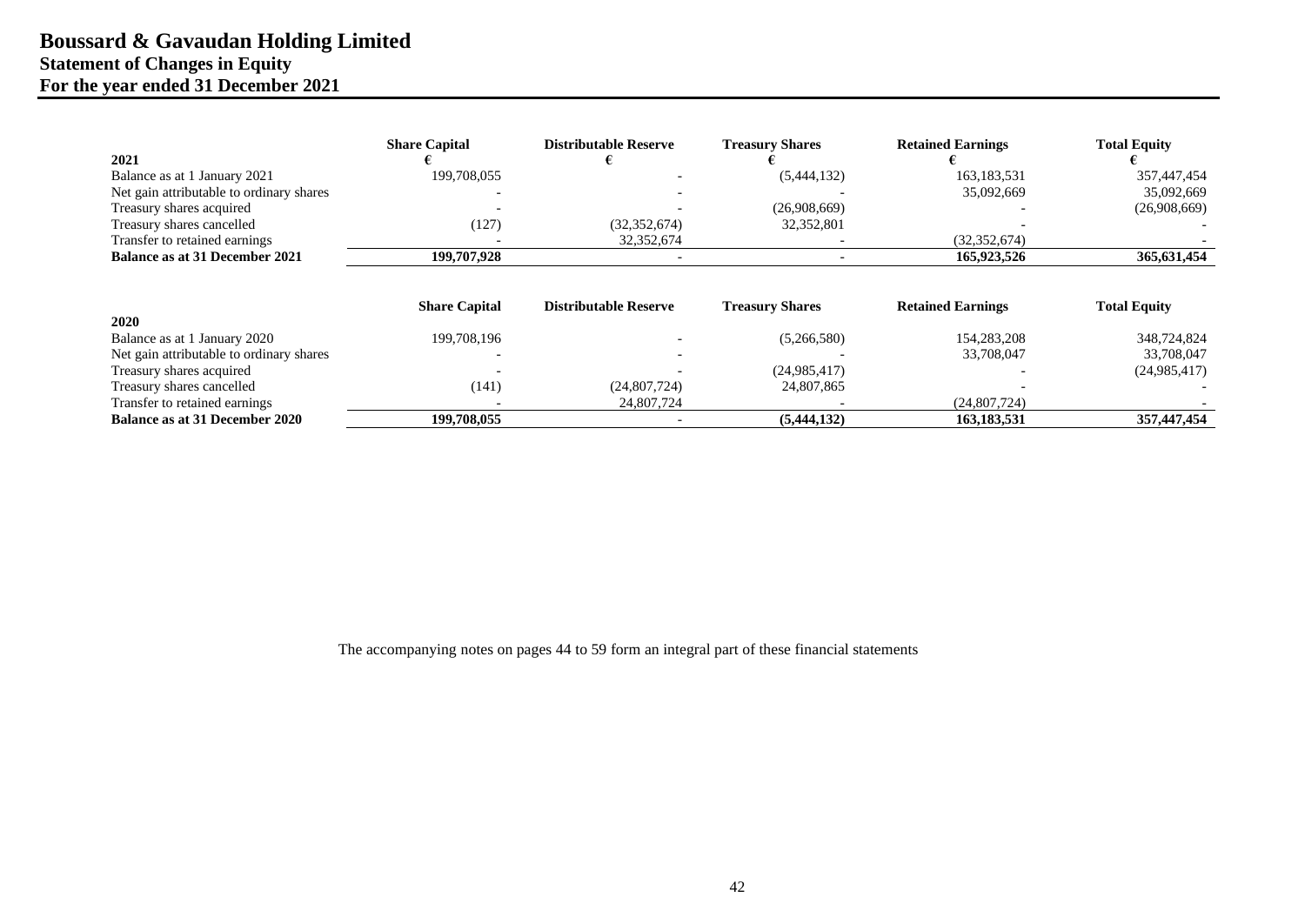# Boussard & Gavaudan Holding Limited
## Statement of Changes in Equity
## For the year ended 31 December 2021

| 2021 | Share Capital € | Distributable Reserve € | Treasury Shares € | Retained Earnings € | Total Equity € |
|---|---|---|---|---|---|
| Balance as at 1 January 2021 | 199,708,055 | - | (5,444,132) | 163,183,531 | 357,447,454 |
| Net gain attributable to ordinary shares | - | - | - | 35,092,669 | 35,092,669 |
| Treasury shares acquired | - | - | (26,908,669) | - | (26,908,669) |
| Treasury shares cancelled | (127) | (32,352,674) | 32,352,801 | - | - |
| Transfer to retained earnings | - | 32,352,674 | - | (32,352,674) | - |
| **Balance as at 31 December 2021** | **199,707,928** | **-** | **-** | **165,923,526** | **365,631,454** |

| 2020 | Share Capital | Distributable Reserve | Treasury Shares | Retained Earnings | Total Equity |
|---|---|---|---|---|---|
| Balance as at 1 January 2020 | 199,708,196 | - | (5,266,580) | 154,283,208 | 348,724,824 |
| Net gain attributable to ordinary shares | - | - | - | 33,708,047 | 33,708,047 |
| Treasury shares acquired | - | - | (24,985,417) | - | (24,985,417) |
| Treasury shares cancelled | (141) | (24,807,724) | 24,807,865 | - | - |
| Transfer to retained earnings | - | 24,807,724 | - | (24,807,724) | - |
| **Balance as at 31 December 2020** | **199,708,055** | **-** | **(5,444,132)** | **163,183,531** | **357,447,454** |

The accompanying notes on pages 44 to 59 form an integral part of these financial statements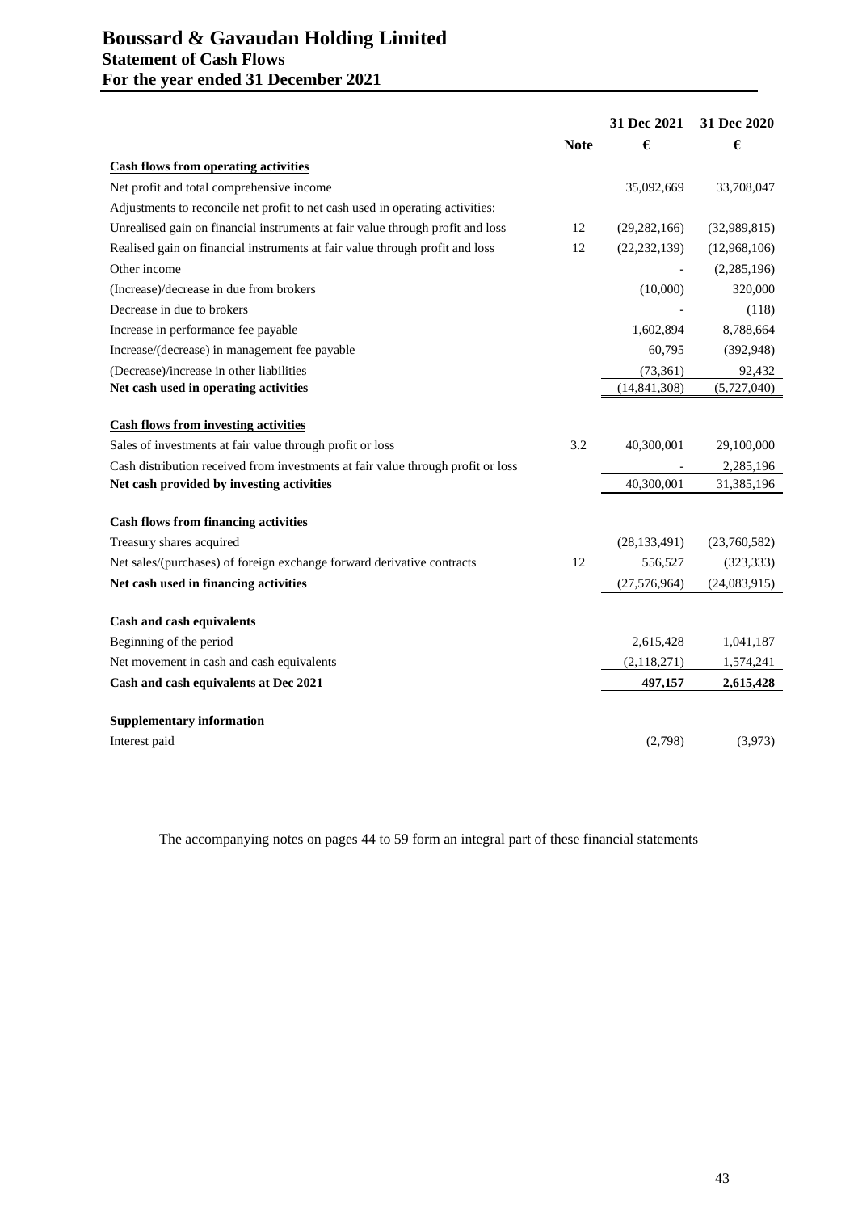# Boussard & Gavaudan Holding Limited
## Statement of Cash Flows
## For the year ended 31 December 2021

| | Note | 31 Dec 2021 € | 31 Dec 2020 € |
|---|---|---|---|
| **Cash flows from operating activities** | | | |
| Net profit and total comprehensive income | | 35,092,669 | 33,708,047 |
| Adjustments to reconcile net profit to net cash used in operating activities: | | | |
| Unrealised gain on financial instruments at fair value through profit and loss | 12 | (29,282,166) | (32,989,815) |
| Realised gain on financial instruments at fair value through profit and loss | 12 | (22,232,139) | (12,968,106) |
| Other income | | - | (2,285,196) |
| (Increase)/decrease in due from brokers | | (10,000) | 320,000 |
| Decrease in due to brokers | | - | (118) |
| Increase in performance fee payable | | 1,602,894 | 8,788,664 |
| Increase/(decrease) in management fee payable | | 60,795 | (392,948) |
| (Decrease)/increase in other liabilities | | (73,361) | 92,432 |
| **Net cash used in operating activities** | | (14,841,308) | (5,727,040) |
| **Cash flows from investing activities** | | | |
| Sales of investments at fair value through profit or loss | 3.2 | 40,300,001 | 29,100,000 |
| Cash distribution received from investments at fair value through profit or loss | | - | 2,285,196 |
| **Net cash provided by investing activities** | | 40,300,001 | 31,385,196 |
| **Cash flows from financing activities** | | | |
| Treasury shares acquired | | (28,133,491) | (23,760,582) |
| Net sales/(purchases) of foreign exchange forward derivative contracts | 12 | 556,527 | (323,333) |
| **Net cash used in financing activities** | | (27,576,964) | (24,083,915) |
| **Cash and cash equivalents** | | | |
| Beginning of the period | | 2,615,428 | 1,041,187 |
| Net movement in cash and cash equivalents | | (2,118,271) | 1,574,241 |
| **Cash and cash equivalents at Dec 2021** | | **497,157** | **2,615,428** |
| **Supplementary information** | | | |
| Interest paid | | (2,798) | (3,973) |

The accompanying notes on pages 44 to 59 form an integral part of these financial statements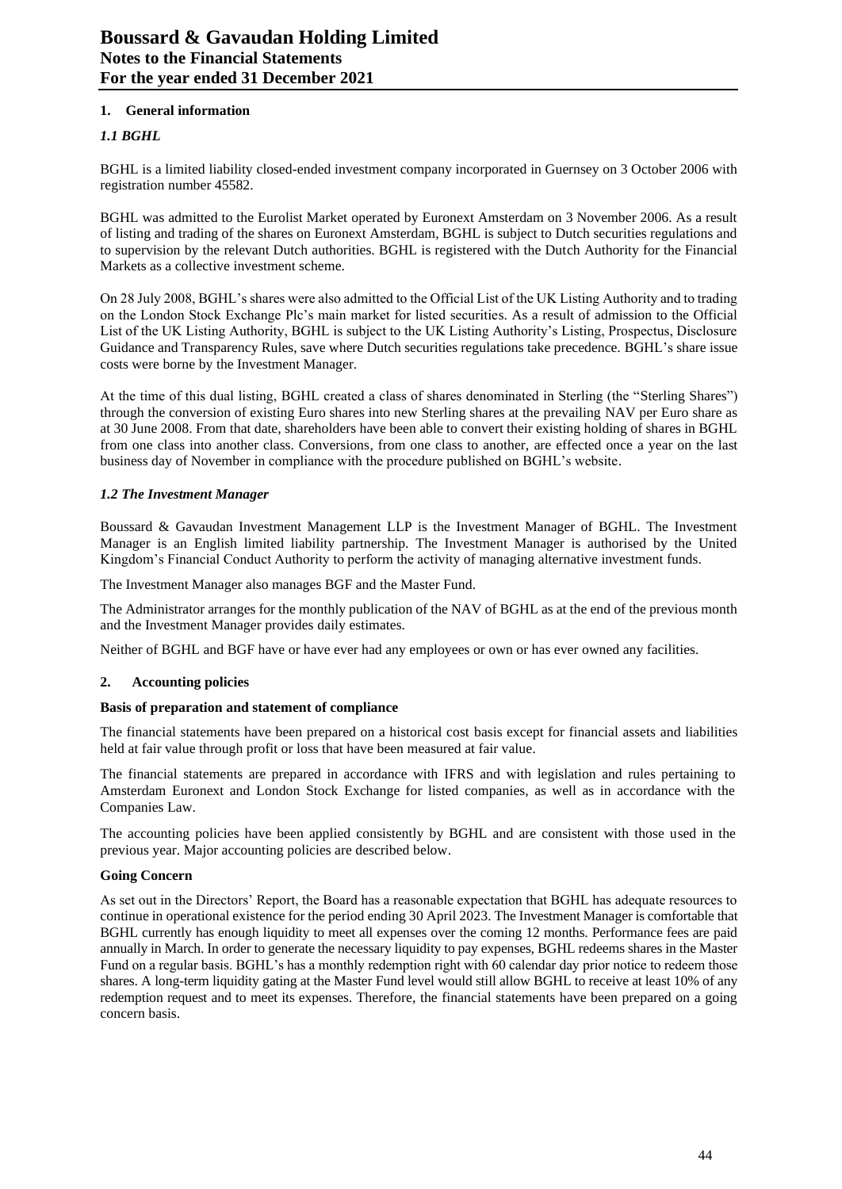## 1. General information

### *1.1 BGHL*

BGHL is a limited liability closed-ended investment company incorporated in Guernsey on 3 October 2006 with registration number 45582.

BGHL was admitted to the Eurolist Market operated by Euronext Amsterdam on 3 November 2006. As a result of listing and trading of the shares on Euronext Amsterdam, BGHL is subject to Dutch securities regulations and to supervision by the relevant Dutch authorities. BGHL is registered with the Dutch Authority for the Financial Markets as a collective investment scheme.

On 28 July 2008, BGHL's shares were also admitted to the Official List of the UK Listing Authority and to trading on the London Stock Exchange Plc's main market for listed securities. As a result of admission to the Official List of the UK Listing Authority, BGHL is subject to the UK Listing Authority's Listing, Prospectus, Disclosure Guidance and Transparency Rules, save where Dutch securities regulations take precedence. BGHL's share issue costs were borne by the Investment Manager.

At the time of this dual listing, BGHL created a class of shares denominated in Sterling (the "Sterling Shares") through the conversion of existing Euro shares into new Sterling shares at the prevailing NAV per Euro share as at 30 June 2008. From that date, shareholders have been able to convert their existing holding of shares in BGHL from one class into another class. Conversions, from one class to another, are effected once a year on the last business day of November in compliance with the procedure published on BGHL's website.

### *1.2 The Investment Manager*

Boussard & Gavaudan Investment Management LLP is the Investment Manager of BGHL. The Investment Manager is an English limited liability partnership. The Investment Manager is authorised by the United Kingdom's Financial Conduct Authority to perform the activity of managing alternative investment funds.

The Investment Manager also manages BGF and the Master Fund.

The Administrator arranges for the monthly publication of the NAV of BGHL as at the end of the previous month and the Investment Manager provides daily estimates.

Neither of BGHL and BGF have or have ever had any employees or own or has ever owned any facilities.

## 2. Accounting policies

**Basis of preparation and statement of compliance**

The financial statements have been prepared on a historical cost basis except for financial assets and liabilities held at fair value through profit or loss that have been measured at fair value.

The financial statements are prepared in accordance with IFRS and with legislation and rules pertaining to Amsterdam Euronext and London Stock Exchange for listed companies, as well as in accordance with the Companies Law.

The accounting policies have been applied consistently by BGHL and are consistent with those used in the previous year. Major accounting policies are described below.

**Going Concern**

As set out in the Directors' Report, the Board has a reasonable expectation that BGHL has adequate resources to continue in operational existence for the period ending 30 April 2023. The Investment Manager is comfortable that BGHL currently has enough liquidity to meet all expenses over the coming 12 months. Performance fees are paid annually in March. In order to generate the necessary liquidity to pay expenses, BGHL redeems shares in the Master Fund on a regular basis. BGHL's has a monthly redemption right with 60 calendar day prior notice to redeem those shares. A long-term liquidity gating at the Master Fund level would still allow BGHL to receive at least 10% of any redemption request and to meet its expenses. Therefore, the financial statements have been prepared on a going concern basis.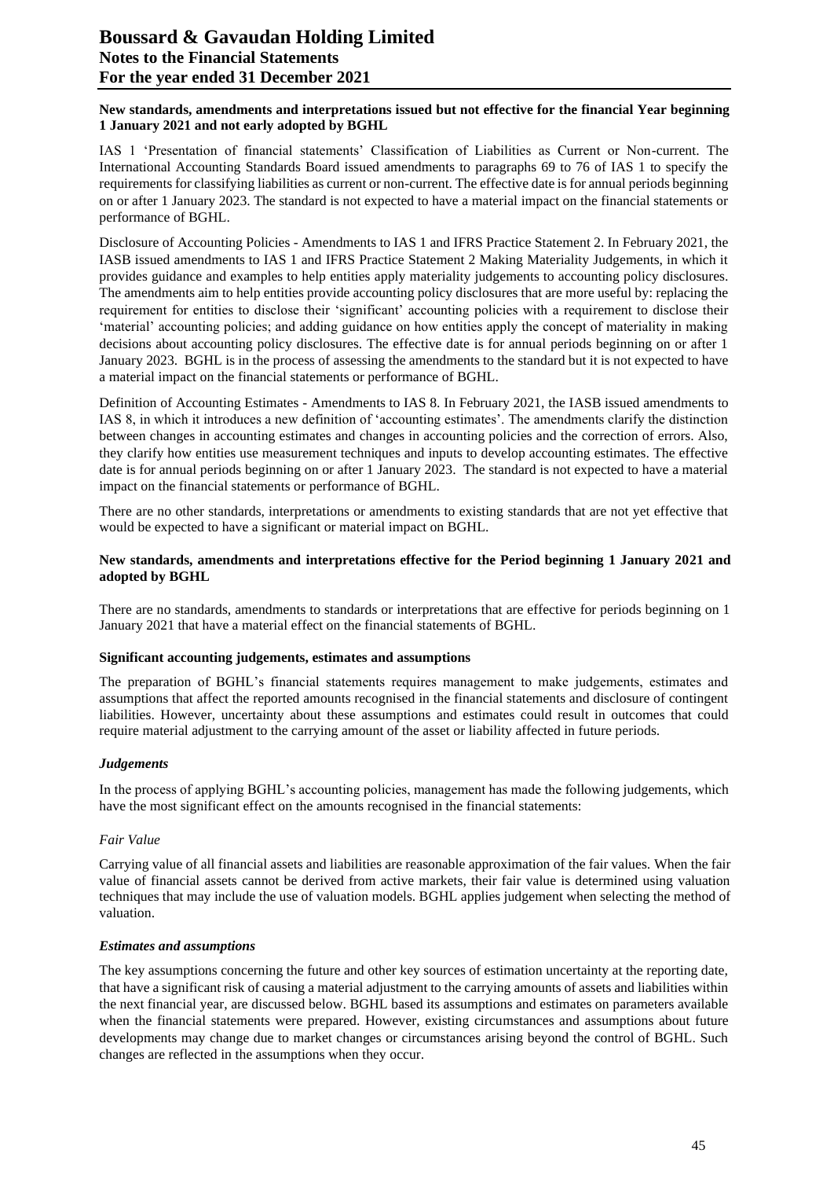**New standards, amendments and interpretations issued but not effective for the financial Year beginning 1 January 2021 and not early adopted by BGHL**

IAS 1 'Presentation of financial statements' Classification of Liabilities as Current or Non-current. The International Accounting Standards Board issued amendments to paragraphs 69 to 76 of IAS 1 to specify the requirements for classifying liabilities as current or non-current. The effective date is for annual periods beginning on or after 1 January 2023. The standard is not expected to have a material impact on the financial statements or performance of BGHL.

Disclosure of Accounting Policies - Amendments to IAS 1 and IFRS Practice Statement 2. In February 2021, the IASB issued amendments to IAS 1 and IFRS Practice Statement 2 Making Materiality Judgements, in which it provides guidance and examples to help entities apply materiality judgements to accounting policy disclosures. The amendments aim to help entities provide accounting policy disclosures that are more useful by: replacing the requirement for entities to disclose their 'significant' accounting policies with a requirement to disclose their 'material' accounting policies; and adding guidance on how entities apply the concept of materiality in making decisions about accounting policy disclosures. The effective date is for annual periods beginning on or after 1 January 2023. BGHL is in the process of assessing the amendments to the standard but it is not expected to have a material impact on the financial statements or performance of BGHL.

Definition of Accounting Estimates - Amendments to IAS 8. In February 2021, the IASB issued amendments to IAS 8, in which it introduces a new definition of 'accounting estimates'. The amendments clarify the distinction between changes in accounting estimates and changes in accounting policies and the correction of errors. Also, they clarify how entities use measurement techniques and inputs to develop accounting estimates. The effective date is for annual periods beginning on or after 1 January 2023. The standard is not expected to have a material impact on the financial statements or performance of BGHL.

There are no other standards, interpretations or amendments to existing standards that are not yet effective that would be expected to have a significant or material impact on BGHL.

**New standards, amendments and interpretations effective for the Period beginning 1 January 2021 and adopted by BGHL**

There are no standards, amendments to standards or interpretations that are effective for periods beginning on 1 January 2021 that have a material effect on the financial statements of BGHL.

**Significant accounting judgements, estimates and assumptions**

The preparation of BGHL's financial statements requires management to make judgements, estimates and assumptions that affect the reported amounts recognised in the financial statements and disclosure of contingent liabilities. However, uncertainty about these assumptions and estimates could result in outcomes that could require material adjustment to the carrying amount of the asset or liability affected in future periods.

***Judgements***

In the process of applying BGHL's accounting policies, management has made the following judgements, which have the most significant effect on the amounts recognised in the financial statements:

*Fair Value*

Carrying value of all financial assets and liabilities are reasonable approximation of the fair values. When the fair value of financial assets cannot be derived from active markets, their fair value is determined using valuation techniques that may include the use of valuation models. BGHL applies judgement when selecting the method of valuation.

***Estimates and assumptions***

The key assumptions concerning the future and other key sources of estimation uncertainty at the reporting date, that have a significant risk of causing a material adjustment to the carrying amounts of assets and liabilities within the next financial year, are discussed below. BGHL based its assumptions and estimates on parameters available when the financial statements were prepared. However, existing circumstances and assumptions about future developments may change due to market changes or circumstances arising beyond the control of BGHL. Such changes are reflected in the assumptions when they occur.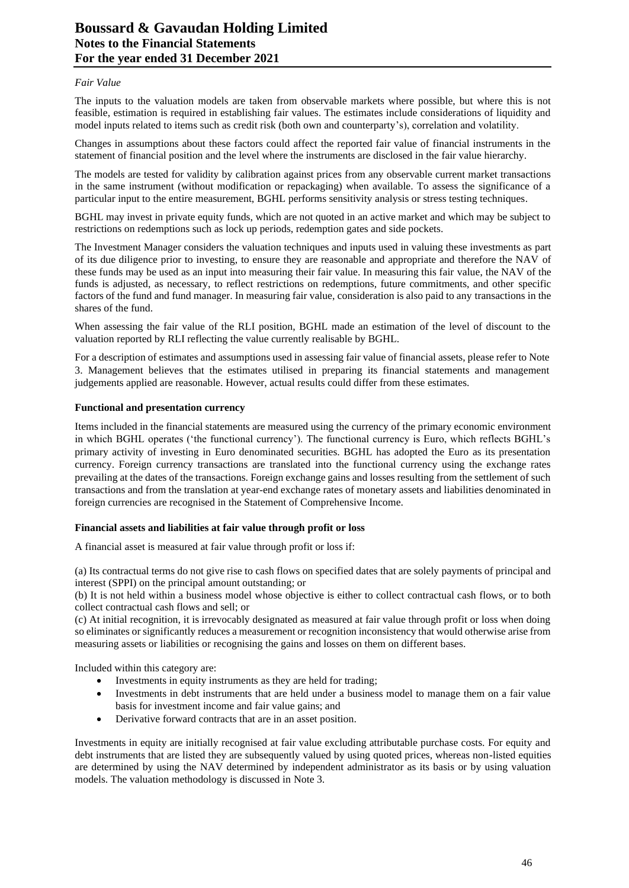*Fair Value*

The inputs to the valuation models are taken from observable markets where possible, but where this is not feasible, estimation is required in establishing fair values. The estimates include considerations of liquidity and model inputs related to items such as credit risk (both own and counterparty's), correlation and volatility.

Changes in assumptions about these factors could affect the reported fair value of financial instruments in the statement of financial position and the level where the instruments are disclosed in the fair value hierarchy.

The models are tested for validity by calibration against prices from any observable current market transactions in the same instrument (without modification or repackaging) when available. To assess the significance of a particular input to the entire measurement, BGHL performs sensitivity analysis or stress testing techniques.

BGHL may invest in private equity funds, which are not quoted in an active market and which may be subject to restrictions on redemptions such as lock up periods, redemption gates and side pockets.

The Investment Manager considers the valuation techniques and inputs used in valuing these investments as part of its due diligence prior to investing, to ensure they are reasonable and appropriate and therefore the NAV of these funds may be used as an input into measuring their fair value. In measuring this fair value, the NAV of the funds is adjusted, as necessary, to reflect restrictions on redemptions, future commitments, and other specific factors of the fund and fund manager. In measuring fair value, consideration is also paid to any transactions in the shares of the fund.

When assessing the fair value of the RLI position, BGHL made an estimation of the level of discount to the valuation reported by RLI reflecting the value currently realisable by BGHL.

For a description of estimates and assumptions used in assessing fair value of financial assets, please refer to Note 3. Management believes that the estimates utilised in preparing its financial statements and management judgements applied are reasonable. However, actual results could differ from these estimates.

**Functional and presentation currency**

Items included in the financial statements are measured using the currency of the primary economic environment in which BGHL operates ('the functional currency'). The functional currency is Euro, which reflects BGHL's primary activity of investing in Euro denominated securities. BGHL has adopted the Euro as its presentation currency. Foreign currency transactions are translated into the functional currency using the exchange rates prevailing at the dates of the transactions. Foreign exchange gains and losses resulting from the settlement of such transactions and from the translation at year-end exchange rates of monetary assets and liabilities denominated in foreign currencies are recognised in the Statement of Comprehensive Income.

**Financial assets and liabilities at fair value through profit or loss**

A financial asset is measured at fair value through profit or loss if:

(a) Its contractual terms do not give rise to cash flows on specified dates that are solely payments of principal and interest (SPPI) on the principal amount outstanding; or
(b) It is not held within a business model whose objective is either to collect contractual cash flows, or to both collect contractual cash flows and sell; or
(c) At initial recognition, it is irrevocably designated as measured at fair value through profit or loss when doing so eliminates or significantly reduces a measurement or recognition inconsistency that would otherwise arise from measuring assets or liabilities or recognising the gains and losses on them on different bases.

Included within this category are:

- Investments in equity instruments as they are held for trading;
- Investments in debt instruments that are held under a business model to manage them on a fair value basis for investment income and fair value gains; and
- Derivative forward contracts that are in an asset position.

Investments in equity are initially recognised at fair value excluding attributable purchase costs. For equity and debt instruments that are listed they are subsequently valued by using quoted prices, whereas non-listed equities are determined by using the NAV determined by independent administrator as its basis or by using valuation models. The valuation methodology is discussed in Note 3.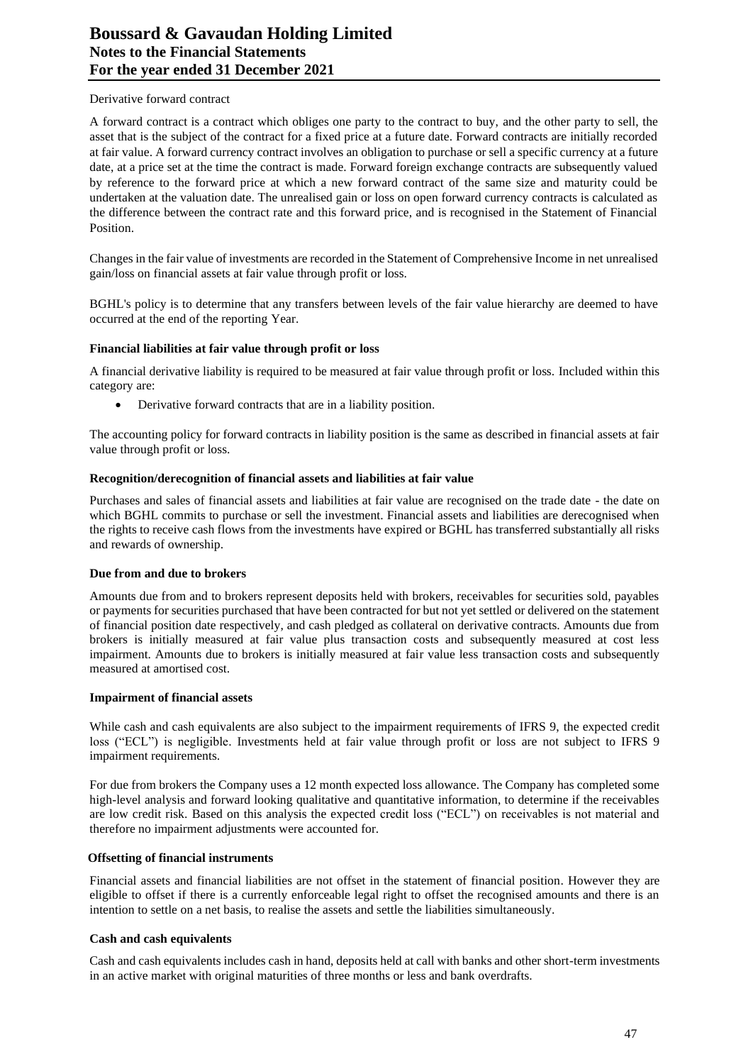Derivative forward contract

A forward contract is a contract which obliges one party to the contract to buy, and the other party to sell, the asset that is the subject of the contract for a fixed price at a future date. Forward contracts are initially recorded at fair value. A forward currency contract involves an obligation to purchase or sell a specific currency at a future date, at a price set at the time the contract is made. Forward foreign exchange contracts are subsequently valued by reference to the forward price at which a new forward contract of the same size and maturity could be undertaken at the valuation date. The unrealised gain or loss on open forward currency contracts is calculated as the difference between the contract rate and this forward price, and is recognised in the Statement of Financial Position.

Changes in the fair value of investments are recorded in the Statement of Comprehensive Income in net unrealised gain/loss on financial assets at fair value through profit or loss.

BGHL's policy is to determine that any transfers between levels of the fair value hierarchy are deemed to have occurred at the end of the reporting Year.

**Financial liabilities at fair value through profit or loss**

A financial derivative liability is required to be measured at fair value through profit or loss. Included within this category are:

- Derivative forward contracts that are in a liability position.

The accounting policy for forward contracts in liability position is the same as described in financial assets at fair value through profit or loss.

**Recognition/derecognition of financial assets and liabilities at fair value**

Purchases and sales of financial assets and liabilities at fair value are recognised on the trade date - the date on which BGHL commits to purchase or sell the investment. Financial assets and liabilities are derecognised when the rights to receive cash flows from the investments have expired or BGHL has transferred substantially all risks and rewards of ownership.

**Due from and due to brokers**

Amounts due from and to brokers represent deposits held with brokers, receivables for securities sold, payables or payments for securities purchased that have been contracted for but not yet settled or delivered on the statement of financial position date respectively, and cash pledged as collateral on derivative contracts. Amounts due from brokers is initially measured at fair value plus transaction costs and subsequently measured at cost less impairment. Amounts due to brokers is initially measured at fair value less transaction costs and subsequently measured at amortised cost.

**Impairment of financial assets**

While cash and cash equivalents are also subject to the impairment requirements of IFRS 9, the expected credit loss ("ECL") is negligible. Investments held at fair value through profit or loss are not subject to IFRS 9 impairment requirements.

For due from brokers the Company uses a 12 month expected loss allowance. The Company has completed some high-level analysis and forward looking qualitative and quantitative information, to determine if the receivables are low credit risk. Based on this analysis the expected credit loss ("ECL") on receivables is not material and therefore no impairment adjustments were accounted for.

**Offsetting of financial instruments**

Financial assets and financial liabilities are not offset in the statement of financial position. However they are eligible to offset if there is a currently enforceable legal right to offset the recognised amounts and there is an intention to settle on a net basis, to realise the assets and settle the liabilities simultaneously.

**Cash and cash equivalents**

Cash and cash equivalents includes cash in hand, deposits held at call with banks and other short-term investments in an active market with original maturities of three months or less and bank overdrafts.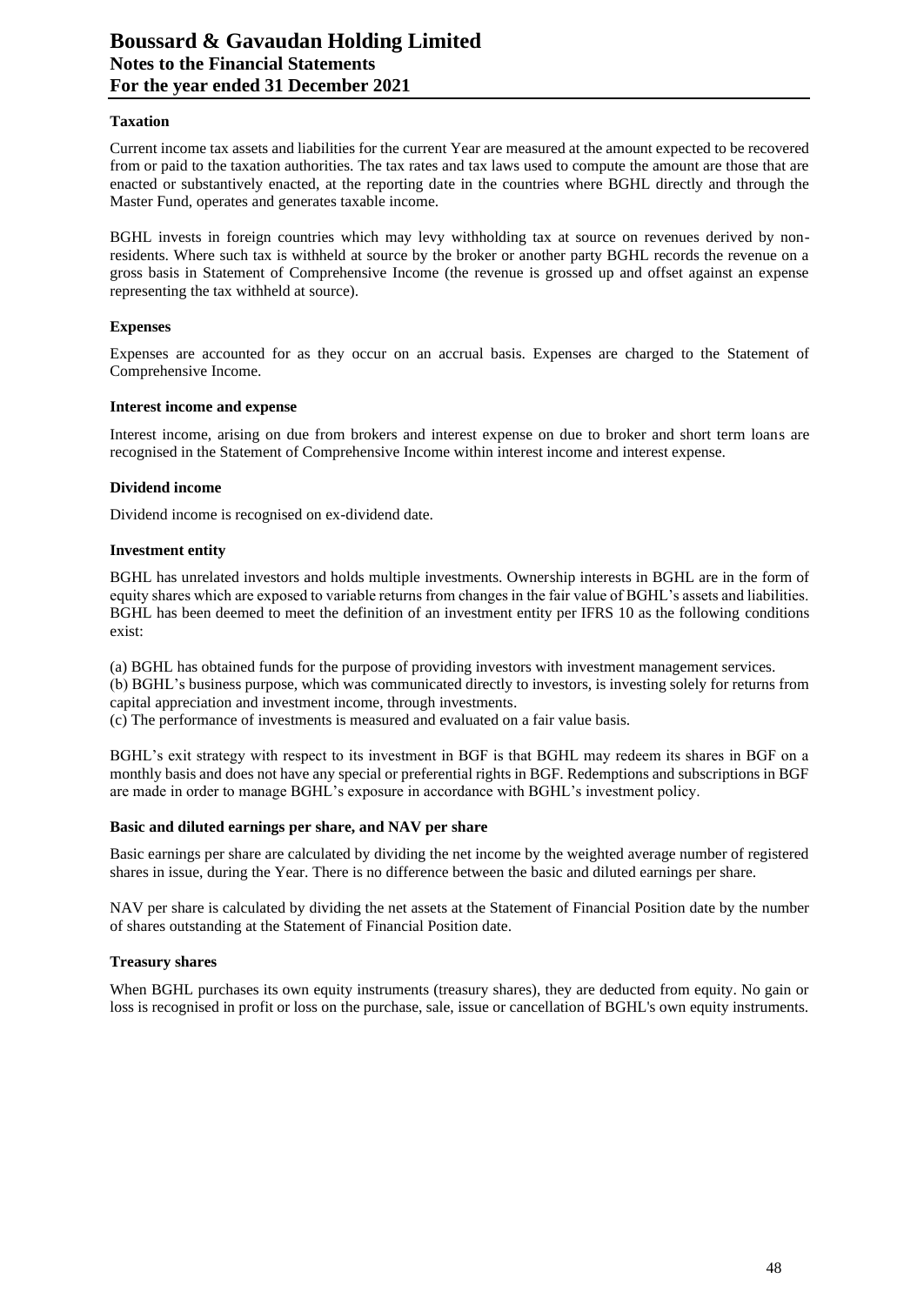#### Taxation

Current income tax assets and liabilities for the current Year are measured at the amount expected to be recovered from or paid to the taxation authorities. The tax rates and tax laws used to compute the amount are those that are enacted or substantively enacted, at the reporting date in the countries where BGHL directly and through the Master Fund, operates and generates taxable income.

BGHL invests in foreign countries which may levy withholding tax at source on revenues derived by non-residents. Where such tax is withheld at source by the broker or another party BGHL records the revenue on a gross basis in Statement of Comprehensive Income (the revenue is grossed up and offset against an expense representing the tax withheld at source).

#### Expenses

Expenses are accounted for as they occur on an accrual basis. Expenses are charged to the Statement of Comprehensive Income.

#### Interest income and expense

Interest income, arising on due from brokers and interest expense on due to broker and short term loans are recognised in the Statement of Comprehensive Income within interest income and interest expense.

#### Dividend income

Dividend income is recognised on ex-dividend date.

#### Investment entity

BGHL has unrelated investors and holds multiple investments. Ownership interests in BGHL are in the form of equity shares which are exposed to variable returns from changes in the fair value of BGHL's assets and liabilities. BGHL has been deemed to meet the definition of an investment entity per IFRS 10 as the following conditions exist:

(a) BGHL has obtained funds for the purpose of providing investors with investment management services.
(b) BGHL's business purpose, which was communicated directly to investors, is investing solely for returns from capital appreciation and investment income, through investments.
(c) The performance of investments is measured and evaluated on a fair value basis.

BGHL's exit strategy with respect to its investment in BGF is that BGHL may redeem its shares in BGF on a monthly basis and does not have any special or preferential rights in BGF. Redemptions and subscriptions in BGF are made in order to manage BGHL's exposure in accordance with BGHL's investment policy.

#### Basic and diluted earnings per share, and NAV per share

Basic earnings per share are calculated by dividing the net income by the weighted average number of registered shares in issue, during the Year. There is no difference between the basic and diluted earnings per share.

NAV per share is calculated by dividing the net assets at the Statement of Financial Position date by the number of shares outstanding at the Statement of Financial Position date.

#### Treasury shares

When BGHL purchases its own equity instruments (treasury shares), they are deducted from equity. No gain or loss is recognised in profit or loss on the purchase, sale, issue or cancellation of BGHL's own equity instruments.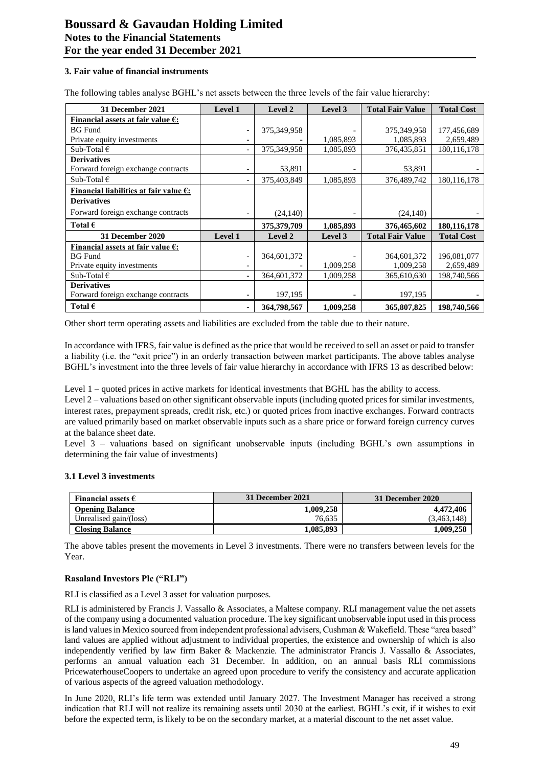### 3. Fair value of financial instruments

The following tables analyse BGHL's net assets between the three levels of the fair value hierarchy:

| 31 December 2021 | Level 1 | Level 2 | Level 3 | Total Fair Value | Total Cost |
|---|---|---|---|---|---|
| **Financial assets at fair value €:** | | | | | |
| BG Fund | - | 375,349,958 | - | 375,349,958 | 177,456,689 |
| Private equity investments | - | - | 1,085,893 | 1,085,893 | 2,659,489 |
| Sub-Total € | - | 375,349,958 | 1,085,893 | 376,435,851 | 180,116,178 |
| **Derivatives** | | | | | |
| Forward foreign exchange contracts | - | 53,891 | - | 53,891 | - |
| Sub-Total € | - | 375,403,849 | 1,085,893 | 376,489,742 | 180,116,178 |
| **Financial liabilities at fair value €:** | | | | | |
| **Derivatives** | | | | | |
| Forward foreign exchange contracts | - | (24,140) | - | (24,140) | - |
| **Total €** | | **375,379,709** | **1,085,893** | **376,465,602** | **180,116,178** |
| **31 December 2020** | **Level 1** | **Level 2** | **Level 3** | **Total Fair Value** | **Total Cost** |
| **Financial assets at fair value €:** | | | | | |
| BG Fund | - | 364,601,372 | - | 364,601,372 | 196,081,077 |
| Private equity investments | - | - | 1,009,258 | 1,009,258 | 2,659,489 |
| Sub-Total € | - | 364,601,372 | 1,009,258 | 365,610,630 | 198,740,566 |
| **Derivatives** | | | | | |
| Forward foreign exchange contracts | - | 197,195 | - | 197,195 | - |
| **Total €** | - | **364,798,567** | **1,009,258** | **365,807,825** | **198,740,566** |

Other short term operating assets and liabilities are excluded from the table due to their nature.

In accordance with IFRS, fair value is defined as the price that would be received to sell an asset or paid to transfer a liability (i.e. the "exit price") in an orderly transaction between market participants. The above tables analyse BGHL's investment into the three levels of fair value hierarchy in accordance with IFRS 13 as described below:

Level 1 – quoted prices in active markets for identical investments that BGHL has the ability to access.
Level 2 – valuations based on other significant observable inputs (including quoted prices for similar investments, interest rates, prepayment spreads, credit risk, etc.) or quoted prices from inactive exchanges. Forward contracts are valued primarily based on market observable inputs such as a share price or forward foreign currency curves at the balance sheet date.
Level 3 – valuations based on significant unobservable inputs (including BGHL's own assumptions in determining the fair value of investments)

#### 3.1 Level 3 investments

| Financial assets € | 31 December 2021 | 31 December 2020 |
|---|---|---|
| **Opening Balance** | 1,009,258 | 4,472,406 |
| Unrealised gain/(loss) | 76,635 | (3,463,148) |
| **Closing Balance** | 1,085,893 | 1,009,258 |

The above tables present the movements in Level 3 investments. There were no transfers between levels for the Year.

**Rasaland Investors Plc ("RLI")**

RLI is classified as a Level 3 asset for valuation purposes.

RLI is administered by Francis J. Vassallo & Associates, a Maltese company. RLI management value the net assets of the company using a documented valuation procedure. The key significant unobservable input used in this process is land values in Mexico sourced from independent professional advisers, Cushman & Wakefield. These "area based" land values are applied without adjustment to individual properties, the existence and ownership of which is also independently verified by law firm Baker & Mackenzie. The administrator Francis J. Vassallo & Associates, performs an annual valuation each 31 December. In addition, on an annual basis RLI commissions PricewaterhouseCoopers to undertake an agreed upon procedure to verify the consistency and accurate application of various aspects of the agreed valuation methodology.

In June 2020, RLI's life term was extended until January 2027. The Investment Manager has received a strong indication that RLI will not realize its remaining assets until 2030 at the earliest. BGHL's exit, if it wishes to exit before the expected term, is likely to be on the secondary market, at a material discount to the net asset value.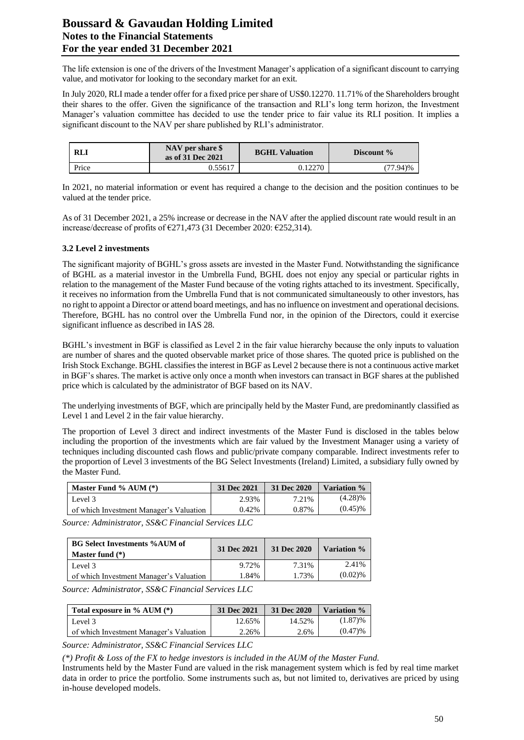The life extension is one of the drivers of the Investment Manager's application of a significant discount to carrying value, and motivator for looking to the secondary market for an exit.

In July 2020, RLI made a tender offer for a fixed price per share of US$0.12270. 11.71% of the Shareholders brought their shares to the offer. Given the significance of the transaction and RLI's long term horizon, the Investment Manager's valuation committee has decided to use the tender price to fair value its RLI position. It implies a significant discount to the NAV per share published by RLI's administrator.

| RLI | NAV per share $ as of 31 Dec 2021 | BGHL Valuation | Discount % |
|---|---|---|---|
| Price | 0.55617 | 0.12270 | (77.94)% |

In 2021, no material information or event has required a change to the decision and the position continues to be valued at the tender price.

As of 31 December 2021, a 25% increase or decrease in the NAV after the applied discount rate would result in an increase/decrease of profits of €271,473 (31 December 2020: €252,314).

### 3.2 Level 2 investments

The significant majority of BGHL's gross assets are invested in the Master Fund. Notwithstanding the significance of BGHL as a material investor in the Umbrella Fund, BGHL does not enjoy any special or particular rights in relation to the management of the Master Fund because of the voting rights attached to its investment. Specifically, it receives no information from the Umbrella Fund that is not communicated simultaneously to other investors, has no right to appoint a Director or attend board meetings, and has no influence on investment and operational decisions. Therefore, BGHL has no control over the Umbrella Fund nor, in the opinion of the Directors, could it exercise significant influence as described in IAS 28.

BGHL's investment in BGF is classified as Level 2 in the fair value hierarchy because the only inputs to valuation are number of shares and the quoted observable market price of those shares. The quoted price is published on the Irish Stock Exchange. BGHL classifies the interest in BGF as Level 2 because there is not a continuous active market in BGF's shares. The market is active only once a month when investors can transact in BGF shares at the published price which is calculated by the administrator of BGF based on its NAV.

The underlying investments of BGF, which are principally held by the Master Fund, are predominantly classified as Level 1 and Level 2 in the fair value hierarchy.

The proportion of Level 3 direct and indirect investments of the Master Fund is disclosed in the tables below including the proportion of the investments which are fair valued by the Investment Manager using a variety of techniques including discounted cash flows and public/private company comparable. Indirect investments refer to the proportion of Level 3 investments of the BG Select Investments (Ireland) Limited, a subsidiary fully owned by the Master Fund.

| Master Fund % AUM (*) | 31 Dec 2021 | 31 Dec 2020 | Variation % |
|---|---|---|---|
| Level 3 | 2.93% | 7.21% | (4.28)% |
| of which Investment Manager's Valuation | 0.42% | 0.87% | (0.45)% |

*Source: Administrator, SS&C Financial Services LLC*

| BG Select Investments %AUM of Master fund (*) | 31 Dec 2021 | 31 Dec 2020 | Variation % |
|---|---|---|---|
| Level 3 | 9.72% | 7.31% | 2.41% |
| of which Investment Manager's Valuation | 1.84% | 1.73% | (0.02)% |

*Source: Administrator, SS&C Financial Services LLC*

| Total exposure in % AUM (*) | 31 Dec 2021 | 31 Dec 2020 | Variation % |
|---|---|---|---|
| Level 3 | 12.65% | 14.52% | (1.87)% |
| of which Investment Manager's Valuation | 2.26% | 2.6% | (0.47)% |

*Source: Administrator, SS&C Financial Services LLC*

*(\*) Profit & Loss of the FX to hedge investors is included in the AUM of the Master Fund.*

Instruments held by the Master Fund are valued in the risk management system which is fed by real time market data in order to price the portfolio. Some instruments such as, but not limited to, derivatives are priced by using in-house developed models.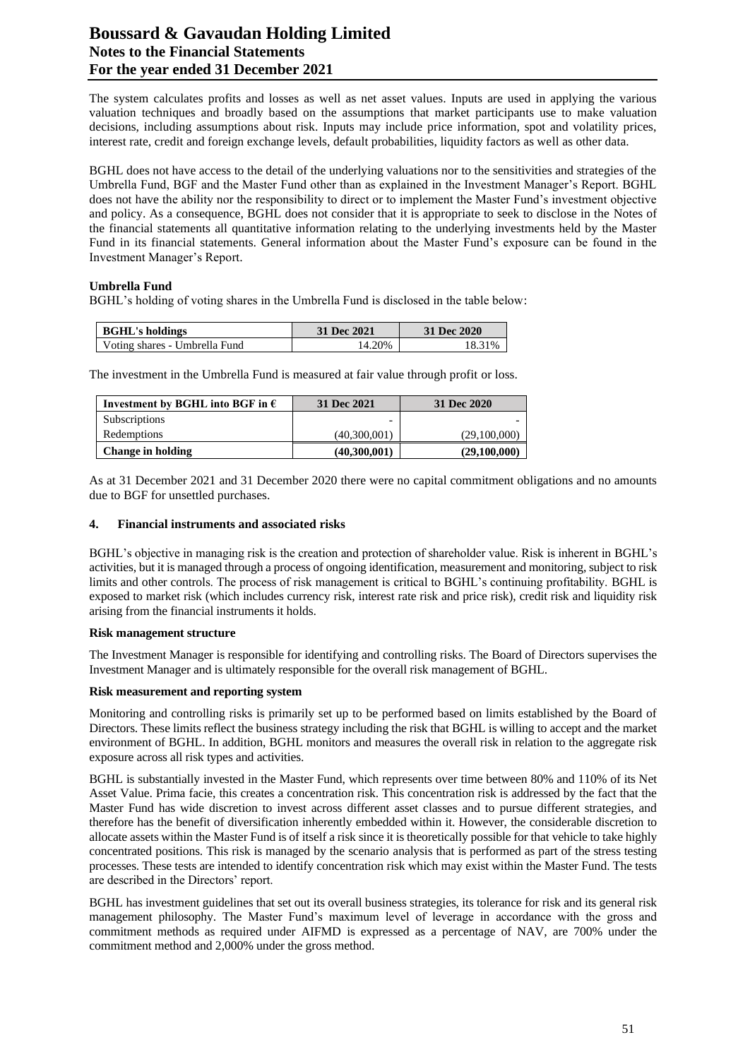The system calculates profits and losses as well as net asset values. Inputs are used in applying the various valuation techniques and broadly based on the assumptions that market participants use to make valuation decisions, including assumptions about risk. Inputs may include price information, spot and volatility prices, interest rate, credit and foreign exchange levels, default probabilities, liquidity factors as well as other data.

BGHL does not have access to the detail of the underlying valuations nor to the sensitivities and strategies of the Umbrella Fund, BGF and the Master Fund other than as explained in the Investment Manager's Report. BGHL does not have the ability nor the responsibility to direct or to implement the Master Fund's investment objective and policy. As a consequence, BGHL does not consider that it is appropriate to seek to disclose in the Notes of the financial statements all quantitative information relating to the underlying investments held by the Master Fund in its financial statements. General information about the Master Fund's exposure can be found in the Investment Manager's Report.

**Umbrella Fund**

BGHL's holding of voting shares in the Umbrella Fund is disclosed in the table below:

| BGHL's holdings | 31 Dec 2021 | 31 Dec 2020 |
|---|---|---|
| Voting shares - Umbrella Fund | 14.20% | 18.31% |

The investment in the Umbrella Fund is measured at fair value through profit or loss.

| Investment by BGHL into BGF in € | 31 Dec 2021 | 31 Dec 2020 |
|---|---|---|
| Subscriptions | - | - |
| Redemptions | (40,300,001) | (29,100,000) |
| **Change in holding** | **(40,300,001)** | **(29,100,000)** |

As at 31 December 2021 and 31 December 2020 there were no capital commitment obligations and no amounts due to BGF for unsettled purchases.

## 4. Financial instruments and associated risks

BGHL's objective in managing risk is the creation and protection of shareholder value. Risk is inherent in BGHL's activities, but it is managed through a process of ongoing identification, measurement and monitoring, subject to risk limits and other controls. The process of risk management is critical to BGHL's continuing profitability. BGHL is exposed to market risk (which includes currency risk, interest rate risk and price risk), credit risk and liquidity risk arising from the financial instruments it holds.

**Risk management structure**

The Investment Manager is responsible for identifying and controlling risks. The Board of Directors supervises the Investment Manager and is ultimately responsible for the overall risk management of BGHL.

**Risk measurement and reporting system**

Monitoring and controlling risks is primarily set up to be performed based on limits established by the Board of Directors. These limits reflect the business strategy including the risk that BGHL is willing to accept and the market environment of BGHL. In addition, BGHL monitors and measures the overall risk in relation to the aggregate risk exposure across all risk types and activities.

BGHL is substantially invested in the Master Fund, which represents over time between 80% and 110% of its Net Asset Value. Prima facie, this creates a concentration risk. This concentration risk is addressed by the fact that the Master Fund has wide discretion to invest across different asset classes and to pursue different strategies, and therefore has the benefit of diversification inherently embedded within it. However, the considerable discretion to allocate assets within the Master Fund is of itself a risk since it is theoretically possible for that vehicle to take highly concentrated positions. This risk is managed by the scenario analysis that is performed as part of the stress testing processes. These tests are intended to identify concentration risk which may exist within the Master Fund. The tests are described in the Directors' report.

BGHL has investment guidelines that set out its overall business strategies, its tolerance for risk and its general risk management philosophy. The Master Fund's maximum level of leverage in accordance with the gross and commitment methods as required under AIFMD is expressed as a percentage of NAV, are 700% under the commitment method and 2,000% under the gross method.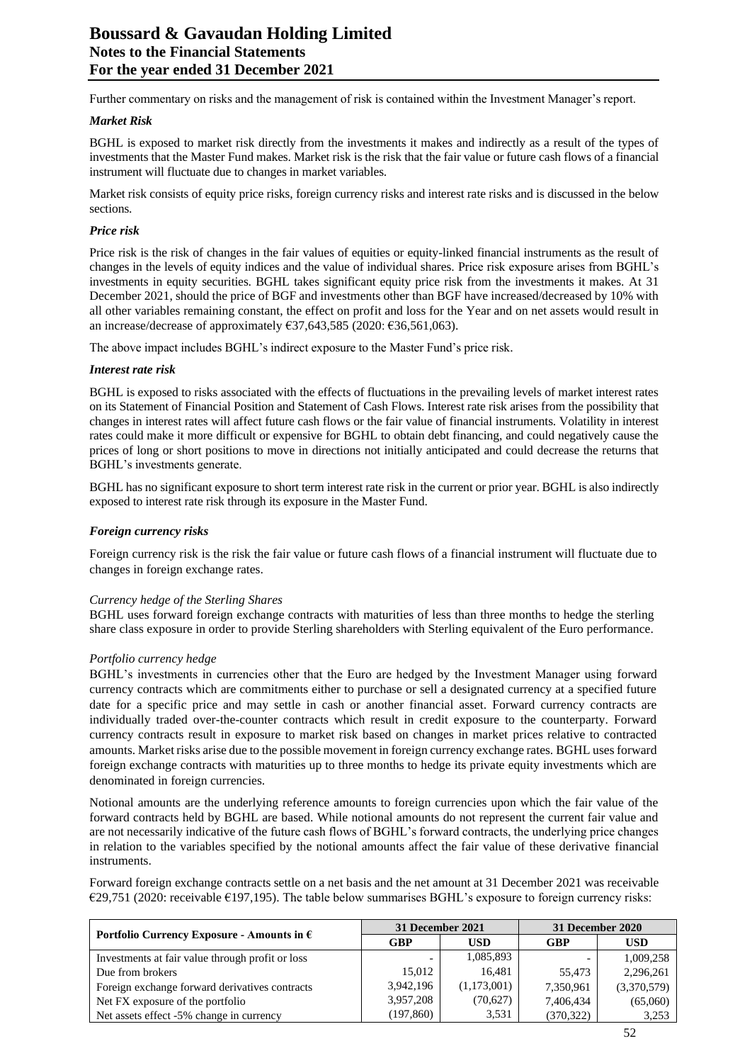Further commentary on risks and the management of risk is contained within the Investment Manager's report.

***Market Risk***

BGHL is exposed to market risk directly from the investments it makes and indirectly as a result of the types of investments that the Master Fund makes. Market risk is the risk that the fair value or future cash flows of a financial instrument will fluctuate due to changes in market variables.

Market risk consists of equity price risks, foreign currency risks and interest rate risks and is discussed in the below sections.

***Price risk***

Price risk is the risk of changes in the fair values of equities or equity-linked financial instruments as the result of changes in the levels of equity indices and the value of individual shares. Price risk exposure arises from BGHL's investments in equity securities. BGHL takes significant equity price risk from the investments it makes. At 31 December 2021, should the price of BGF and investments other than BGF have increased/decreased by 10% with all other variables remaining constant, the effect on profit and loss for the Year and on net assets would result in an increase/decrease of approximately €37,643,585 (2020: €36,561,063).

The above impact includes BGHL's indirect exposure to the Master Fund's price risk.

***Interest rate risk***

BGHL is exposed to risks associated with the effects of fluctuations in the prevailing levels of market interest rates on its Statement of Financial Position and Statement of Cash Flows. Interest rate risk arises from the possibility that changes in interest rates will affect future cash flows or the fair value of financial instruments. Volatility in interest rates could make it more difficult or expensive for BGHL to obtain debt financing, and could negatively cause the prices of long or short positions to move in directions not initially anticipated and could decrease the returns that BGHL's investments generate.

BGHL has no significant exposure to short term interest rate risk in the current or prior year. BGHL is also indirectly exposed to interest rate risk through its exposure in the Master Fund.

***Foreign currency risks***

Foreign currency risk is the risk the fair value or future cash flows of a financial instrument will fluctuate due to changes in foreign exchange rates.

*Currency hedge of the Sterling Shares*
BGHL uses forward foreign exchange contracts with maturities of less than three months to hedge the sterling share class exposure in order to provide Sterling shareholders with Sterling equivalent of the Euro performance.

*Portfolio currency hedge*
BGHL's investments in currencies other that the Euro are hedged by the Investment Manager using forward currency contracts which are commitments either to purchase or sell a designated currency at a specified future date for a specific price and may settle in cash or another financial asset. Forward currency contracts are individually traded over-the-counter contracts which result in credit exposure to the counterparty. Forward currency contracts result in exposure to market risk based on changes in market prices relative to contracted amounts. Market risks arise due to the possible movement in foreign currency exchange rates. BGHL uses forward foreign exchange contracts with maturities up to three months to hedge its private equity investments which are denominated in foreign currencies.

Notional amounts are the underlying reference amounts to foreign currencies upon which the fair value of the forward contracts held by BGHL are based. While notional amounts do not represent the current fair value and are not necessarily indicative of the future cash flows of BGHL's forward contracts, the underlying price changes in relation to the variables specified by the notional amounts affect the fair value of these derivative financial instruments.

Forward foreign exchange contracts settle on a net basis and the net amount at 31 December 2021 was receivable €29,751 (2020: receivable €197,195). The table below summarises BGHL's exposure to foreign currency risks:

| Portfolio Currency Exposure - Amounts in € | 31 December 2021 | | 31 December 2020 | |
|---|---|---|---|---|
| | **GBP** | **USD** | **GBP** | **USD** |
| Investments at fair value through profit or loss | - | 1,085,893 | - | 1,009,258 |
| Due from brokers | 15,012 | 16,481 | 55,473 | 2,296,261 |
| Foreign exchange forward derivatives contracts | 3,942,196 | (1,173,001) | 7,350,961 | (3,370,579) |
| Net FX exposure of the portfolio | 3,957,208 | (70,627) | 7,406,434 | (65,060) |
| Net assets effect -5% change in currency | (197,860) | 3,531 | (370,322) | 3,253 |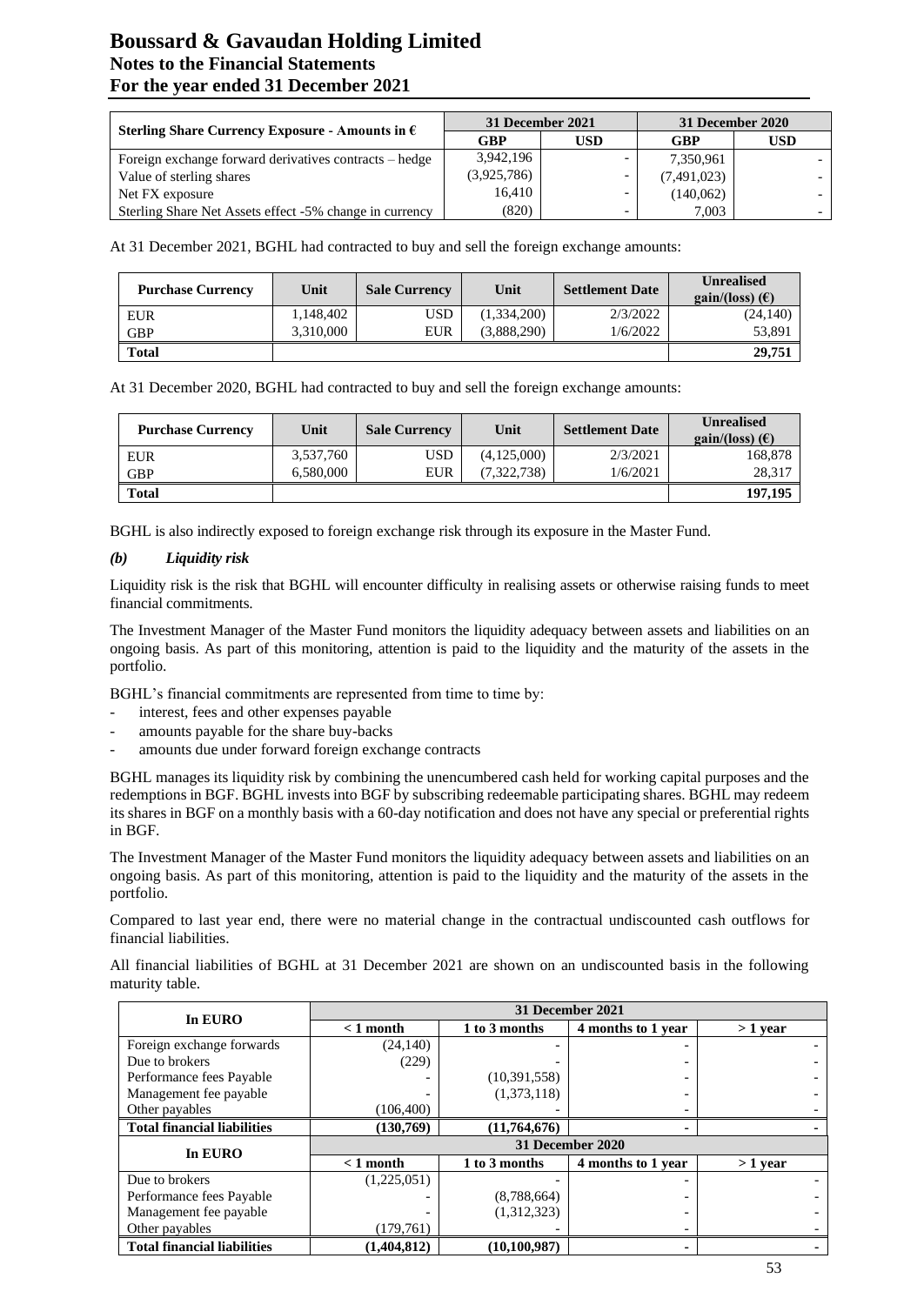| Sterling Share Currency Exposure - Amounts in € | 31 December 2021 | | 31 December 2020 | |
|---|---|---|---|---|
| | GBP | USD | GBP | USD |
| Foreign exchange forward derivatives contracts – hedge | 3,942,196 | - | 7,350,961 | - |
| Value of sterling shares | (3,925,786) | - | (7,491,023) | - |
| Net FX exposure | 16,410 | - | (140,062) | - |
| Sterling Share Net Assets effect -5% change in currency | (820) | - | 7,003 | - |

At 31 December 2021, BGHL had contracted to buy and sell the foreign exchange amounts:

| Purchase Currency | Unit | Sale Currency | Unit | Settlement Date | Unrealised gain/(loss) (€) |
|---|---|---|---|---|---|
| EUR | 1,148,402 | USD | (1,334,200) | 2/3/2022 | (24,140) |
| GBP | 3,310,000 | EUR | (3,888,290) | 1/6/2022 | 53,891 |
| **Total** | | | | | **29,751** |

At 31 December 2020, BGHL had contracted to buy and sell the foreign exchange amounts:

| Purchase Currency | Unit | Sale Currency | Unit | Settlement Date | Unrealised gain/(loss) (€) |
|---|---|---|---|---|---|
| EUR | 3,537,760 | USD | (4,125,000) | 2/3/2021 | 168,878 |
| GBP | 6,580,000 | EUR | (7,322,738) | 1/6/2021 | 28,317 |
| **Total** | | | | | **197,195** |

BGHL is also indirectly exposed to foreign exchange risk through its exposure in the Master Fund.

### *(b) Liquidity risk*

Liquidity risk is the risk that BGHL will encounter difficulty in realising assets or otherwise raising funds to meet financial commitments.

The Investment Manager of the Master Fund monitors the liquidity adequacy between assets and liabilities on an ongoing basis. As part of this monitoring, attention is paid to the liquidity and the maturity of the assets in the portfolio.

BGHL's financial commitments are represented from time to time by:

- interest, fees and other expenses payable
- amounts payable for the share buy-backs
- amounts due under forward foreign exchange contracts

BGHL manages its liquidity risk by combining the unencumbered cash held for working capital purposes and the redemptions in BGF. BGHL invests into BGF by subscribing redeemable participating shares. BGHL may redeem its shares in BGF on a monthly basis with a 60-day notification and does not have any special or preferential rights in BGF.

The Investment Manager of the Master Fund monitors the liquidity adequacy between assets and liabilities on an ongoing basis. As part of this monitoring, attention is paid to the liquidity and the maturity of the assets in the portfolio.

Compared to last year end, there were no material change in the contractual undiscounted cash outflows for financial liabilities.

All financial liabilities of BGHL at 31 December 2021 are shown on an undiscounted basis in the following maturity table.

| In EURO | 31 December 2021 | | | |
|---|---|---|---|---|
| | < 1 month | 1 to 3 months | 4 months to 1 year | > 1 year |
| Foreign exchange forwards | (24,140) | - | - | - |
| Due to brokers | (229) | - | - | - |
| Performance fees Payable | - | (10,391,558) | - | - |
| Management fee payable | - | (1,373,118) | - | - |
| Other payables | (106,400) | - | - | - |
| **Total financial liabilities** | **(130,769)** | **(11,764,676)** | **-** | **-** |
| **In EURO** | **31 December 2020** | | | |
| | < 1 month | 1 to 3 months | 4 months to 1 year | > 1 year |
| Due to brokers | (1,225,051) | - | - | - |
| Performance fees Payable | - | (8,788,664) | - | - |
| Management fee payable | - | (1,312,323) | - | - |
| Other payables | (179,761) | - | - | - |
| **Total financial liabilities** | **(1,404,812)** | **(10,100,987)** | **-** | **-** |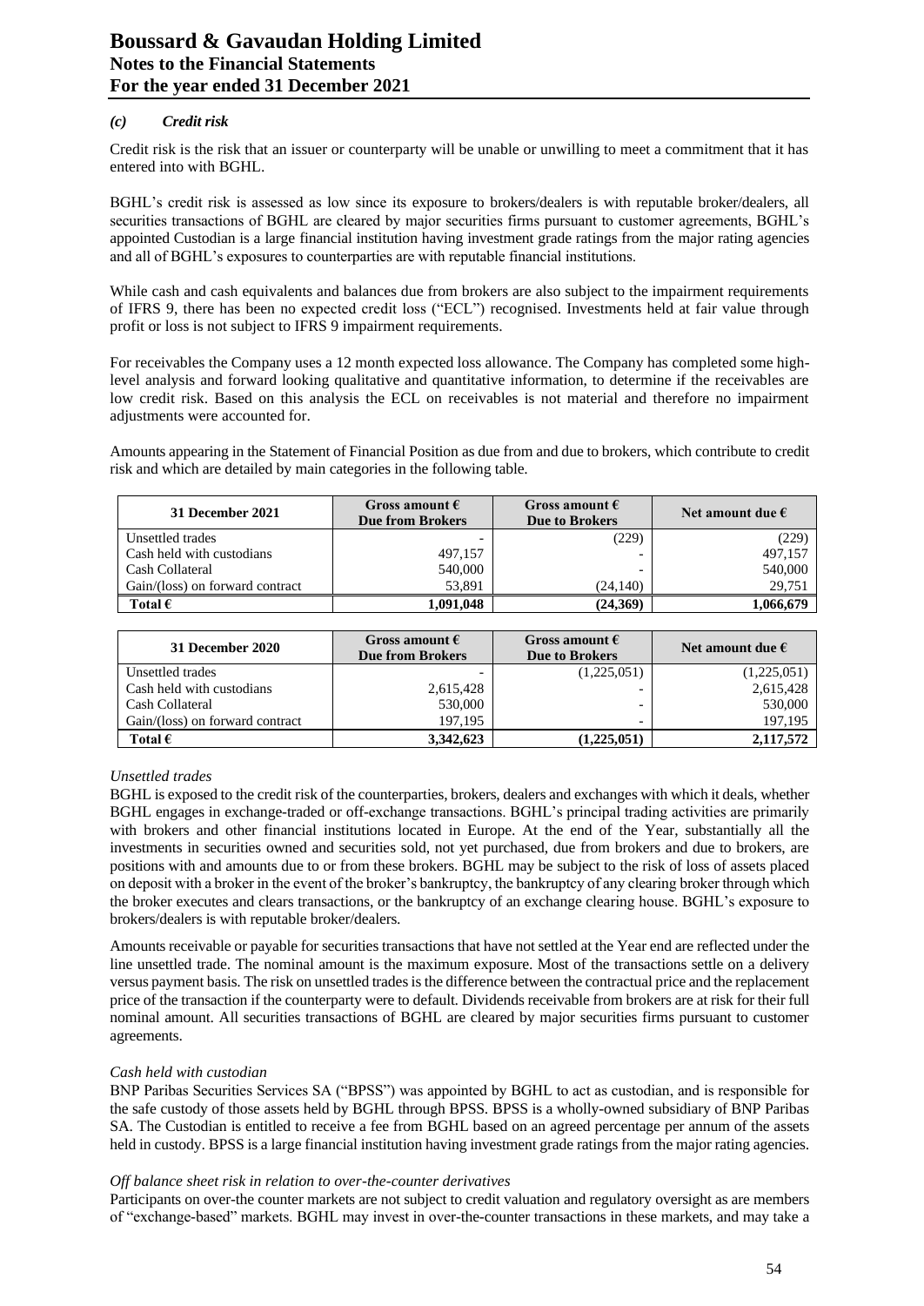### *(c) Credit risk*

Credit risk is the risk that an issuer or counterparty will be unable or unwilling to meet a commitment that it has entered into with BGHL.

BGHL's credit risk is assessed as low since its exposure to brokers/dealers is with reputable broker/dealers, all securities transactions of BGHL are cleared by major securities firms pursuant to customer agreements, BGHL's appointed Custodian is a large financial institution having investment grade ratings from the major rating agencies and all of BGHL's exposures to counterparties are with reputable financial institutions.

While cash and cash equivalents and balances due from brokers are also subject to the impairment requirements of IFRS 9, there has been no expected credit loss ("ECL") recognised. Investments held at fair value through profit or loss is not subject to IFRS 9 impairment requirements.

For receivables the Company uses a 12 month expected loss allowance. The Company has completed some high-level analysis and forward looking qualitative and quantitative information, to determine if the receivables are low credit risk. Based on this analysis the ECL on receivables is not material and therefore no impairment adjustments were accounted for.

Amounts appearing in the Statement of Financial Position as due from and due to brokers, which contribute to credit risk and which are detailed by main categories in the following table.

| 31 December 2021 | Gross amount € Due from Brokers | Gross amount € Due to Brokers | Net amount due € |
|---|---|---|---|
| Unsettled trades | - | (229) | (229) |
| Cash held with custodians | 497,157 | - | 497,157 |
| Cash Collateral | 540,000 | - | 540,000 |
| Gain/(loss) on forward contract | 53,891 | (24,140) | 29,751 |
| **Total €** | **1,091,048** | **(24,369)** | **1,066,679** |

| 31 December 2020 | Gross amount € Due from Brokers | Gross amount € Due to Brokers | Net amount due € |
|---|---|---|---|
| Unsettled trades | - | (1,225,051) | (1,225,051) |
| Cash held with custodians | 2,615,428 | - | 2,615,428 |
| Cash Collateral | 530,000 | - | 530,000 |
| Gain/(loss) on forward contract | 197,195 | - | 197,195 |
| **Total €** | **3,342,623** | **(1,225,051)** | **2,117,572** |

*Unsettled trades*

BGHL is exposed to the credit risk of the counterparties, brokers, dealers and exchanges with which it deals, whether BGHL engages in exchange-traded or off-exchange transactions. BGHL's principal trading activities are primarily with brokers and other financial institutions located in Europe. At the end of the Year, substantially all the investments in securities owned and securities sold, not yet purchased, due from brokers and due to brokers, are positions with and amounts due to or from these brokers. BGHL may be subject to the risk of loss of assets placed on deposit with a broker in the event of the broker's bankruptcy, the bankruptcy of any clearing broker through which the broker executes and clears transactions, or the bankruptcy of an exchange clearing house. BGHL's exposure to brokers/dealers is with reputable broker/dealers.

Amounts receivable or payable for securities transactions that have not settled at the Year end are reflected under the line unsettled trade. The nominal amount is the maximum exposure. Most of the transactions settle on a delivery versus payment basis. The risk on unsettled trades is the difference between the contractual price and the replacement price of the transaction if the counterparty were to default. Dividends receivable from brokers are at risk for their full nominal amount. All securities transactions of BGHL are cleared by major securities firms pursuant to customer agreements.

*Cash held with custodian*

BNP Paribas Securities Services SA ("BPSS") was appointed by BGHL to act as custodian, and is responsible for the safe custody of those assets held by BGHL through BPSS. BPSS is a wholly-owned subsidiary of BNP Paribas SA. The Custodian is entitled to receive a fee from BGHL based on an agreed percentage per annum of the assets held in custody. BPSS is a large financial institution having investment grade ratings from the major rating agencies.

*Off balance sheet risk in relation to over-the-counter derivatives*

Participants on over-the counter markets are not subject to credit valuation and regulatory oversight as are members of "exchange-based" markets. BGHL may invest in over-the-counter transactions in these markets, and may take a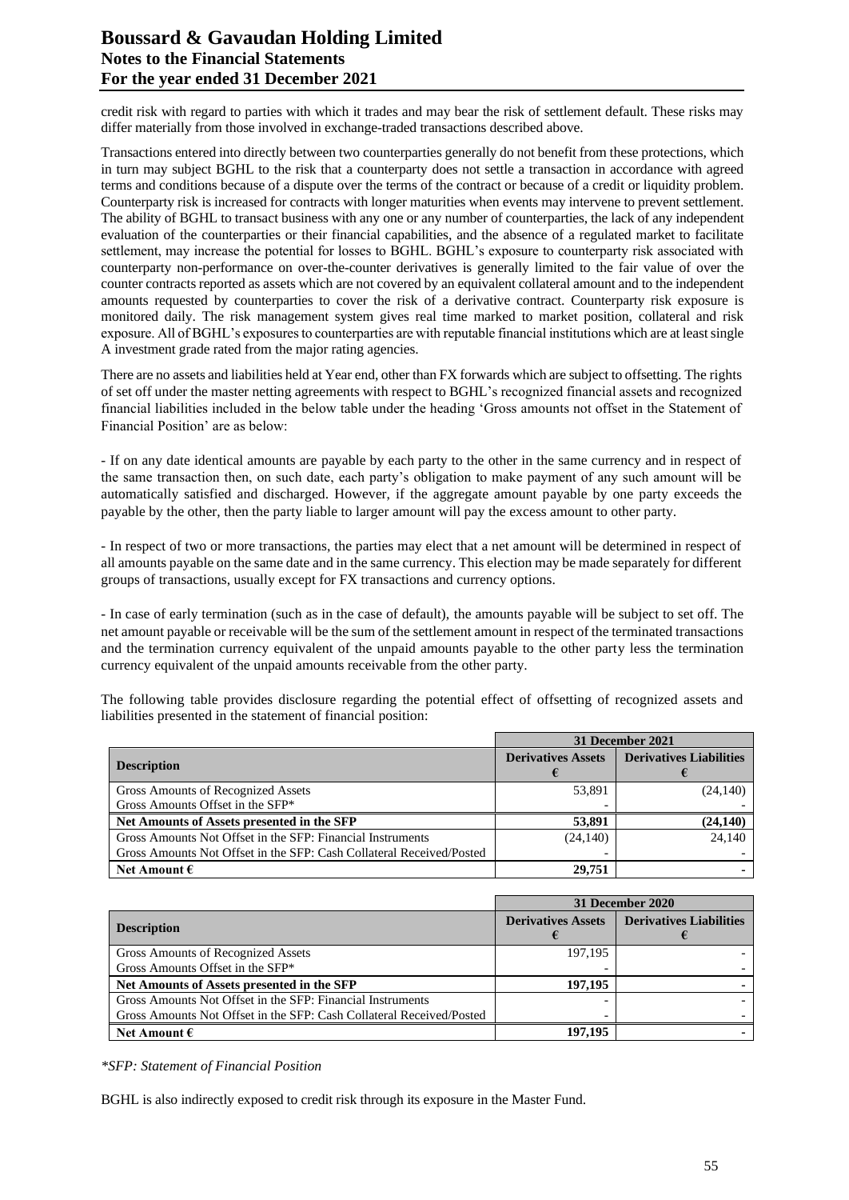credit risk with regard to parties with which it trades and may bear the risk of settlement default. These risks may differ materially from those involved in exchange-traded transactions described above.

Transactions entered into directly between two counterparties generally do not benefit from these protections, which in turn may subject BGHL to the risk that a counterparty does not settle a transaction in accordance with agreed terms and conditions because of a dispute over the terms of the contract or because of a credit or liquidity problem. Counterparty risk is increased for contracts with longer maturities when events may intervene to prevent settlement. The ability of BGHL to transact business with any one or any number of counterparties, the lack of any independent evaluation of the counterparties or their financial capabilities, and the absence of a regulated market to facilitate settlement, may increase the potential for losses to BGHL. BGHL's exposure to counterparty risk associated with counterparty non-performance on over-the-counter derivatives is generally limited to the fair value of over the counter contracts reported as assets which are not covered by an equivalent collateral amount and to the independent amounts requested by counterparties to cover the risk of a derivative contract. Counterparty risk exposure is monitored daily. The risk management system gives real time marked to market position, collateral and risk exposure. All of BGHL's exposures to counterparties are with reputable financial institutions which are at least single A investment grade rated from the major rating agencies.

There are no assets and liabilities held at Year end, other than FX forwards which are subject to offsetting. The rights of set off under the master netting agreements with respect to BGHL's recognized financial assets and recognized financial liabilities included in the below table under the heading 'Gross amounts not offset in the Statement of Financial Position' are as below:

- If on any date identical amounts are payable by each party to the other in the same currency and in respect of the same transaction then, on such date, each party's obligation to make payment of any such amount will be automatically satisfied and discharged. However, if the aggregate amount payable by one party exceeds the payable by the other, then the party liable to larger amount will pay the excess amount to other party.

- In respect of two or more transactions, the parties may elect that a net amount will be determined in respect of all amounts payable on the same date and in the same currency. This election may be made separately for different groups of transactions, usually except for FX transactions and currency options.

- In case of early termination (such as in the case of default), the amounts payable will be subject to set off. The net amount payable or receivable will be the sum of the settlement amount in respect of the terminated transactions and the termination currency equivalent of the unpaid amounts payable to the other party less the termination currency equivalent of the unpaid amounts receivable from the other party.

The following table provides disclosure regarding the potential effect of offsetting of recognized assets and liabilities presented in the statement of financial position:

| | 31 December 2021 | |
|---|---|---|
| **Description** | **Derivatives Assets €** | **Derivatives Liabilities €** |
| Gross Amounts of Recognized Assets | 53,891 | (24,140) |
| Gross Amounts Offset in the SFP* | - | - |
| **Net Amounts of Assets presented in the SFP** | **53,891** | **(24,140)** |
| Gross Amounts Not Offset in the SFP: Financial Instruments | (24,140) | 24,140 |
| Gross Amounts Not Offset in the SFP: Cash Collateral Received/Posted | - | - |
| **Net Amount €** | **29,751** | **-** |

| | 31 December 2020 | |
|---|---|---|
| **Description** | **Derivatives Assets €** | **Derivatives Liabilities €** |
| Gross Amounts of Recognized Assets | 197,195 | - |
| Gross Amounts Offset in the SFP* | - | - |
| **Net Amounts of Assets presented in the SFP** | **197,195** | **-** |
| Gross Amounts Not Offset in the SFP: Financial Instruments | - | - |
| Gross Amounts Not Offset in the SFP: Cash Collateral Received/Posted | - | - |
| **Net Amount €** | **197,195** | **-** |

*\*SFP: Statement of Financial Position*

BGHL is also indirectly exposed to credit risk through its exposure in the Master Fund.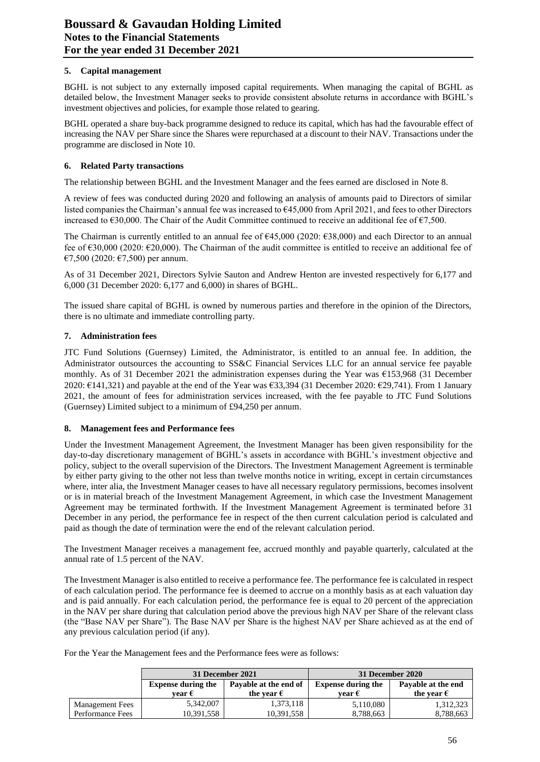## 5. Capital management

BGHL is not subject to any externally imposed capital requirements. When managing the capital of BGHL as detailed below, the Investment Manager seeks to provide consistent absolute returns in accordance with BGHL's investment objectives and policies, for example those related to gearing.

BGHL operated a share buy-back programme designed to reduce its capital, which has had the favourable effect of increasing the NAV per Share since the Shares were repurchased at a discount to their NAV. Transactions under the programme are disclosed in Note 10.

## 6. Related Party transactions

The relationship between BGHL and the Investment Manager and the fees earned are disclosed in Note 8.

A review of fees was conducted during 2020 and following an analysis of amounts paid to Directors of similar listed companies the Chairman's annual fee was increased to €45,000 from April 2021, and fees to other Directors increased to €30,000. The Chair of the Audit Committee continued to receive an additional fee of €7,500.

The Chairman is currently entitled to an annual fee of €45,000 (2020: €38,000) and each Director to an annual fee of €30,000 (2020: €20,000). The Chairman of the audit committee is entitled to receive an additional fee of €7,500 (2020: €7,500) per annum.

As of 31 December 2021, Directors Sylvie Sauton and Andrew Henton are invested respectively for 6,177 and 6,000 (31 December 2020: 6,177 and 6,000) in shares of BGHL.

The issued share capital of BGHL is owned by numerous parties and therefore in the opinion of the Directors, there is no ultimate and immediate controlling party.

## 7. Administration fees

JTC Fund Solutions (Guernsey) Limited, the Administrator, is entitled to an annual fee. In addition, the Administrator outsources the accounting to SS&C Financial Services LLC for an annual service fee payable monthly. As of 31 December 2021 the administration expenses during the Year was €153,968 (31 December 2020: €141,321) and payable at the end of the Year was €33,394 (31 December 2020: €29,741). From 1 January 2021, the amount of fees for administration services increased, with the fee payable to JTC Fund Solutions (Guernsey) Limited subject to a minimum of £94,250 per annum.

## 8. Management fees and Performance fees

Under the Investment Management Agreement, the Investment Manager has been given responsibility for the day-to-day discretionary management of BGHL's assets in accordance with BGHL's investment objective and policy, subject to the overall supervision of the Directors. The Investment Management Agreement is terminable by either party giving to the other not less than twelve months notice in writing, except in certain circumstances where, inter alia, the Investment Manager ceases to have all necessary regulatory permissions, becomes insolvent or is in material breach of the Investment Management Agreement, in which case the Investment Management Agreement may be terminated forthwith. If the Investment Management Agreement is terminated before 31 December in any period, the performance fee in respect of the then current calculation period is calculated and paid as though the date of termination were the end of the relevant calculation period.

The Investment Manager receives a management fee, accrued monthly and payable quarterly, calculated at the annual rate of 1.5 percent of the NAV.

The Investment Manager is also entitled to receive a performance fee. The performance fee is calculated in respect of each calculation period. The performance fee is deemed to accrue on a monthly basis as at each valuation day and is paid annually. For each calculation period, the performance fee is equal to 20 percent of the appreciation in the NAV per share during that calculation period above the previous high NAV per Share of the relevant class (the "Base NAV per Share"). The Base NAV per Share is the highest NAV per Share achieved as at the end of any previous calculation period (if any).

For the Year the Management fees and the Performance fees were as follows:

| | 31 December 2021 | | 31 December 2020 | |
|---|---|---|---|---|
| | Expense during the year € | Payable at the end of the year € | Expense during the year € | Payable at the end the year € |
| Management Fees | 5,342,007 | 1,373,118 | 5,110,080 | 1,312,323 |
| Performance Fees | 10,391,558 | 10,391,558 | 8,788,663 | 8,788,663 |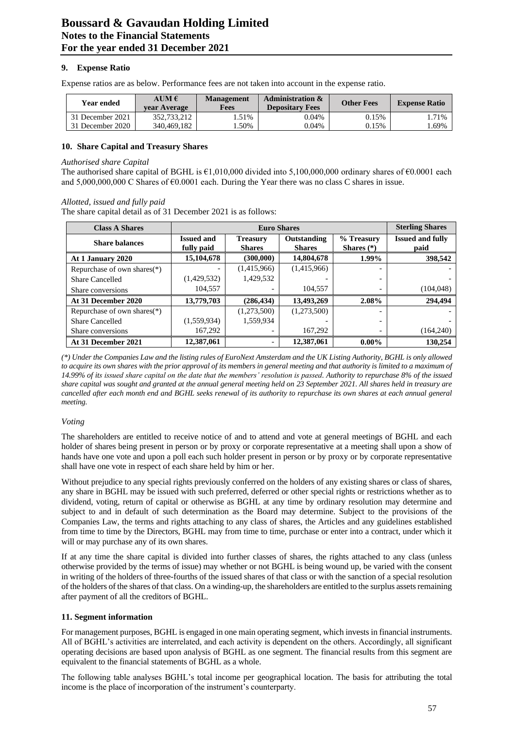### 9. Expense Ratio

Expense ratios are as below. Performance fees are not taken into account in the expense ratio.

| Year ended | AUM € year Average | Management Fees | Administration & Depositary Fees | Other Fees | Expense Ratio |
|---|---|---|---|---|---|
| 31 December 2021 | 352,733,212 | 1.51% | 0.04% | 0.15% | 1.71% |
| 31 December 2020 | 340,469,182 | 1.50% | 0.04% | 0.15% | 1.69% |

### 10. Share Capital and Treasury Shares

*Authorised share Capital*

The authorised share capital of BGHL is €1,010,000 divided into 5,100,000,000 ordinary shares of €0.0001 each and 5,000,000,000 C Shares of €0.0001 each. During the Year there was no class C shares in issue.

*Allotted, issued and fully paid*

The share capital detail as of 31 December 2021 is as follows:

| Class A Shares | Euro Shares | | | | Sterling Shares |
|---|---|---|---|---|---|
| **Share balances** | **Issued and fully paid** | **Treasury Shares** | **Outstanding Shares** | **% Treasury Shares (*)** | **Issued and fully paid** |
| **At 1 January 2020** | **15,104,678** | **(300,000)** | **14,804,678** | **1.99%** | **398,542** |
| Repurchase of own shares(*) | - | (1,415,966) | (1,415,966) | - | - |
| Share Cancelled | (1,429,532) | 1,429,532 | - | - | - |
| Share conversions | 104,557 | - | 104,557 | - | (104,048) |
| **At 31 December 2020** | **13,779,703** | **(286,434)** | **13,493,269** | **2.08%** | **294,494** |
| Repurchase of own shares(*) | | (1,273,500) | (1,273,500) | - | - |
| Share Cancelled | (1,559,934) | 1,559,934 | - | - | - |
| Share conversions | 167,292 | - | 167,292 | - | (164,240) |
| **At 31 December 2021** | **12,387,061** | **-** | **12,387,061** | **0.00%** | **130,254** |

*(*) Under the Companies Law and the listing rules of EuroNext Amsterdam and the UK Listing Authority, BGHL is only allowed to acquire its own shares with the prior approval of its members in general meeting and that authority is limited to a maximum of 14.99% of its issued share capital on the date that the members' resolution is passed. Authority to repurchase 8% of the issued share capital was sought and granted at the annual general meeting held on 23 September 2021. All shares held in treasury are cancelled after each month end and BGHL seeks renewal of its authority to repurchase its own shares at each annual general meeting.*

*Voting*

The shareholders are entitled to receive notice of and to attend and vote at general meetings of BGHL and each holder of shares being present in person or by proxy or corporate representative at a meeting shall upon a show of hands have one vote and upon a poll each such holder present in person or by proxy or by corporate representative shall have one vote in respect of each share held by him or her.

Without prejudice to any special rights previously conferred on the holders of any existing shares or class of shares, any share in BGHL may be issued with such preferred, deferred or other special rights or restrictions whether as to dividend, voting, return of capital or otherwise as BGHL at any time by ordinary resolution may determine and subject to and in default of such determination as the Board may determine. Subject to the provisions of the Companies Law, the terms and rights attaching to any class of shares, the Articles and any guidelines established from time to time by the Directors, BGHL may from time to time, purchase or enter into a contract, under which it will or may purchase any of its own shares.

If at any time the share capital is divided into further classes of shares, the rights attached to any class (unless otherwise provided by the terms of issue) may whether or not BGHL is being wound up, be varied with the consent in writing of the holders of three-fourths of the issued shares of that class or with the sanction of a special resolution of the holders of the shares of that class. On a winding-up, the shareholders are entitled to the surplus assets remaining after payment of all the creditors of BGHL.

### 11. Segment information

For management purposes, BGHL is engaged in one main operating segment, which invests in financial instruments. All of BGHL's activities are interrelated, and each activity is dependent on the others. Accordingly, all significant operating decisions are based upon analysis of BGHL as one segment. The financial results from this segment are equivalent to the financial statements of BGHL as a whole.

The following table analyses BGHL's total income per geographical location. The basis for attributing the total income is the place of incorporation of the instrument's counterparty.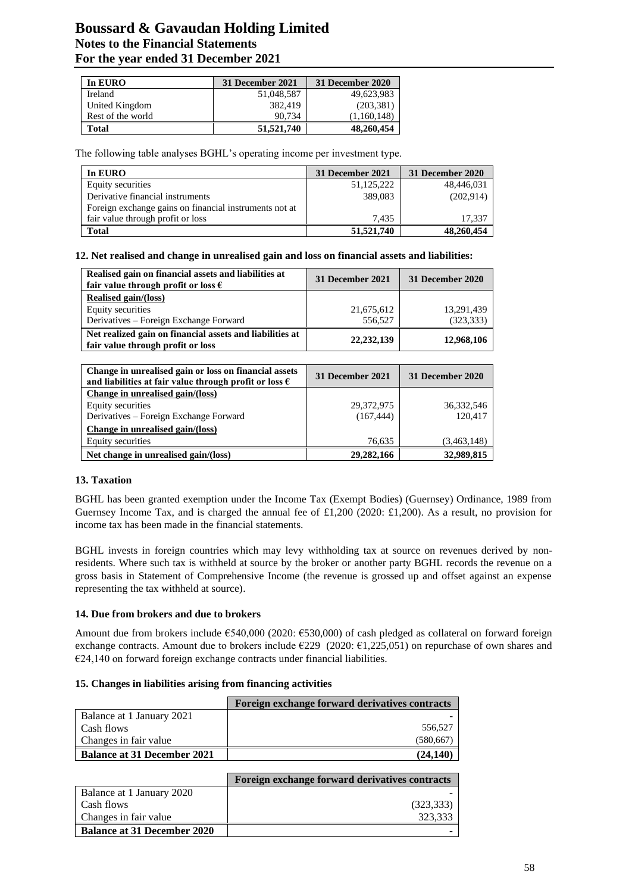| In EURO | 31 December 2021 | 31 December 2020 |
|---|---|---|
| Ireland | 51,048,587 | 49,623,983 |
| United Kingdom | 382,419 | (203,381) |
| Rest of the world | 90,734 | (1,160,148) |
| **Total** | **51,521,740** | **48,260,454** |

The following table analyses BGHL's operating income per investment type.

| In EURO | 31 December 2021 | 31 December 2020 |
|---|---|---|
| Equity securities | 51,125,222 | 48,446,031 |
| Derivative financial instruments | 389,083 | (202,914) |
| Foreign exchange gains on financial instruments not at fair value through profit or loss | 7,435 | 17,337 |
| **Total** | **51,521,740** | **48,260,454** |

**12. Net realised and change in unrealised gain and loss on financial assets and liabilities:**

| Realised gain on financial assets and liabilities at fair value through profit or loss € | 31 December 2021 | 31 December 2020 |
|---|---|---|
| **Realised gain/(loss)** | | |
| Equity securities | 21,675,612 | 13,291,439 |
| Derivatives – Foreign Exchange Forward | 556,527 | (323,333) |
| **Net realized gain on financial assets and liabilities at fair value through profit or loss** | **22,232,139** | **12,968,106** |

| Change in unrealised gain or loss on financial assets and liabilities at fair value through profit or loss € | 31 December 2021 | 31 December 2020 |
|---|---|---|
| **Change in unrealised gain/(loss)** | | |
| Equity securities | 29,372,975 | 36,332,546 |
| Derivatives – Foreign Exchange Forward | (167,444) | 120,417 |
| **Change in unrealised gain/(loss)** | | |
| Equity securities | 76,635 | (3,463,148) |
| **Net change in unrealised gain/(loss)** | **29,282,166** | **32,989,815** |

**13. Taxation**

BGHL has been granted exemption under the Income Tax (Exempt Bodies) (Guernsey) Ordinance, 1989 from Guernsey Income Tax, and is charged the annual fee of £1,200 (2020: £1,200). As a result, no provision for income tax has been made in the financial statements.

BGHL invests in foreign countries which may levy withholding tax at source on revenues derived by non-residents. Where such tax is withheld at source by the broker or another party BGHL records the revenue on a gross basis in Statement of Comprehensive Income (the revenue is grossed up and offset against an expense representing the tax withheld at source).

**14. Due from brokers and due to brokers**

Amount due from brokers include €540,000 (2020: €530,000) of cash pledged as collateral on forward foreign exchange contracts. Amount due to brokers include €229 (2020: €1,225,051) on repurchase of own shares and €24,140 on forward foreign exchange contracts under financial liabilities.

**15. Changes in liabilities arising from financing activities**

| | Foreign exchange forward derivatives contracts |
|---|---|
| Balance at 1 January 2021 | - |
| Cash flows | 556,527 |
| Changes in fair value | (580,667) |
| **Balance at 31 December 2021** | **(24,140)** |

| | Foreign exchange forward derivatives contracts |
|---|---|
| Balance at 1 January 2020 | - |
| Cash flows | (323,333) |
| Changes in fair value | 323,333 |
| **Balance at 31 December 2020** | **-** |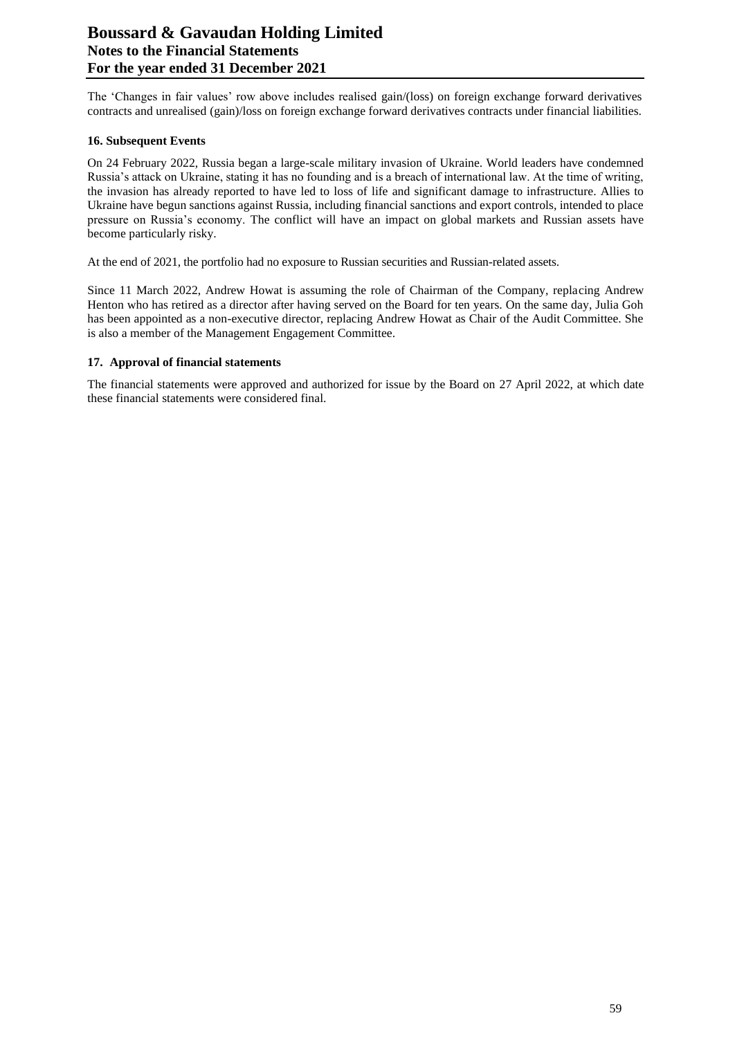The 'Changes in fair values' row above includes realised gain/(loss) on foreign exchange forward derivatives contracts and unrealised (gain)/loss on foreign exchange forward derivatives contracts under financial liabilities.

### 16. Subsequent Events

On 24 February 2022, Russia began a large-scale military invasion of Ukraine. World leaders have condemned Russia's attack on Ukraine, stating it has no founding and is a breach of international law. At the time of writing, the invasion has already reported to have led to loss of life and significant damage to infrastructure. Allies to Ukraine have begun sanctions against Russia, including financial sanctions and export controls, intended to place pressure on Russia's economy. The conflict will have an impact on global markets and Russian assets have become particularly risky.

At the end of 2021, the portfolio had no exposure to Russian securities and Russian-related assets.

Since 11 March 2022, Andrew Howat is assuming the role of Chairman of the Company, replacing Andrew Henton who has retired as a director after having served on the Board for ten years. On the same day, Julia Goh has been appointed as a non-executive director, replacing Andrew Howat as Chair of the Audit Committee. She is also a member of the Management Engagement Committee.

### 17. Approval of financial statements

The financial statements were approved and authorized for issue by the Board on 27 April 2022, at which date these financial statements were considered final.